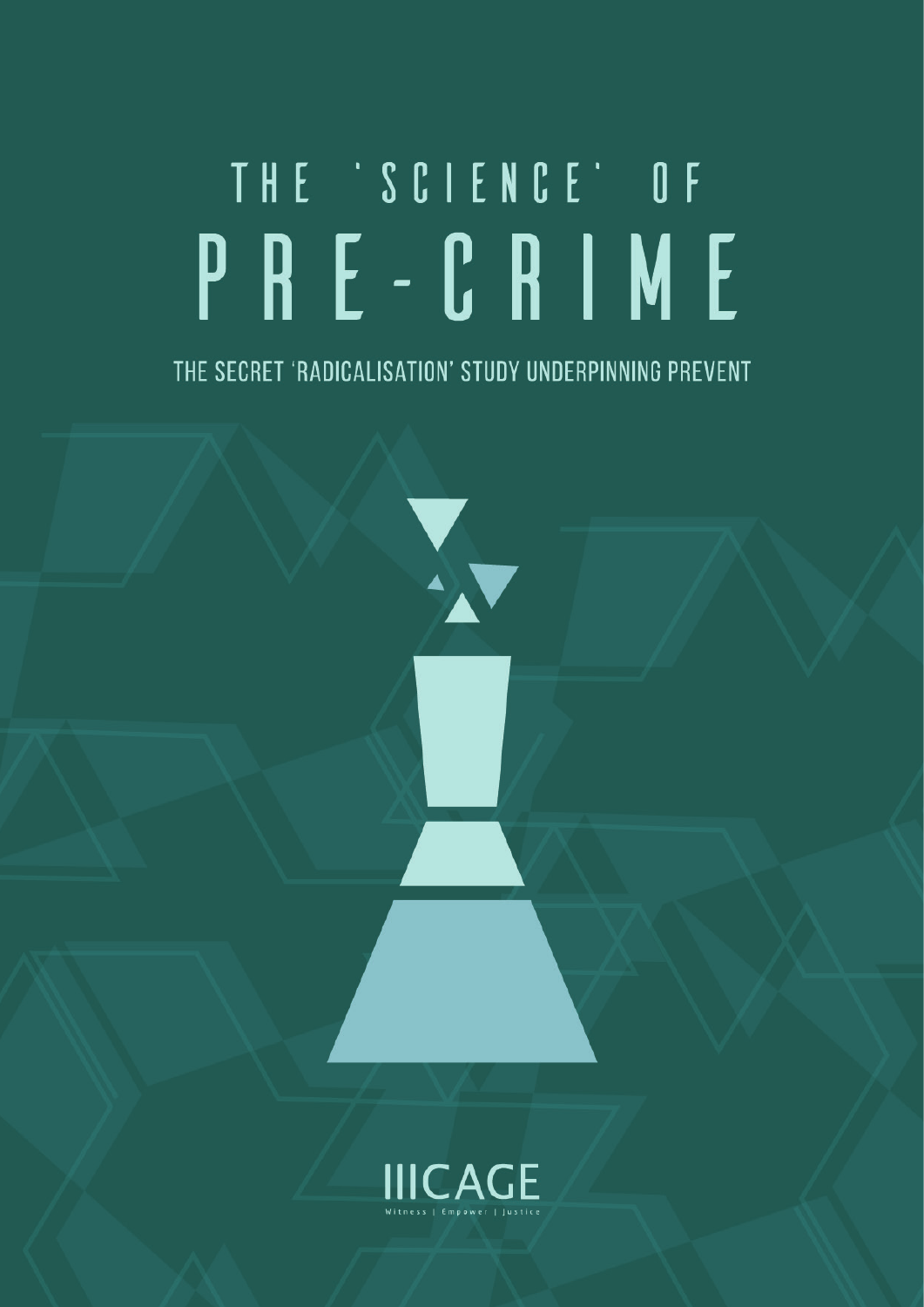# THE 'SCIENCE' OF PRE-CRIME

## THE SECRET 'RADICALISATION' STUDY UNDERPINNING PREVENT

CAGE

Witness | Empower | Justice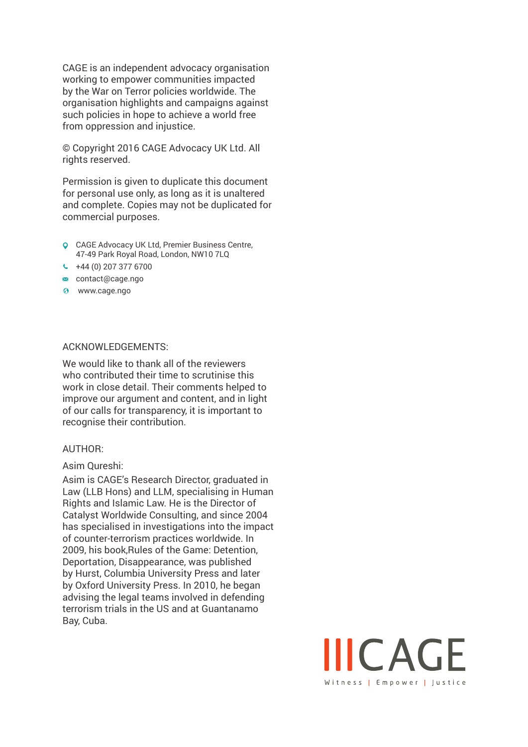CAGE is an independent advocacy organisation working to empower communities impacted by the War on Terror policies worldwide. The organisation highlights and campaigns against such policies in hope to achieve a world free from oppression and injustice.

© Copyright 2016 CAGE Advocacy UK Ltd. All rights reserved.

Permission is given to duplicate this document for personal use only, as long as it is unaltered and complete. Copies may not be duplicated for commercial purposes.

- CAGE Advocacy UK Ltd, Premier Business Centre, 47-49 Park Royal Road, London, NW10 7LQ
- +44 (0) 207 377 6700
- contact@cage.ngo
- www.cage.ngo

ACKNOWLEDGEMENTS:

We would like to thank all of the reviewers who contributed their time to scrutinise this work in close detail. Their comments helped to improve our argument and content, and in light of our calls for transparency, it is important to recognise their contribution.

AUTHOR:

Asim Qureshi:
Asim is CAGE's Research Director, graduated in Law (LLB Hons) and LLM, specialising in Human Rights and Islamic Law. He is the Director of Catalyst Worldwide Consulting, and since 2004 has specialised in investigations into the impact of counter-terrorism practices worldwide. In 2009, his book,Rules of the Game: Detention, Deportation, Disappearance, was published by Hurst, Columbia University Press and later by Oxford University Press. In 2010, he began advising the legal teams involved in defending terrorism trials in the US and at Guantanamo Bay, Cuba.

IIICAGE

Witness | Empower | Justice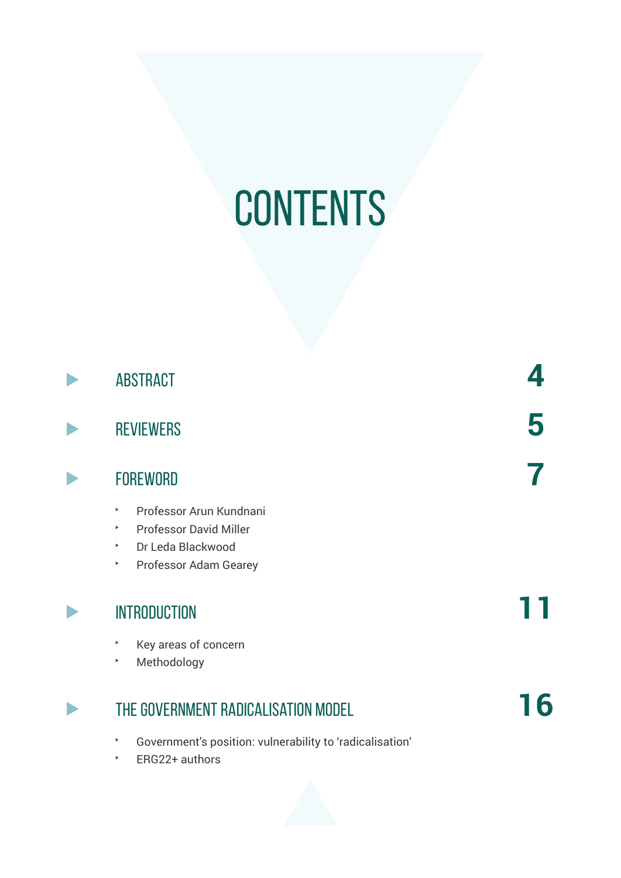# CONTENTS

- ABSTRACT 4
- REVIEWERS 5
- FOREWORD 7
  - Professor Arun Kundnani
  - Professor David Miller
  - Dr Leda Blackwood
  - Professor Adam Gearey
- INTRODUCTION 11
  - Key areas of concern
  - Methodology
- THE GOVERNMENT RADICALISATION MODEL 16
  - Government's position: vulnerability to 'radicalisation'
  - ERG22+ authors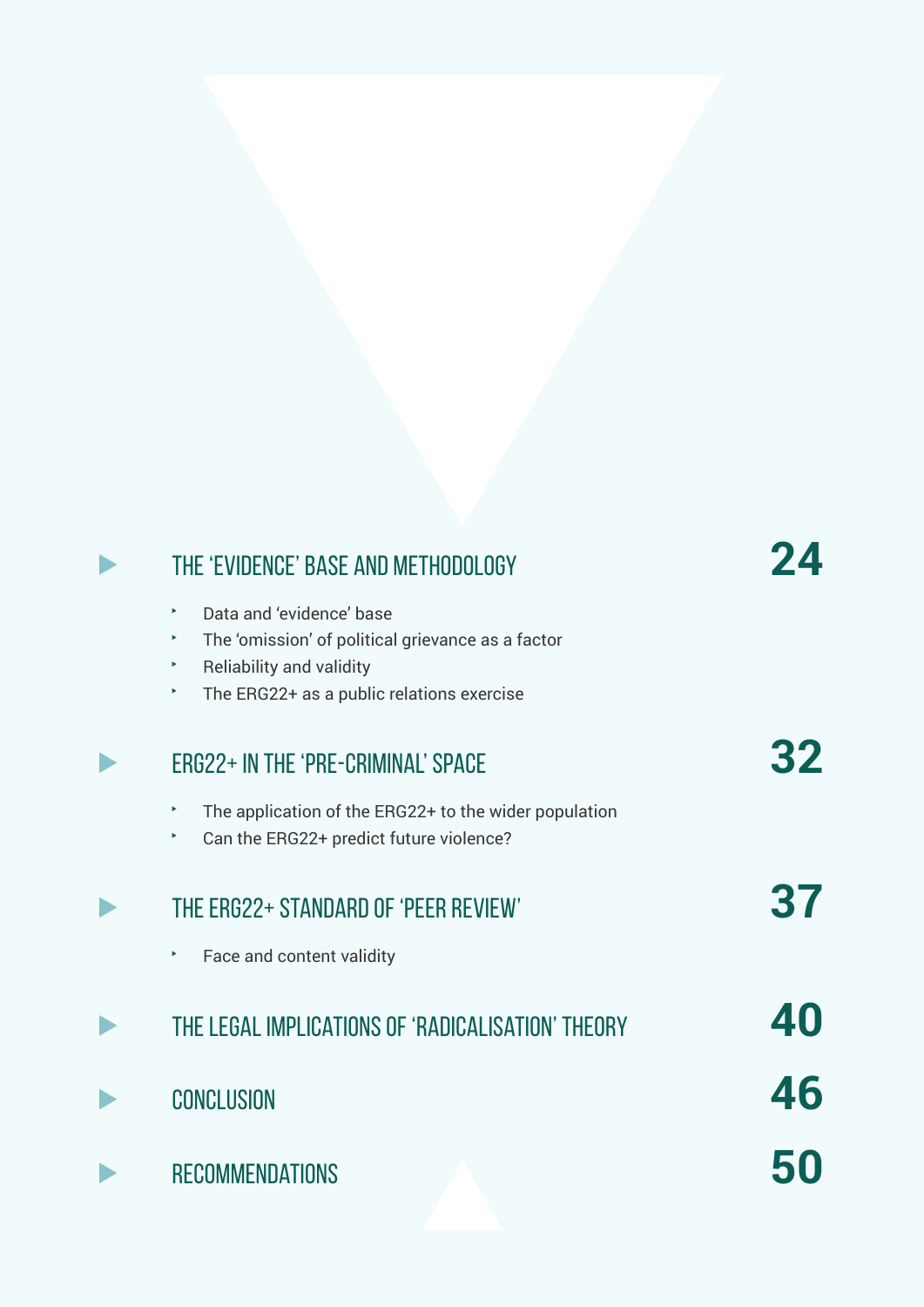- THE 'EVIDENCE' BASE AND METHODOLOGY 24
  - Data and 'evidence' base
  - The 'omission' of political grievance as a factor
  - Reliability and validity
  - The ERG22+ as a public relations exercise
- ERG22+ IN THE 'PRE-CRIMINAL' SPACE 32
  - The application of the ERG22+ to the wider population
  - Can the ERG22+ predict future violence?
- THE ERG22+ STANDARD OF 'PEER REVIEW' 37
  - Face and content validity
- THE LEGAL IMPLICATIONS OF 'RADICALISATION' THEORY 40
- CONCLUSION 46
- RECOMMENDATIONS 50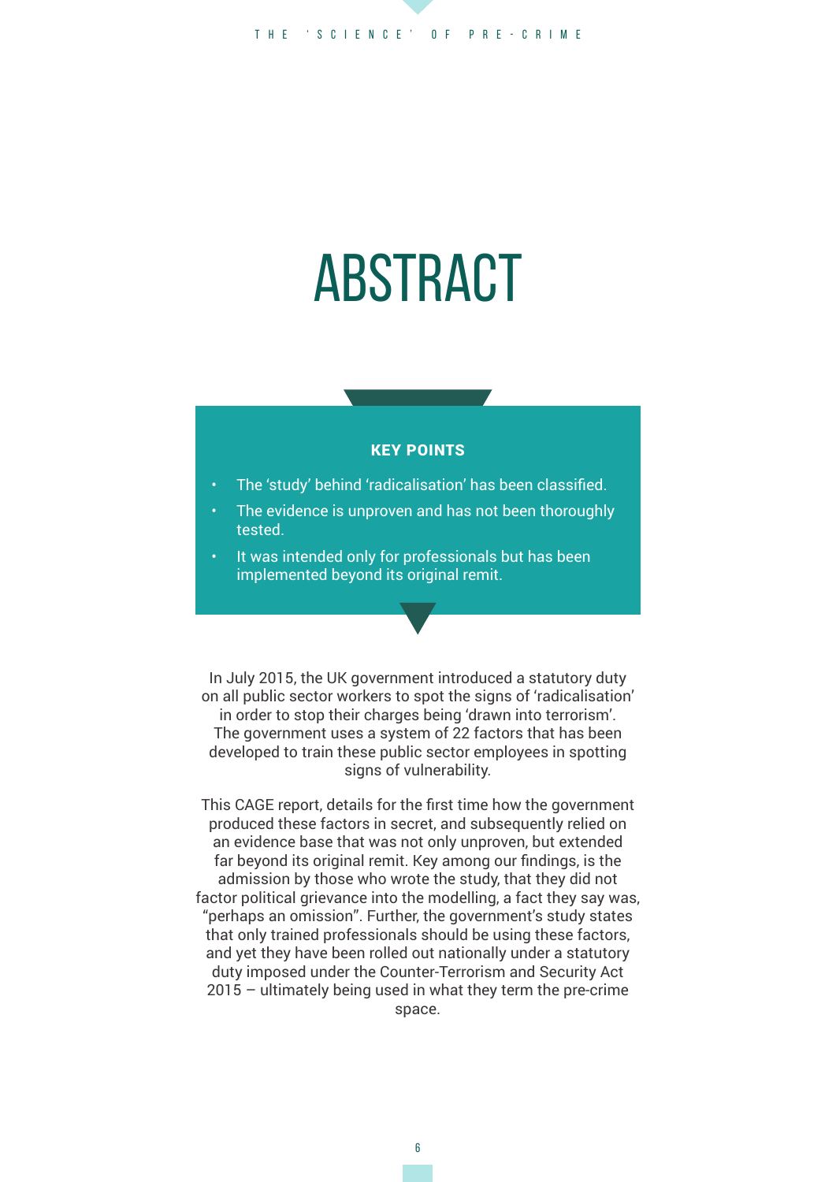# ABSTRACT

**KEY POINTS**

- The ‘study’ behind ‘radicalisation’ has been classified.
- The evidence is unproven and has not been thoroughly tested.
- It was intended only for professionals but has been implemented beyond its original remit.

In July 2015, the UK government introduced a statutory duty on all public sector workers to spot the signs of ‘radicalisation’ in order to stop their charges being ‘drawn into terrorism’. The government uses a system of 22 factors that has been developed to train these public sector employees in spotting signs of vulnerability.

This CAGE report, details for the first time how the government produced these factors in secret, and subsequently relied on an evidence base that was not only unproven, but extended far beyond its original remit. Key among our findings, is the admission by those who wrote the study, that they did not factor political grievance into the modelling, a fact they say was, “perhaps an omission”. Further, the government’s study states that only trained professionals should be using these factors, and yet they have been rolled out nationally under a statutory duty imposed under the Counter-Terrorism and Security Act 2015 – ultimately being used in what they term the pre-crime space.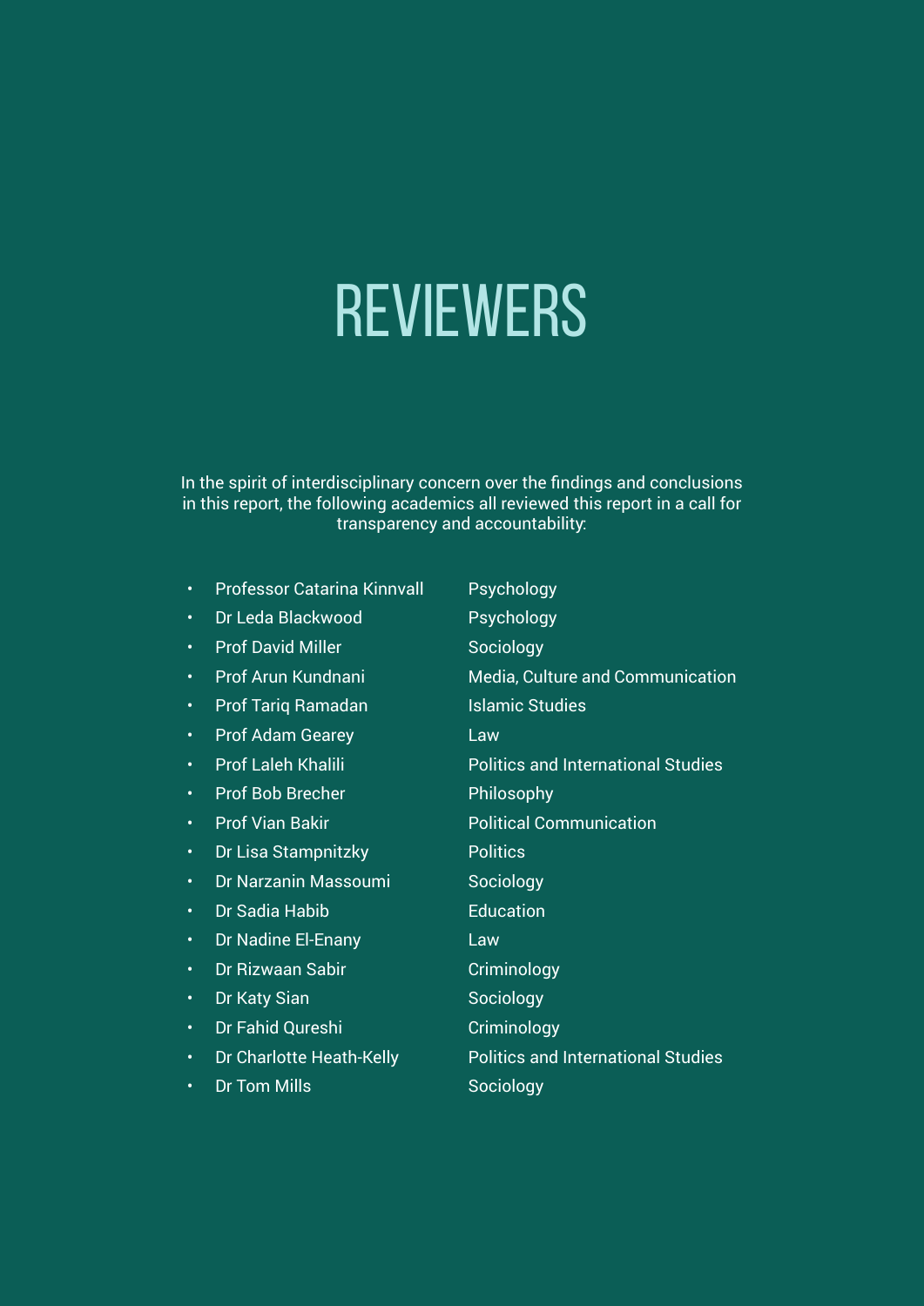# REVIEWERS

In the spirit of interdisciplinary concern over the findings and conclusions in this report, the following academics all reviewed this report in a call for transparency and accountability:

| | |
|---|---|
| • Professor Catarina Kinnvall | Psychology |
| • Dr Leda Blackwood | Psychology |
| • Prof David Miller | Sociology |
| • Prof Arun Kundnani | Media, Culture and Communication |
| • Prof Tariq Ramadan | Islamic Studies |
| • Prof Adam Gearey | Law |
| • Prof Laleh Khalili | Politics and International Studies |
| • Prof Bob Brecher | Philosophy |
| • Prof Vian Bakir | Political Communication |
| • Dr Lisa Stampnitzky | Politics |
| • Dr Narzanin Massoumi | Sociology |
| • Dr Sadia Habib | Education |
| • Dr Nadine El-Enany | Law |
| • Dr Rizwaan Sabir | Criminology |
| • Dr Katy Sian | Sociology |
| • Dr Fahid Qureshi | Criminology |
| • Dr Charlotte Heath-Kelly | Politics and International Studies |
| • Dr Tom Mills | Sociology |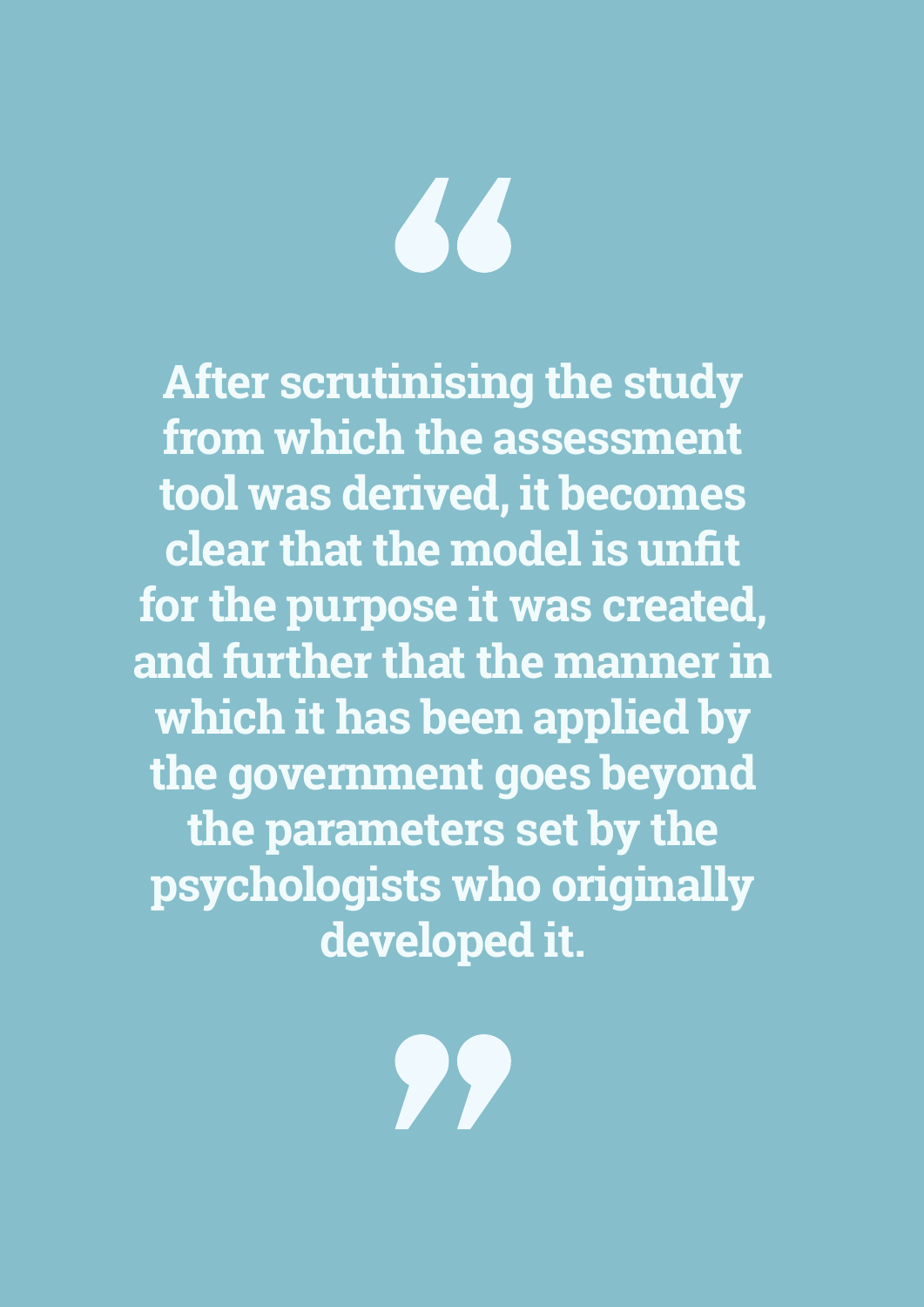> **After scrutinising the study from which the assessment tool was derived, it becomes clear that the model is unfit for the purpose it was created, and further that the manner in which it has been applied by the government goes beyond the parameters set by the psychologists who originally developed it.**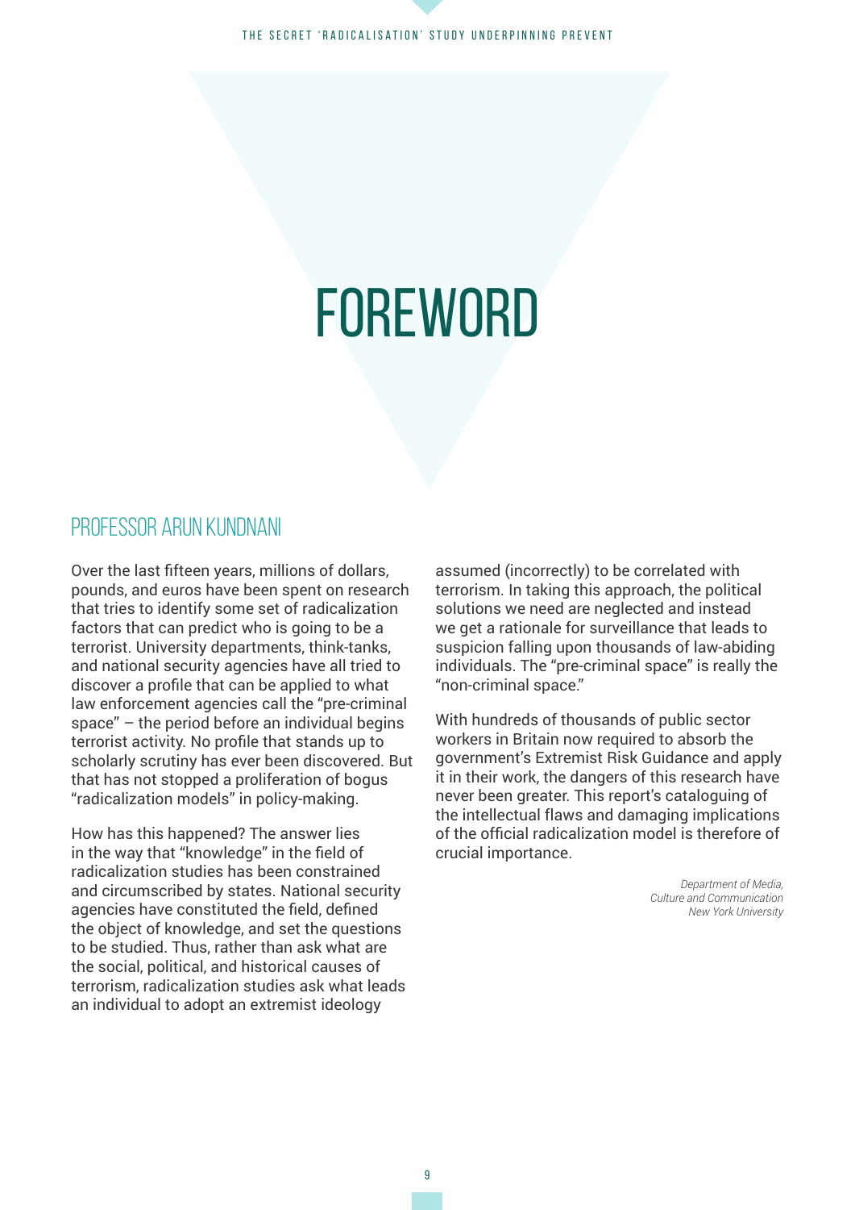# FOREWORD

## PROFESSOR ARUN KUNDNANI

Over the last fifteen years, millions of dollars, pounds, and euros have been spent on research that tries to identify some set of radicalization factors that can predict who is going to be a terrorist. University departments, think-tanks, and national security agencies have all tried to discover a profile that can be applied to what law enforcement agencies call the "pre-criminal space" – the period before an individual begins terrorist activity. No profile that stands up to scholarly scrutiny has ever been discovered. But that has not stopped a proliferation of bogus "radicalization models" in policy-making.

How has this happened? The answer lies in the way that "knowledge" in the field of radicalization studies has been constrained and circumscribed by states. National security agencies have constituted the field, defined the object of knowledge, and set the questions to be studied. Thus, rather than ask what are the social, political, and historical causes of terrorism, radicalization studies ask what leads an individual to adopt an extremist ideology assumed (incorrectly) to be correlated with terrorism. In taking this approach, the political solutions we need are neglected and instead we get a rationale for surveillance that leads to suspicion falling upon thousands of law-abiding individuals. The "pre-criminal space" is really the "non-criminal space."

With hundreds of thousands of public sector workers in Britain now required to absorb the government's Extremist Risk Guidance and apply it in their work, the dangers of this research have never been greater. This report's cataloguing of the intellectual flaws and damaging implications of the official radicalization model is therefore of crucial importance.

*Department of Media, Culture and Communication*
*New York University*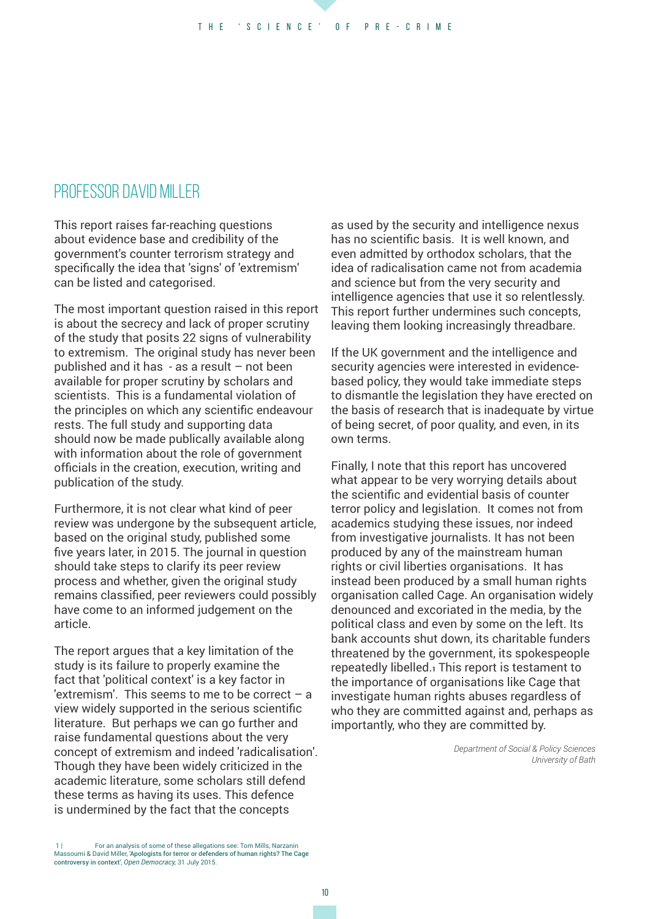## PROFESSOR DAVID MILLER

This report raises far-reaching questions about evidence base and credibility of the government's counter terrorism strategy and specifically the idea that 'signs' of 'extremism' can be listed and categorised.

The most important question raised in this report is about the secrecy and lack of proper scrutiny of the study that posits 22 signs of vulnerability to extremism. The original study has never been published and it has - as a result – not been available for proper scrutiny by scholars and scientists. This is a fundamental violation of the principles on which any scientific endeavour rests. The full study and supporting data should now be made publically available along with information about the role of government officials in the creation, execution, writing and publication of the study.

Furthermore, it is not clear what kind of peer review was undergone by the subsequent article, based on the original study, published some five years later, in 2015. The journal in question should take steps to clarify its peer review process and whether, given the original study remains classified, peer reviewers could possibly have come to an informed judgement on the article.

The report argues that a key limitation of the study is its failure to properly examine the fact that 'political context' is a key factor in 'extremism'. This seems to me to be correct – a view widely supported in the serious scientific literature. But perhaps we can go further and raise fundamental questions about the very concept of extremism and indeed 'radicalisation'. Though they have been widely criticized in the academic literature, some scholars still defend these terms as having its uses. This defence is undermined by the fact that the concepts as used by the security and intelligence nexus has no scientific basis. It is well known, and even admitted by orthodox scholars, that the idea of radicalisation came not from academia and science but from the very security and intelligence agencies that use it so relentlessly. This report further undermines such concepts, leaving them looking increasingly threadbare.

If the UK government and the intelligence and security agencies were interested in evidence-based policy, they would take immediate steps to dismantle the legislation they have erected on the basis of research that is inadequate by virtue of being secret, of poor quality, and even, in its own terms.

Finally, I note that this report has uncovered what appear to be very worrying details about the scientific and evidential basis of counter terror policy and legislation. It comes not from academics studying these issues, nor indeed from investigative journalists. It has not been produced by any of the mainstream human rights or civil liberties organisations. It has instead been produced by a small human rights organisation called Cage. An organisation widely denounced and excoriated in the media, by the political class and even by some on the left. Its bank accounts shut down, its charitable funders threatened by the government, its spokespeople repeatedly libelled.[1] This report is testament to the importance of organisations like Cage that investigate human rights abuses regardless of who they are committed against and, perhaps as importantly, who they are committed by.

*Department of Social & Policy Sciences*
*University of Bath*

---

1 | For an analysis of some of these allegations see: Tom Mills, Narzanin Massoumi & David Miller, **'Apologists for terror or defenders of human rights? The Cage controversy in context'**, *Open Democracy*, 31 July 2015.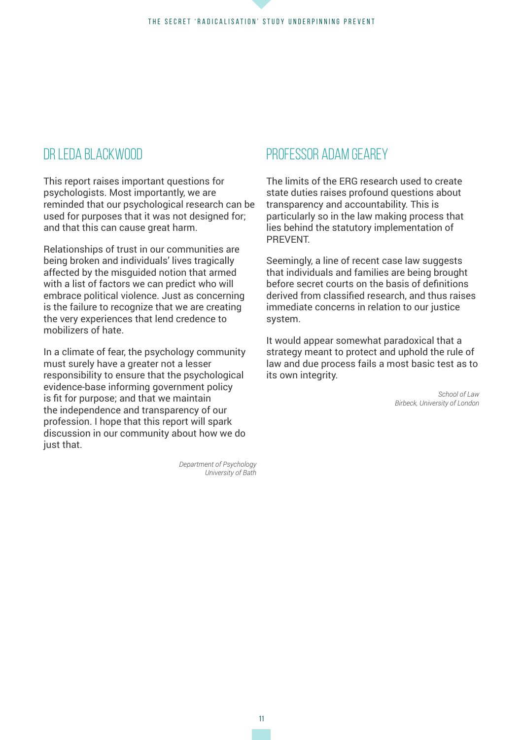## DR LEDA BLACKWOOD

This report raises important questions for psychologists. Most importantly, we are reminded that our psychological research can be used for purposes that it was not designed for; and that this can cause great harm.

Relationships of trust in our communities are being broken and individuals' lives tragically affected by the misguided notion that armed with a list of factors we can predict who will embrace political violence. Just as concerning is the failure to recognize that we are creating the very experiences that lend credence to mobilizers of hate.

In a climate of fear, the psychology community must surely have a greater not a lesser responsibility to ensure that the psychological evidence-base informing government policy is fit for purpose; and that we maintain the independence and transparency of our profession. I hope that this report will spark discussion in our community about how we do just that.

*Department of Psychology*
*University of Bath*

## PROFESSOR ADAM GEAREY

The limits of the ERG research used to create state duties raises profound questions about transparency and accountability. This is particularly so in the law making process that lies behind the statutory implementation of PREVENT.

Seemingly, a line of recent case law suggests that individuals and families are being brought before secret courts on the basis of definitions derived from classified research, and thus raises immediate concerns in relation to our justice system.

It would appear somewhat paradoxical that a strategy meant to protect and uphold the rule of law and due process fails a most basic test as to its own integrity.

*School of Law*
*Birbeck, University of London*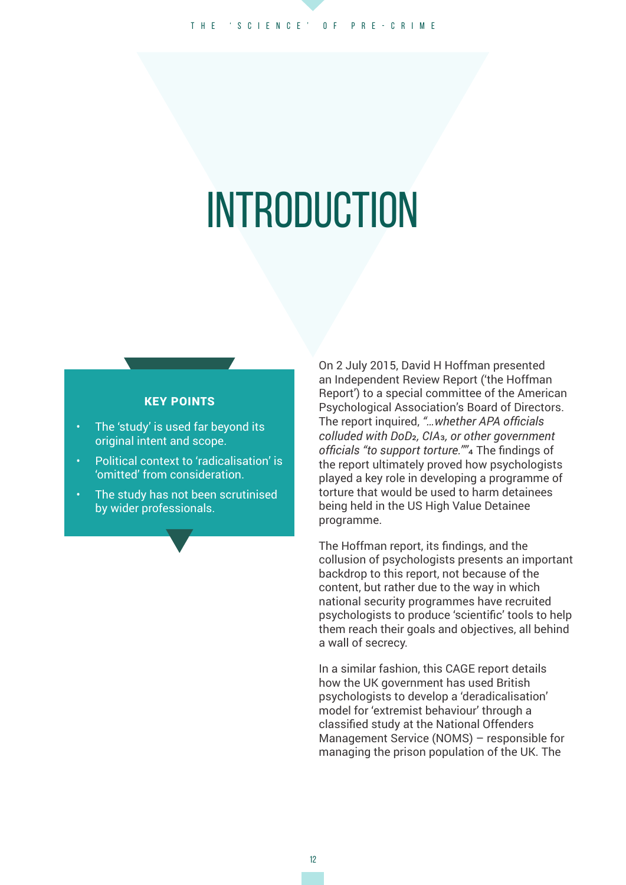# INTRODUCTION

**KEY POINTS**

- The 'study' is used far beyond its original intent and scope.
- Political context to 'radicalisation' is 'omitted' from consideration.
- The study has not been scrutinised by wider professionals.

On 2 July 2015, David H Hoffman presented an Independent Review Report ('the Hoffman Report') to a special committee of the American Psychological Association's Board of Directors. The report inquired, *"…whether APA officials colluded with DoD*[2]*, CIA*[3]*, or other government officials "to support torture.""*[4] The findings of the report ultimately proved how psychologists played a key role in developing a programme of torture that would be used to harm detainees being held in the US High Value Detainee programme.

The Hoffman report, its findings, and the collusion of psychologists presents an important backdrop to this report, not because of the content, but rather due to the way in which national security programmes have recruited psychologists to produce 'scientific' tools to help them reach their goals and objectives, all behind a wall of secrecy.

In a similar fashion, this CAGE report details how the UK government has used British psychologists to develop a 'deradicalisation' model for 'extremist behaviour' through a classified study at the National Offenders Management Service (NOMS) – responsible for managing the prison population of the UK. The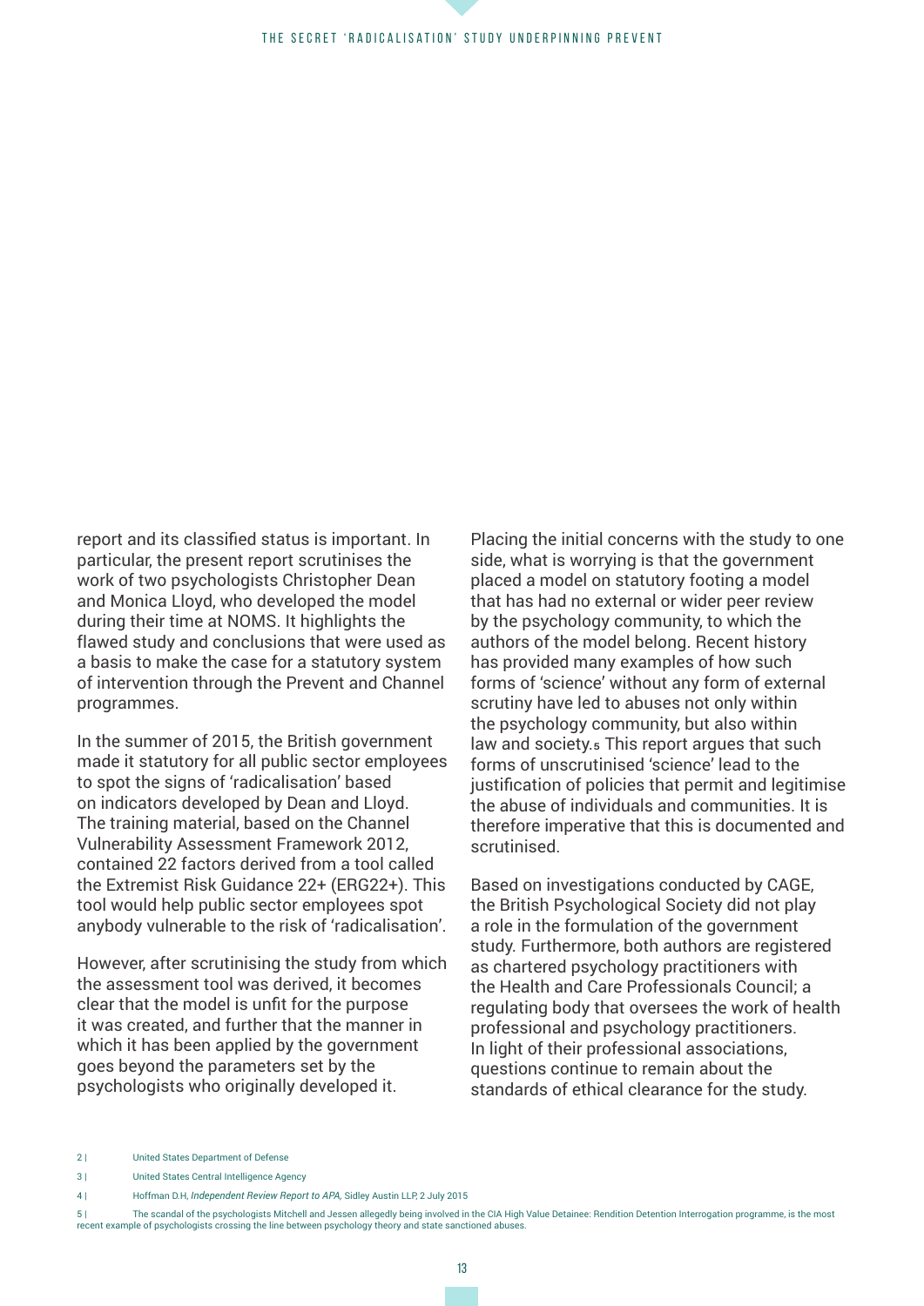report and its classified status is important. In particular, the present report scrutinises the work of two psychologists Christopher Dean and Monica Lloyd, who developed the model during their time at NOMS. It highlights the flawed study and conclusions that were used as a basis to make the case for a statutory system of intervention through the Prevent and Channel programmes.

In the summer of 2015, the British government made it statutory for all public sector employees to spot the signs of 'radicalisation' based on indicators developed by Dean and Lloyd. The training material, based on the Channel Vulnerability Assessment Framework 2012, contained 22 factors derived from a tool called the Extremist Risk Guidance 22+ (ERG22+). This tool would help public sector employees spot anybody vulnerable to the risk of 'radicalisation'.

However, after scrutinising the study from which the assessment tool was derived, it becomes clear that the model is unfit for the purpose it was created, and further that the manner in which it has been applied by the government goes beyond the parameters set by the psychologists who originally developed it.

Placing the initial concerns with the study to one side, what is worrying is that the government placed a model on statutory footing a model that has had no external or wider peer review by the psychology community, to which the authors of the model belong. Recent history has provided many examples of how such forms of 'science' without any form of external scrutiny have led to abuses not only within the psychology community, but also within law and society.[5] This report argues that such forms of unscrutinised 'science' lead to the justification of policies that permit and legitimise the abuse of individuals and communities. It is therefore imperative that this is documented and scrutinised.

Based on investigations conducted by CAGE, the British Psychological Society did not play a role in the formulation of the government study. Furthermore, both authors are registered as chartered psychology practitioners with the Health and Care Professionals Council; a regulating body that oversees the work of health professional and psychology practitioners. In light of their professional associations, questions continue to remain about the standards of ethical clearance for the study.

---

2 | United States Department of Defense

3 | United States Central Intelligence Agency

4 | Hoffman D.H, *Independent Review Report to APA,* Sidley Austin LLP, 2 July 2015

5 | The scandal of the psychologists Mitchell and Jessen allegedly being involved in the CIA High Value Detainee: Rendition Detention Interrogation programme, is the most recent example of psychologists crossing the line between psychology theory and state sanctioned abuses.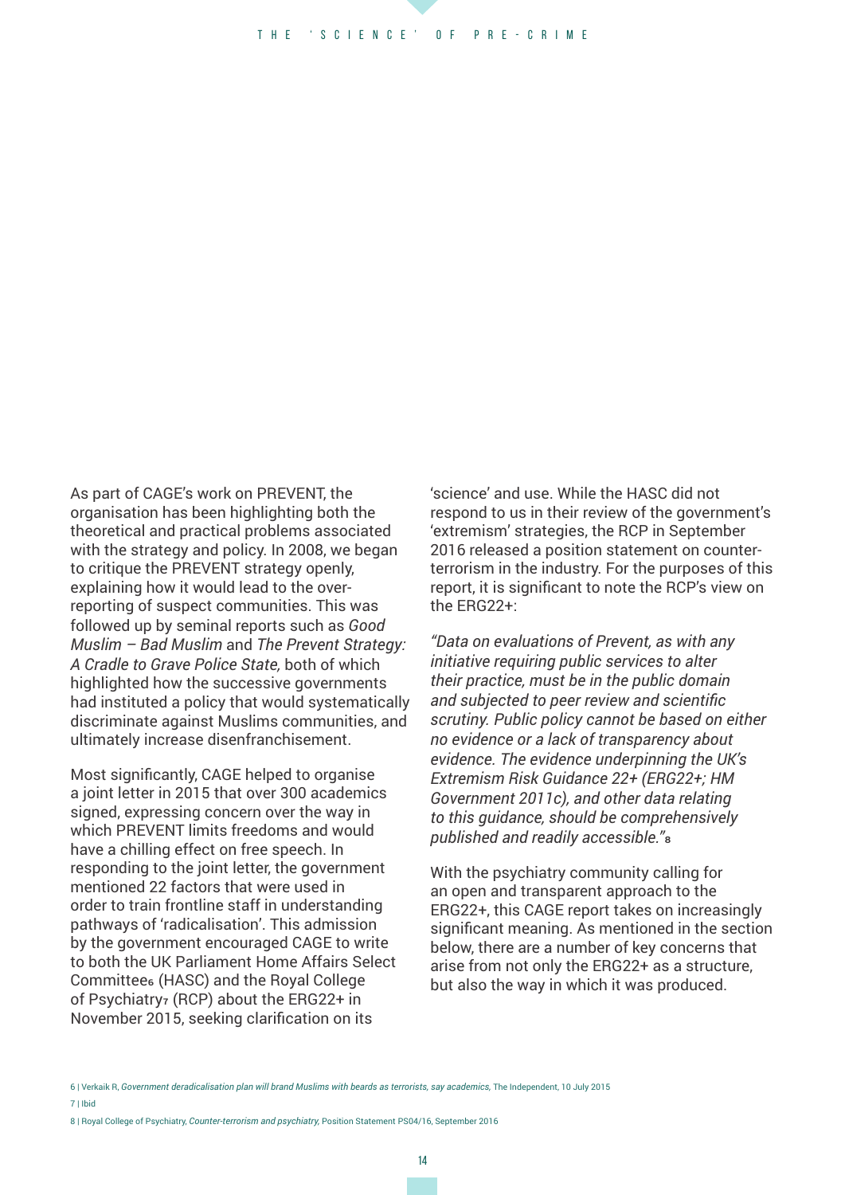As part of CAGE's work on PREVENT, the organisation has been highlighting both the theoretical and practical problems associated with the strategy and policy. In 2008, we began to critique the PREVENT strategy openly, explaining how it would lead to the over-reporting of suspect communities. This was followed up by seminal reports such as *Good Muslim – Bad Muslim* and *The Prevent Strategy: A Cradle to Grave Police State,* both of which highlighted how the successive governments had instituted a policy that would systematically discriminate against Muslims communities, and ultimately increase disenfranchisement.

Most significantly, CAGE helped to organise a joint letter in 2015 that over 300 academics signed, expressing concern over the way in which PREVENT limits freedoms and would have a chilling effect on free speech. In responding to the joint letter, the government mentioned 22 factors that were used in order to train frontline staff in understanding pathways of 'radicalisation'. This admission by the government encouraged CAGE to write to both the UK Parliament Home Affairs Select Committee[6] (HASC) and the Royal College of Psychiatry[7] (RCP) about the ERG22+ in November 2015, seeking clarification on its 'science' and use. While the HASC did not respond to us in their review of the government's 'extremism' strategies, the RCP in September 2016 released a position statement on counter-terrorism in the industry. For the purposes of this report, it is significant to note the RCP's view on the ERG22+:

*"Data on evaluations of Prevent, as with any initiative requiring public services to alter their practice, must be in the public domain and subjected to peer review and scientific scrutiny. Public policy cannot be based on either no evidence or a lack of transparency about evidence. The evidence underpinning the UK's Extremism Risk Guidance 22+ (ERG22+; HM Government 2011c), and other data relating to this guidance, should be comprehensively published and readily accessible."*[8]

With the psychiatry community calling for an open and transparent approach to the ERG22+, this CAGE report takes on increasingly significant meaning. As mentioned in the section below, there are a number of key concerns that arise from not only the ERG22+ as a structure, but also the way in which it was produced.

6 | Verkaik R, *Government deradicalisation plan will brand Muslims with beards as terrorists, say academics,* The Independent, 10 July 2015

7 | Ibid

8 | Royal College of Psychiatry, *Counter-terrorism and psychiatry,* Position Statement PS04/16, September 2016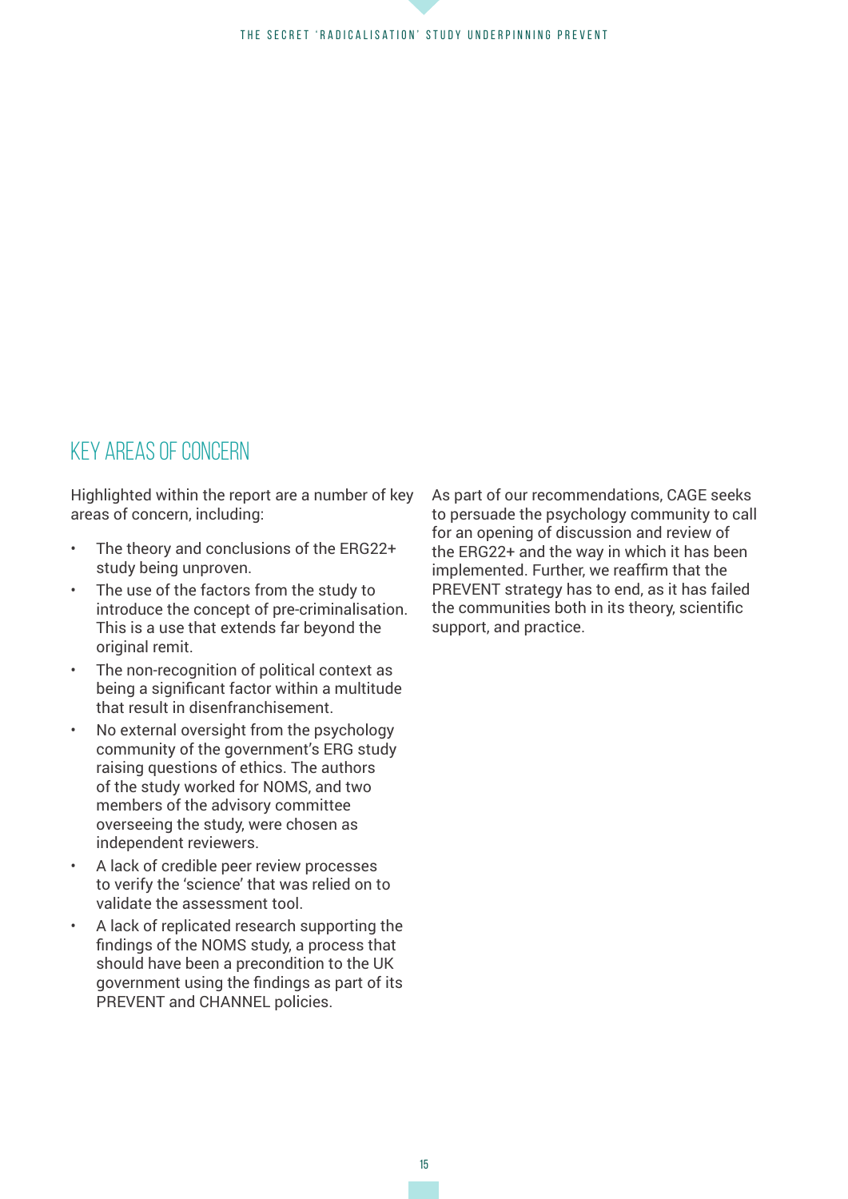## KEY AREAS OF CONCERN

Highlighted within the report are a number of key areas of concern, including:

- The theory and conclusions of the ERG22+ study being unproven.
- The use of the factors from the study to introduce the concept of pre-criminalisation. This is a use that extends far beyond the original remit.
- The non-recognition of political context as being a significant factor within a multitude that result in disenfranchisement.
- No external oversight from the psychology community of the government's ERG study raising questions of ethics. The authors of the study worked for NOMS, and two members of the advisory committee overseeing the study, were chosen as independent reviewers.
- A lack of credible peer review processes to verify the 'science' that was relied on to validate the assessment tool.
- A lack of replicated research supporting the findings of the NOMS study, a process that should have been a precondition to the UK government using the findings as part of its PREVENT and CHANNEL policies.

As part of our recommendations, CAGE seeks to persuade the psychology community to call for an opening of discussion and review of the ERG22+ and the way in which it has been implemented. Further, we reaffirm that the PREVENT strategy has to end, as it has failed the communities both in its theory, scientific support, and practice.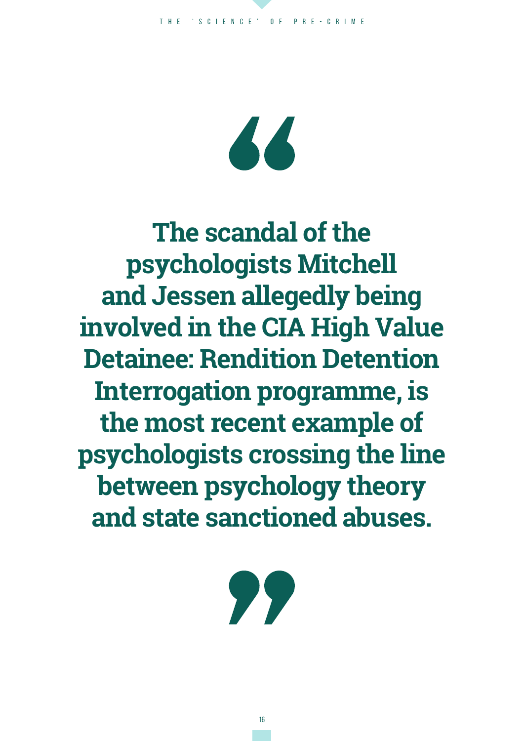> **The scandal of the psychologists Mitchell and Jessen allegedly being involved in the CIA High Value Detainee: Rendition Detention Interrogation programme, is the most recent example of psychologists crossing the line between psychology theory and state sanctioned abuses.**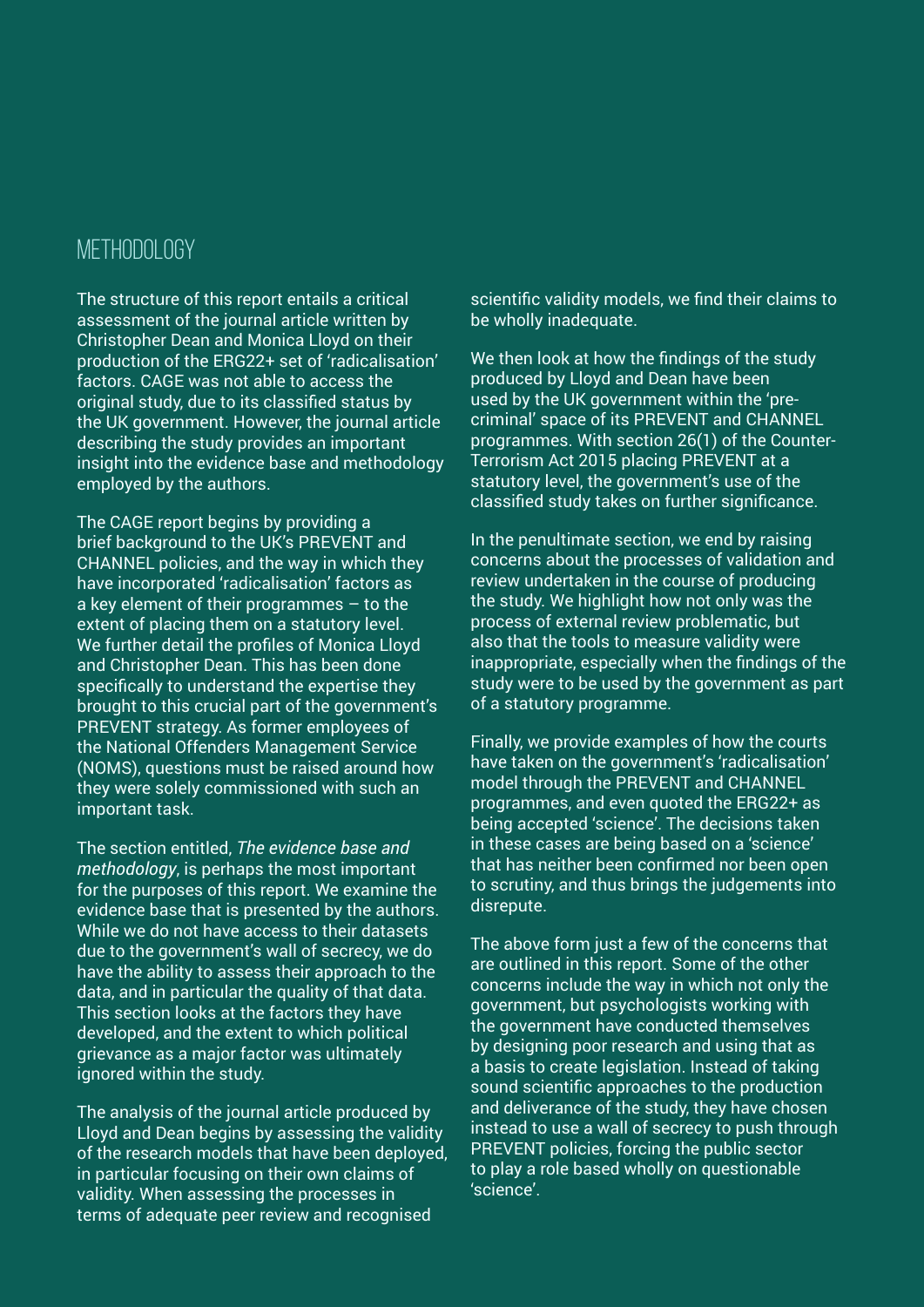## METHODOLOGY

The structure of this report entails a critical assessment of the journal article written by Christopher Dean and Monica Lloyd on their production of the ERG22+ set of 'radicalisation' factors. CAGE was not able to access the original study, due to its classified status by the UK government. However, the journal article describing the study provides an important insight into the evidence base and methodology employed by the authors.

The CAGE report begins by providing a brief background to the UK's PREVENT and CHANNEL policies, and the way in which they have incorporated 'radicalisation' factors as a key element of their programmes – to the extent of placing them on a statutory level. We further detail the profiles of Monica Lloyd and Christopher Dean. This has been done specifically to understand the expertise they brought to this crucial part of the government's PREVENT strategy. As former employees of the National Offenders Management Service (NOMS), questions must be raised around how they were solely commissioned with such an important task.

The section entitled, *The evidence base and methodology*, is perhaps the most important for the purposes of this report. We examine the evidence base that is presented by the authors. While we do not have access to their datasets due to the government's wall of secrecy, we do have the ability to assess their approach to the data, and in particular the quality of that data. This section looks at the factors they have developed, and the extent to which political grievance as a major factor was ultimately ignored within the study.

The analysis of the journal article produced by Lloyd and Dean begins by assessing the validity of the research models that have been deployed, in particular focusing on their own claims of validity. When assessing the processes in terms of adequate peer review and recognised scientific validity models, we find their claims to be wholly inadequate.

We then look at how the findings of the study produced by Lloyd and Dean have been used by the UK government within the 'pre-criminal' space of its PREVENT and CHANNEL programmes. With section 26(1) of the Counter-Terrorism Act 2015 placing PREVENT at a statutory level, the government's use of the classified study takes on further significance.

In the penultimate section, we end by raising concerns about the processes of validation and review undertaken in the course of producing the study. We highlight how not only was the process of external review problematic, but also that the tools to measure validity were inappropriate, especially when the findings of the study were to be used by the government as part of a statutory programme.

Finally, we provide examples of how the courts have taken on the government's 'radicalisation' model through the PREVENT and CHANNEL programmes, and even quoted the ERG22+ as being accepted 'science'. The decisions taken in these cases are being based on a 'science' that has neither been confirmed nor been open to scrutiny, and thus brings the judgements into disrepute.

The above form just a few of the concerns that are outlined in this report. Some of the other concerns include the way in which not only the government, but psychologists working with the government have conducted themselves by designing poor research and using that as a basis to create legislation. Instead of taking sound scientific approaches to the production and deliverance of the study, they have chosen instead to use a wall of secrecy to push through PREVENT policies, forcing the public sector to play a role based wholly on questionable 'science'.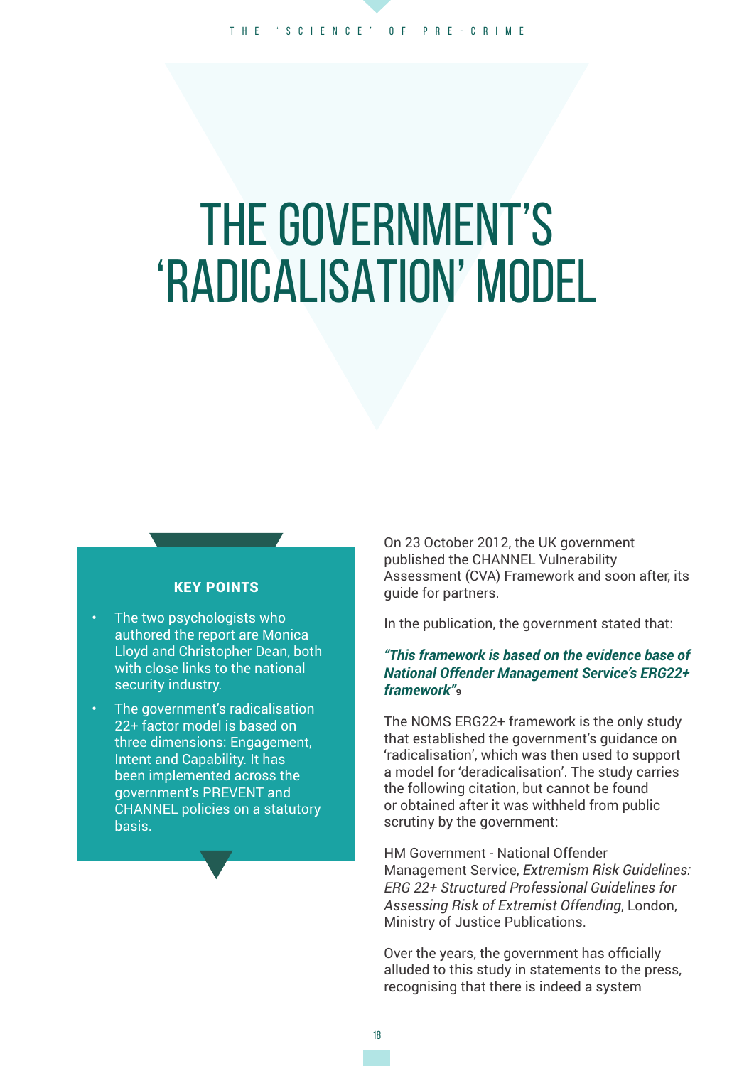# THE GOVERNMENT'S 'RADICALISATION' MODEL

**KEY POINTS**

- The two psychologists who authored the report are Monica Lloyd and Christopher Dean, both with close links to the national security industry.
- The government's radicalisation 22+ factor model is based on three dimensions: Engagement, Intent and Capability. It has been implemented across the government's PREVENT and CHANNEL policies on a statutory basis.

On 23 October 2012, the UK government published the CHANNEL Vulnerability Assessment (CVA) Framework and soon after, its guide for partners.

In the publication, the government stated that:

***"This framework is based on the evidence base of National Offender Management Service's ERG22+ framework"***[9]

The NOMS ERG22+ framework is the only study that established the government's guidance on 'radicalisation', which was then used to support a model for 'deradicalisation'. The study carries the following citation, but cannot be found or obtained after it was withheld from public scrutiny by the government:

HM Government - National Offender Management Service, *Extremism Risk Guidelines: ERG 22+ Structured Professional Guidelines for Assessing Risk of Extremist Offending*, London, Ministry of Justice Publications.

Over the years, the government has officially alluded to this study in statements to the press, recognising that there is indeed a system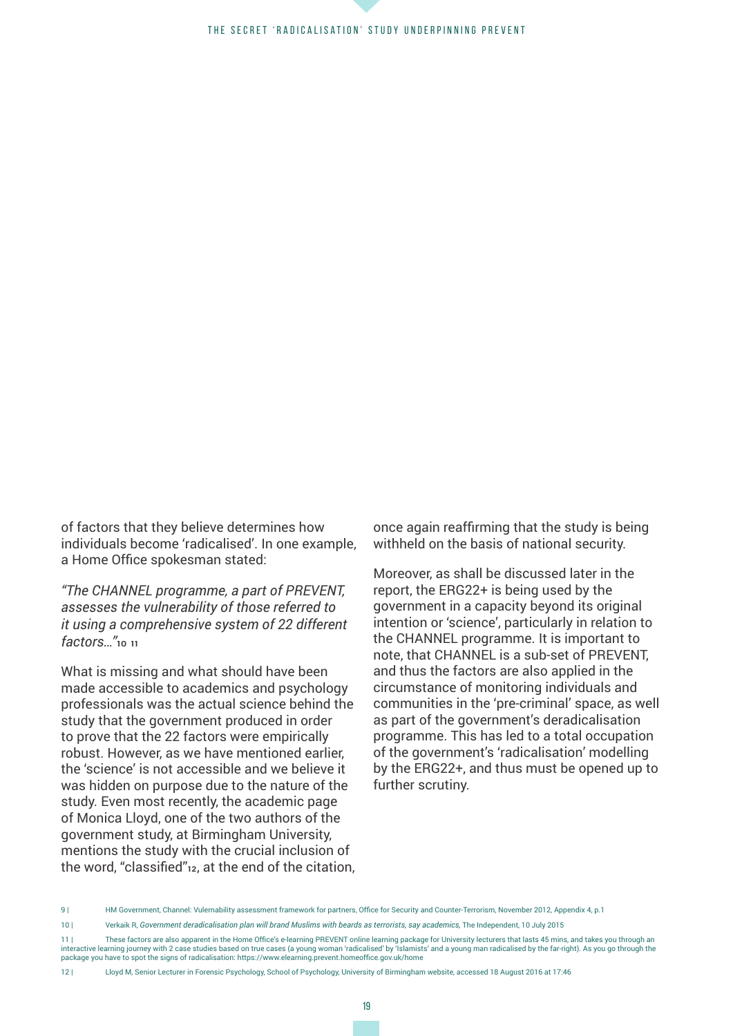of factors that they believe determines how individuals become 'radicalised'. In one example, a Home Office spokesman stated:

*"The CHANNEL programme, a part of PREVENT, assesses the vulnerability of those referred to it using a comprehensive system of 22 different factors…"*[10 11]

What is missing and what should have been made accessible to academics and psychology professionals was the actual science behind the study that the government produced in order to prove that the 22 factors were empirically robust. However, as we have mentioned earlier, the 'science' is not accessible and we believe it was hidden on purpose due to the nature of the study. Even most recently, the academic page of Monica Lloyd, one of the two authors of the government study, at Birmingham University, mentions the study with the crucial inclusion of the word, "classified"[12], at the end of the citation, once again reaffirming that the study is being withheld on the basis of national security.

Moreover, as shall be discussed later in the report, the ERG22+ is being used by the government in a capacity beyond its original intention or 'science', particularly in relation to the CHANNEL programme. It is important to note, that CHANNEL is a sub-set of PREVENT, and thus the factors are also applied in the circumstance of monitoring individuals and communities in the 'pre-criminal' space, as well as part of the government's deradicalisation programme. This has led to a total occupation of the government's 'radicalisation' modelling by the ERG22+, and thus must be opened up to further scrutiny.

9 | HM Government, Channel: Vulnerability assessment framework for partners, Office for Security and Counter-Terrorism, November 2012, Appendix 4, p.1

10 | Verkaik R, *Government deradicalisation plan will brand Muslims with beards as terrorists, say academics*, The Independent, 10 July 2015

11 | These factors are also apparent in the Home Office's e-learning PREVENT online learning package for University lecturers that lasts 45 mins, and takes you through an interactive learning journey with 2 case studies based on true cases (a young woman 'radicalised' by 'Islamists' and a young man radicalised by the far-right). As you go through the package you have to spot the signs of radicalisation: https://www.elearning.prevent.homeoffice.gov.uk/home

12 | Lloyd M, Senior Lecturer in Forensic Psychology, School of Psychology, University of Birmingham website, accessed 18 August 2016 at 17:46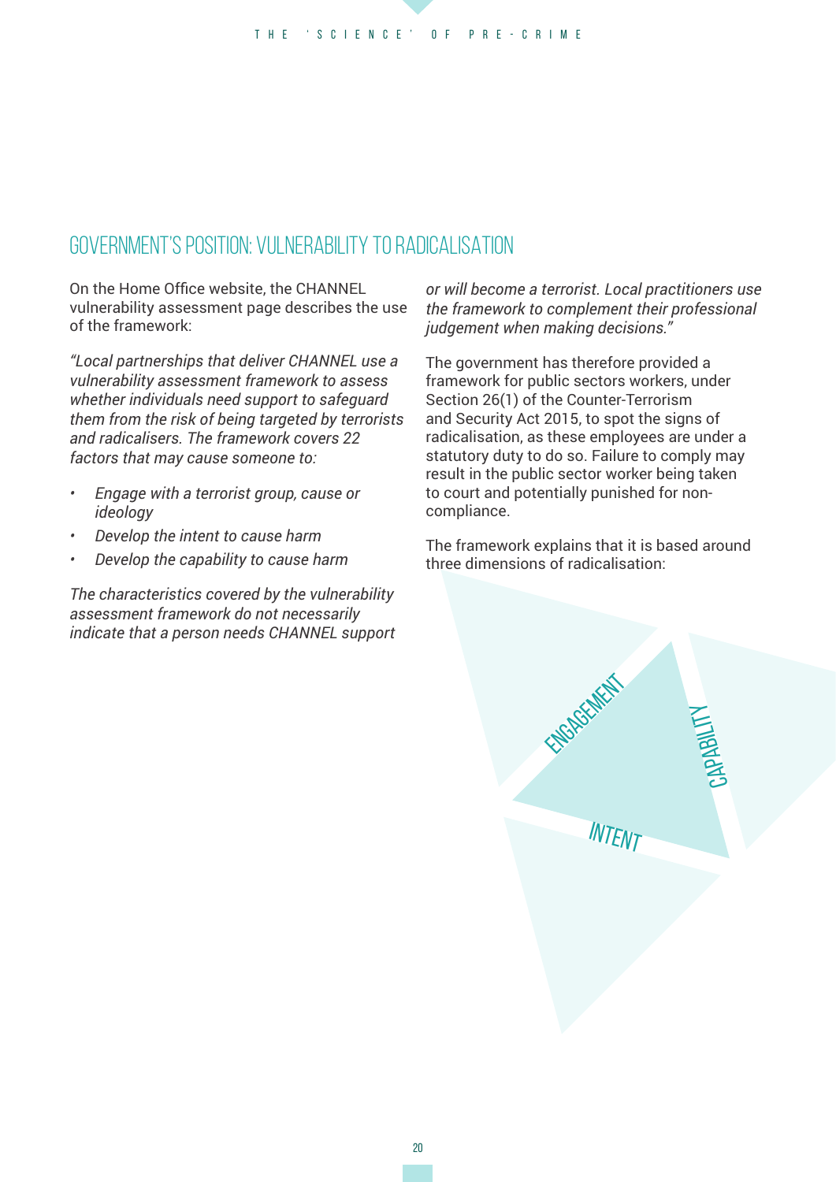## GOVERNMENT'S POSITION: VULNERABILITY TO RADICALISATION

On the Home Office website, the CHANNEL vulnerability assessment page describes the use of the framework:

*"Local partnerships that deliver CHANNEL use a vulnerability assessment framework to assess whether individuals need support to safeguard them from the risk of being targeted by terrorists and radicalisers. The framework covers 22 factors that may cause someone to:*

- *Engage with a terrorist group, cause or ideology*
- *Develop the intent to cause harm*
- *Develop the capability to cause harm*

*The characteristics covered by the vulnerability assessment framework do not necessarily indicate that a person needs CHANNEL support or will become a terrorist. Local practitioners use the framework to complement their professional judgement when making decisions."*

The government has therefore provided a framework for public sectors workers, under Section 26(1) of the Counter-Terrorism and Security Act 2015, to spot the signs of radicalisation, as these employees are under a statutory duty to do so. Failure to comply may result in the public sector worker being taken to court and potentially punished for non-compliance.

The framework explains that it is based around three dimensions of radicalisation:

ENGAGEMENT

CAPABILITY

INTENT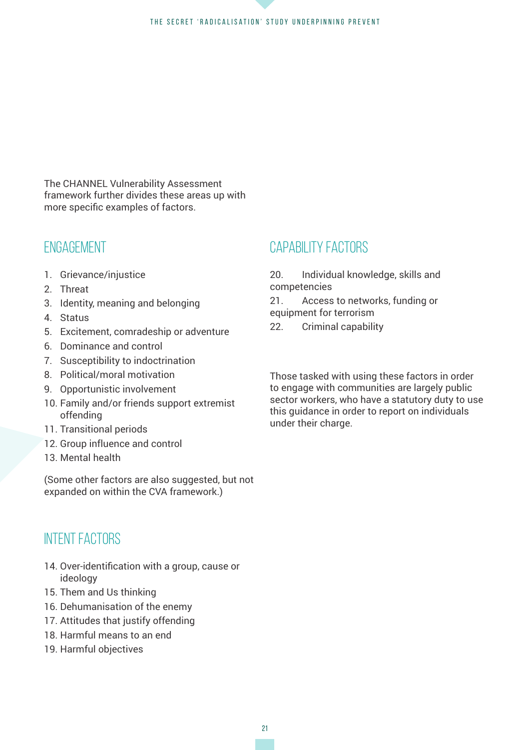The CHANNEL Vulnerability Assessment framework further divides these areas up with more specific examples of factors.

## ENGAGEMENT

1. Grievance/injustice
2. Threat
3. Identity, meaning and belonging
4. Status
5. Excitement, comradeship or adventure
6. Dominance and control
7. Susceptibility to indoctrination
8. Political/moral motivation
9. Opportunistic involvement
10. Family and/or friends support extremist offending
11. Transitional periods
12. Group influence and control
13. Mental health

(Some other factors are also suggested, but not expanded on within the CVA framework.)

## INTENT FACTORS

14. Over-identification with a group, cause or ideology
15. Them and Us thinking
16. Dehumanisation of the enemy
17. Attitudes that justify offending
18. Harmful means to an end
19. Harmful objectives

## CAPABILITY FACTORS

20. Individual knowledge, skills and competencies
21. Access to networks, funding or equipment for terrorism
22. Criminal capability

Those tasked with using these factors in order to engage with communities are largely public sector workers, who have a statutory duty to use this guidance in order to report on individuals under their charge.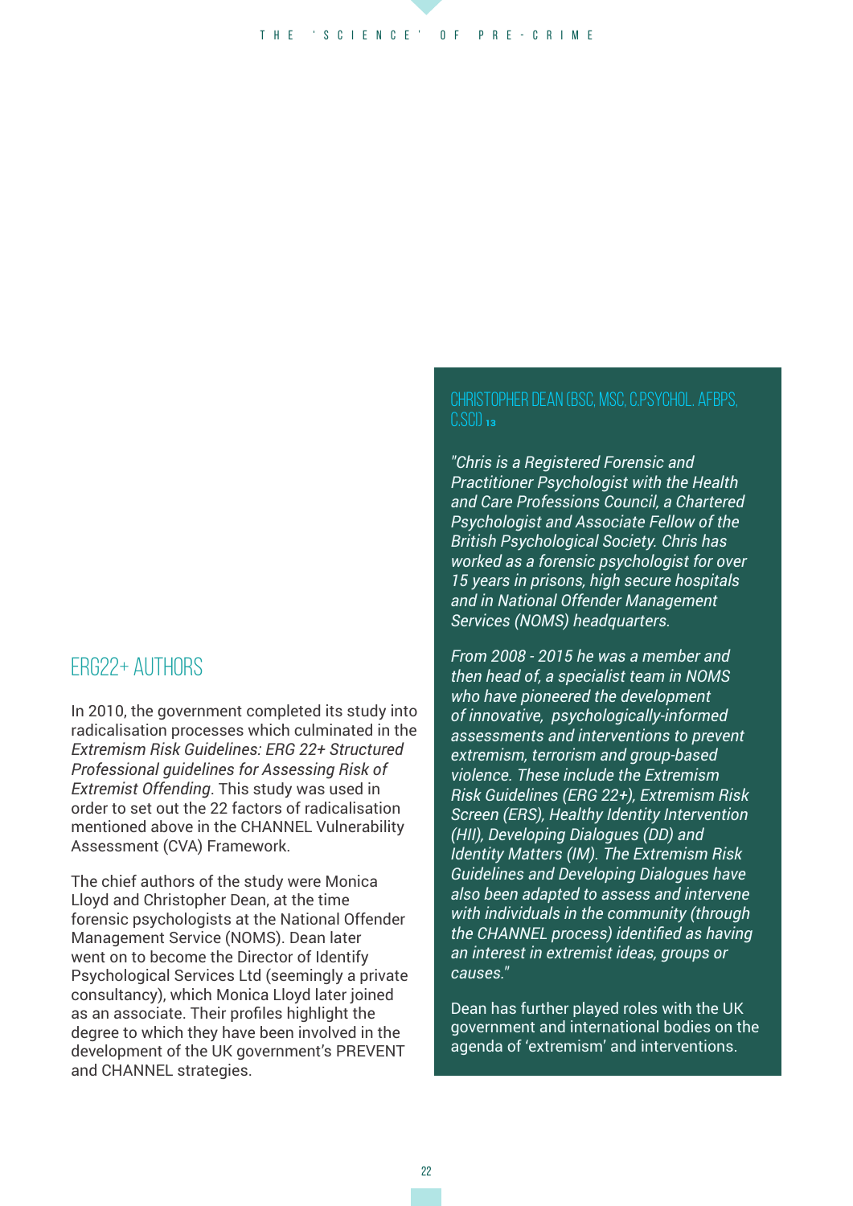## ERG22+ AUTHORS

In 2010, the government completed its study into radicalisation processes which culminated in the *Extremism Risk Guidelines: ERG 22+ Structured Professional guidelines for Assessing Risk of Extremist Offending*. This study was used in order to set out the 22 factors of radicalisation mentioned above in the CHANNEL Vulnerability Assessment (CVA) Framework.

The chief authors of the study were Monica Lloyd and Christopher Dean, at the time forensic psychologists at the National Offender Management Service (NOMS). Dean later went on to become the Director of Identify Psychological Services Ltd (seemingly a private consultancy), which Monica Lloyd later joined as an associate. Their profiles highlight the degree to which they have been involved in the development of the UK government's PREVENT and CHANNEL strategies.

### CHRISTOPHER DEAN (BSC, MSC, C.PSYCHOL, AFBPS, C.SCI) [13]

*"Chris is a Registered Forensic and Practitioner Psychologist with the Health and Care Professions Council, a Chartered Psychologist and Associate Fellow of the British Psychological Society. Chris has worked as a forensic psychologist for over 15 years in prisons, high secure hospitals and in National Offender Management Services (NOMS) headquarters.*

*From 2008 - 2015 he was a member and then head of, a specialist team in NOMS who have pioneered the development of innovative, psychologically-informed assessments and interventions to prevent extremism, terrorism and group-based violence. These include the Extremism Risk Guidelines (ERG 22+), Extremism Risk Screen (ERS), Healthy Identity Intervention (HII), Developing Dialogues (DD) and Identity Matters (IM). The Extremism Risk Guidelines and Developing Dialogues have also been adapted to assess and intervene with individuals in the community (through the CHANNEL process) identified as having an interest in extremist ideas, groups or causes."*

Dean has further played roles with the UK government and international bodies on the agenda of 'extremism' and interventions.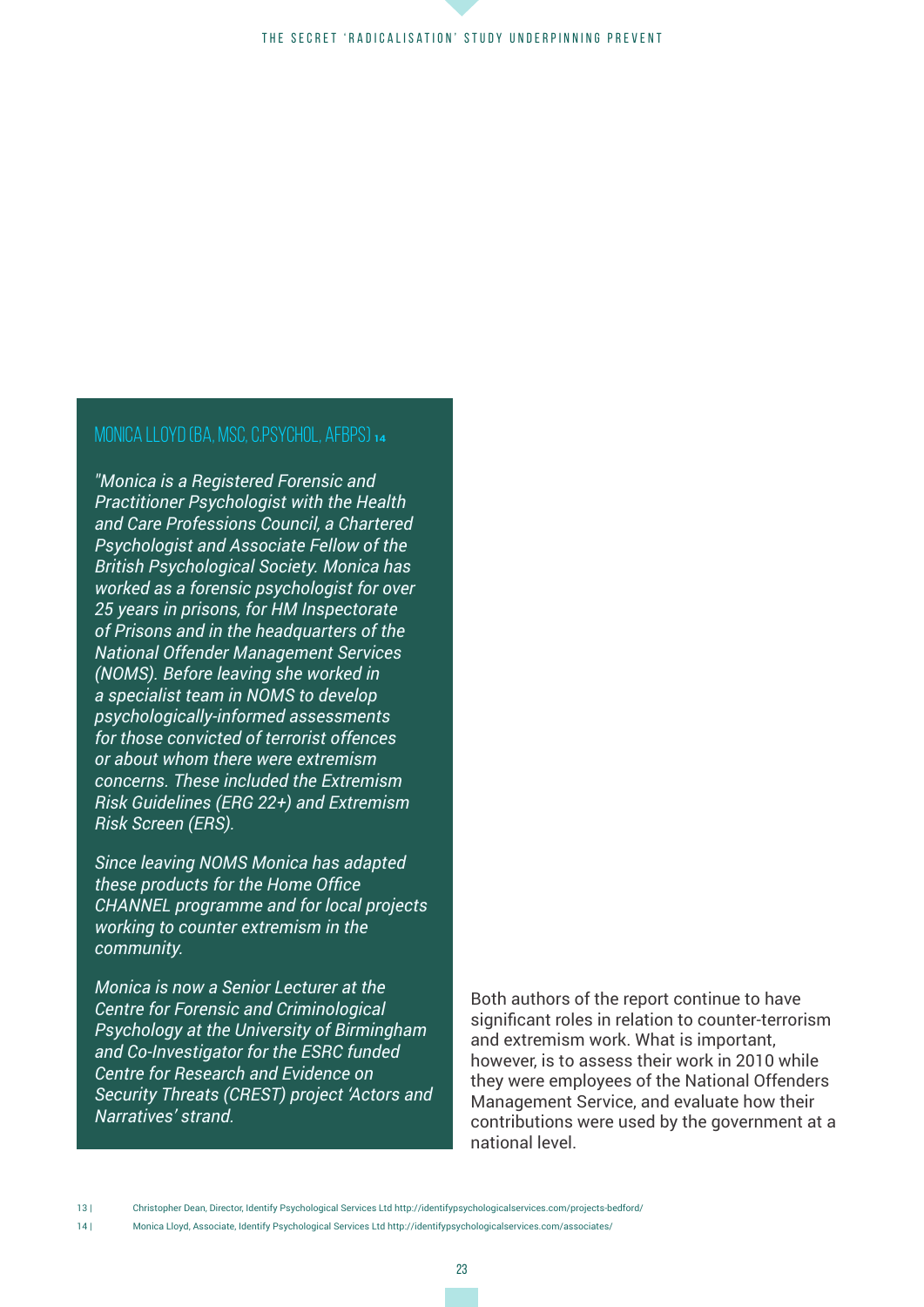## MONICA LLOYD (BA, MSC, C.PSYCHOL, AFBPS) [14]

*"Monica is a Registered Forensic and Practitioner Psychologist with the Health and Care Professions Council, a Chartered Psychologist and Associate Fellow of the British Psychological Society. Monica has worked as a forensic psychologist for over 25 years in prisons, for HM Inspectorate of Prisons and in the headquarters of the National Offender Management Services (NOMS). Before leaving she worked in a specialist team in NOMS to develop psychologically-informed assessments for those convicted of terrorist offences or about whom there were extremism concerns. These included the Extremism Risk Guidelines (ERG 22+) and Extremism Risk Screen (ERS).*

*Since leaving NOMS Monica has adapted these products for the Home Office CHANNEL programme and for local projects working to counter extremism in the community.*

*Monica is now a Senior Lecturer at the Centre for Forensic and Criminological Psychology at the University of Birmingham and Co-Investigator for the ESRC funded Centre for Research and Evidence on Security Threats (CREST) project 'Actors and Narratives' strand.*

Both authors of the report continue to have significant roles in relation to counter-terrorism and extremism work. What is important, however, is to assess their work in 2010 while they were employees of the National Offenders Management Service, and evaluate how their contributions were used by the government at a national level.

13 | Christopher Dean, Director, Identify Psychological Services Ltd http://identifypsychologicalservices.com/projects-bedford/

14 | Monica Lloyd, Associate, Identify Psychological Services Ltd http://identifypsychologicalservices.com/associates/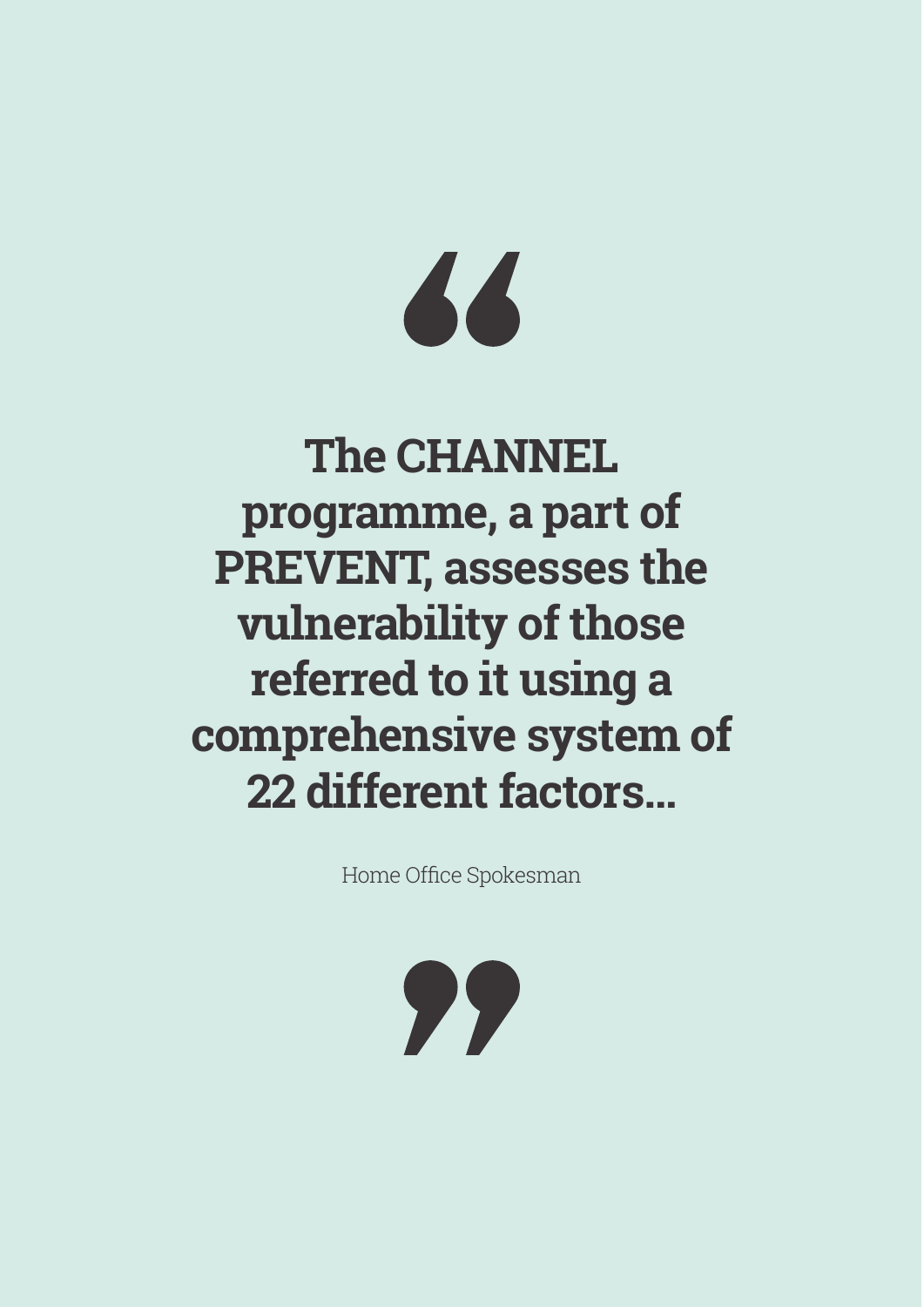> **“The CHANNEL programme, a part of PREVENT, assesses the vulnerability of those referred to it using a comprehensive system of 22 different factors...”**
>
> Home Office Spokesman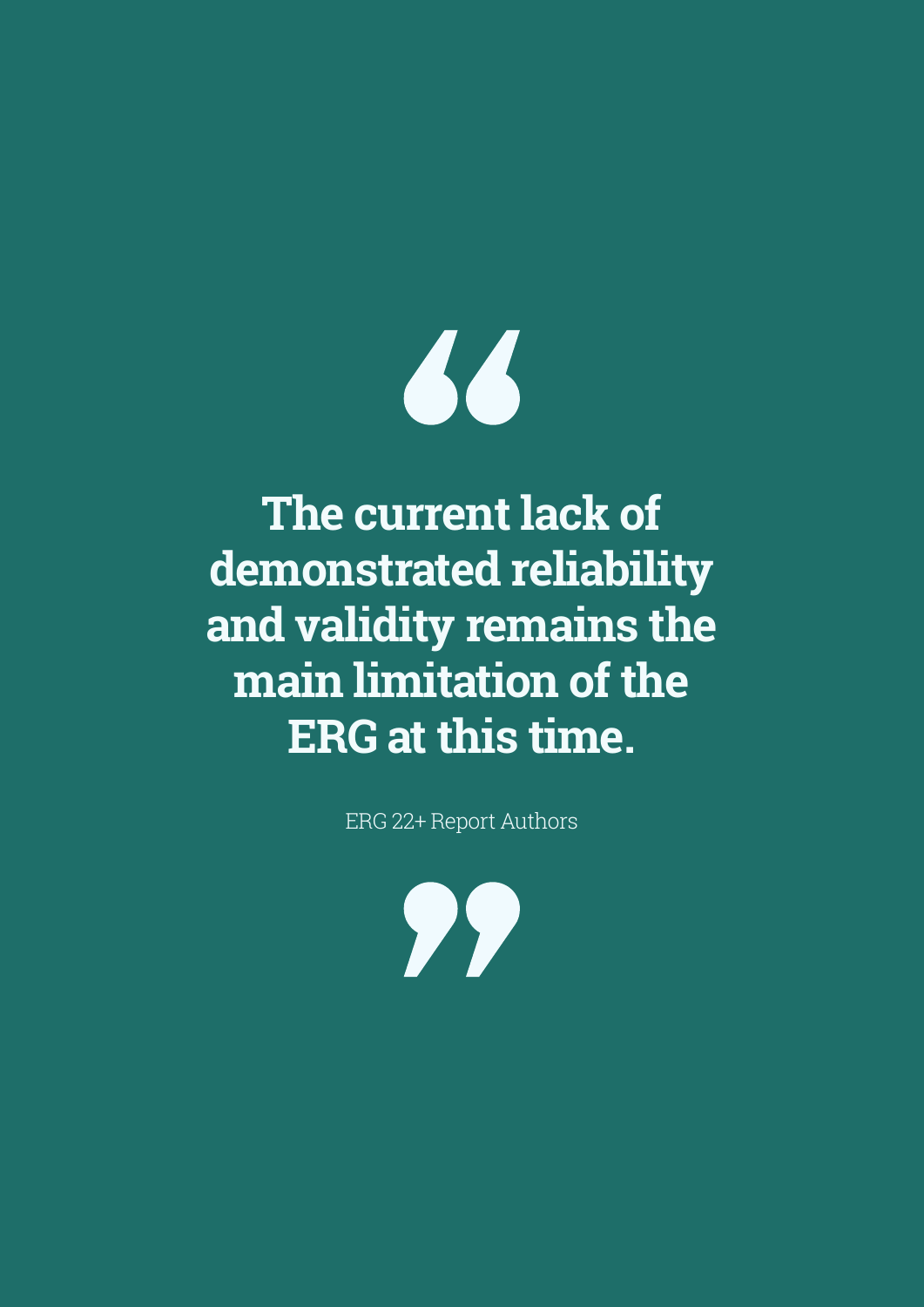> **The current lack of demonstrated reliability and validity remains the main limitation of the ERG at this time.**
>
> ERG 22+ Report Authors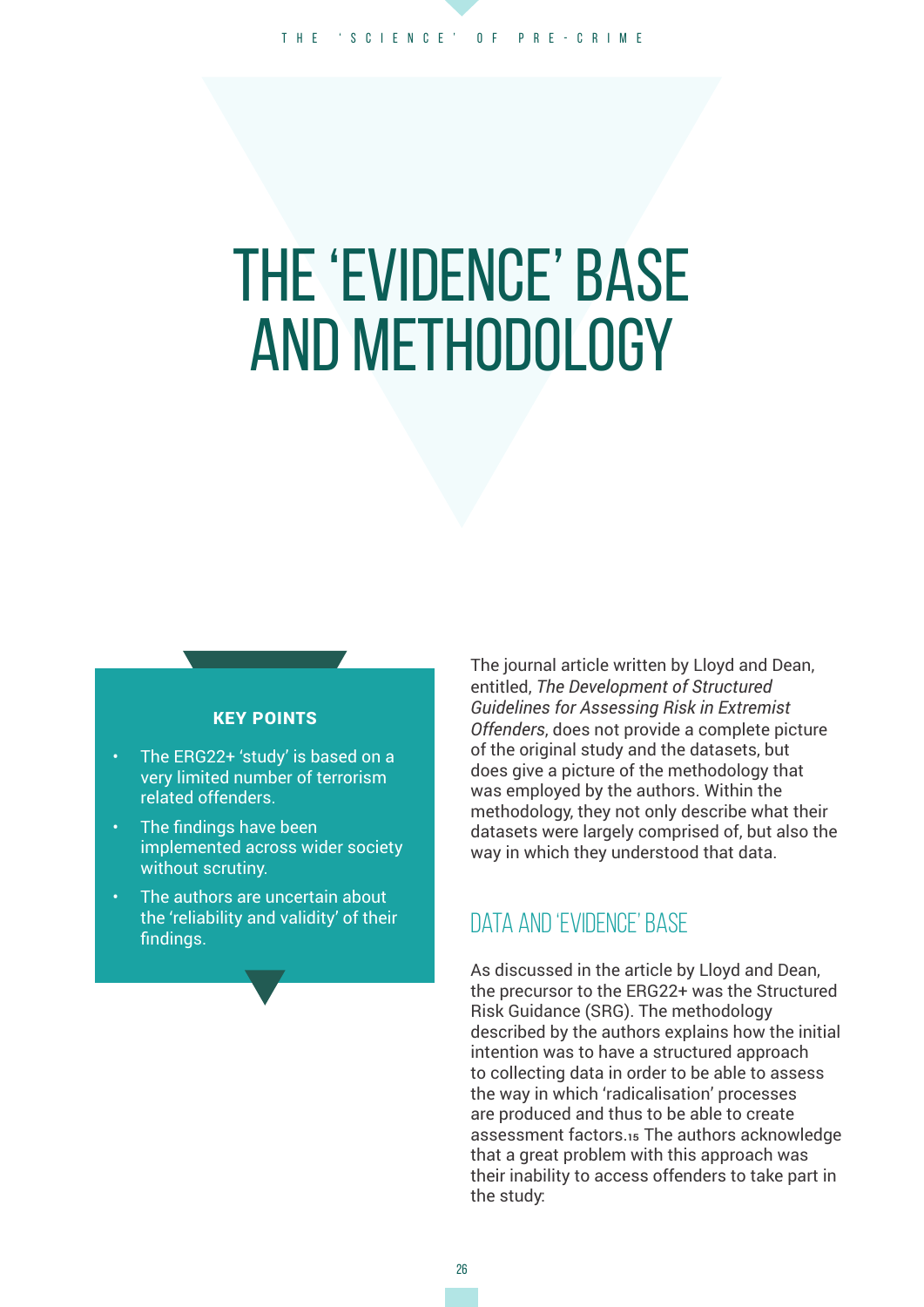# THE 'EVIDENCE' BASE AND METHODOLOGY

**KEY POINTS**

- The ERG22+ 'study' is based on a very limited number of terrorism related offenders.
- The findings have been implemented across wider society without scrutiny.
- The authors are uncertain about the 'reliability and validity' of their findings.

The journal article written by Lloyd and Dean, entitled, *The Development of Structured Guidelines for Assessing Risk in Extremist Offenders*, does not provide a complete picture of the original study and the datasets, but does give a picture of the methodology that was employed by the authors. Within the methodology, they not only describe what their datasets were largely comprised of, but also the way in which they understood that data.

## DATA AND 'EVIDENCE' BASE

As discussed in the article by Lloyd and Dean, the precursor to the ERG22+ was the Structured Risk Guidance (SRG). The methodology described by the authors explains how the initial intention was to have a structured approach to collecting data in order to be able to assess the way in which 'radicalisation' processes are produced and thus to be able to create assessment factors.[15] The authors acknowledge that a great problem with this approach was their inability to access offenders to take part in the study: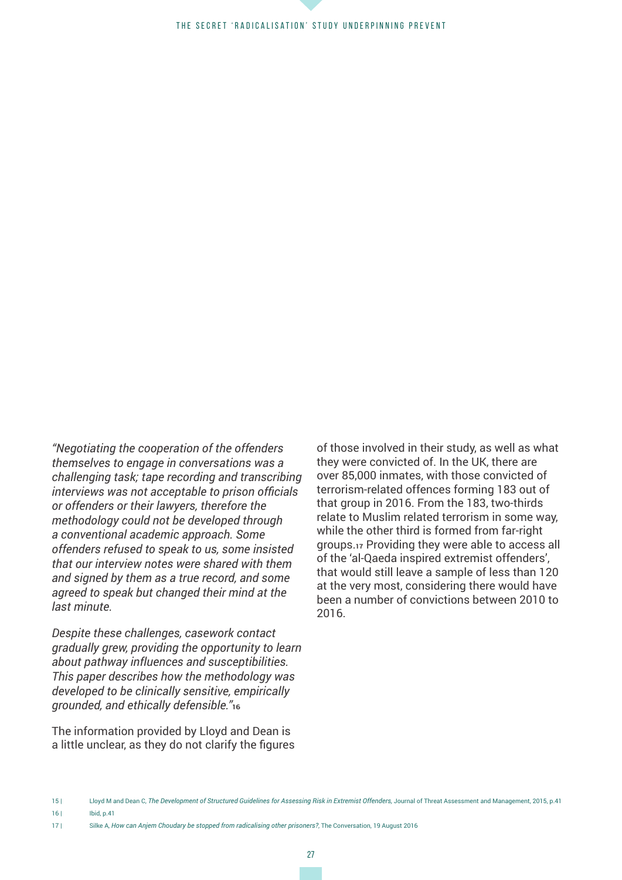*"Negotiating the cooperation of the offenders themselves to engage in conversations was a challenging task; tape recording and transcribing interviews was not acceptable to prison officials or offenders or their lawyers, therefore the methodology could not be developed through a conventional academic approach. Some offenders refused to speak to us, some insisted that our interview notes were shared with them and signed by them as a true record, and some agreed to speak but changed their mind at the last minute.*

*Despite these challenges, casework contact gradually grew, providing the opportunity to learn about pathway influences and susceptibilities. This paper describes how the methodology was developed to be clinically sensitive, empirically grounded, and ethically defensible."*[16]

The information provided by Lloyd and Dean is a little unclear, as they do not clarify the figures of those involved in their study, as well as what they were convicted of. In the UK, there are over 85,000 inmates, with those convicted of terrorism-related offences forming 183 out of that group in 2016. From the 183, two-thirds relate to Muslim related terrorism in some way, while the other third is formed from far-right groups.[17] Providing they were able to access all of the 'al-Qaeda inspired extremist offenders', that would still leave a sample of less than 120 at the very most, considering there would have been a number of convictions between 2010 to 2016.

---

15 | Lloyd M and Dean C, *The Development of Structured Guidelines for Assessing Risk in Extremist Offenders*, Journal of Threat Assessment and Management, 2015, p.41

16 | Ibid, p.41

17 | Silke A, *How can Anjem Choudary be stopped from radicalising other prisoners?*, The Conversation, 19 August 2016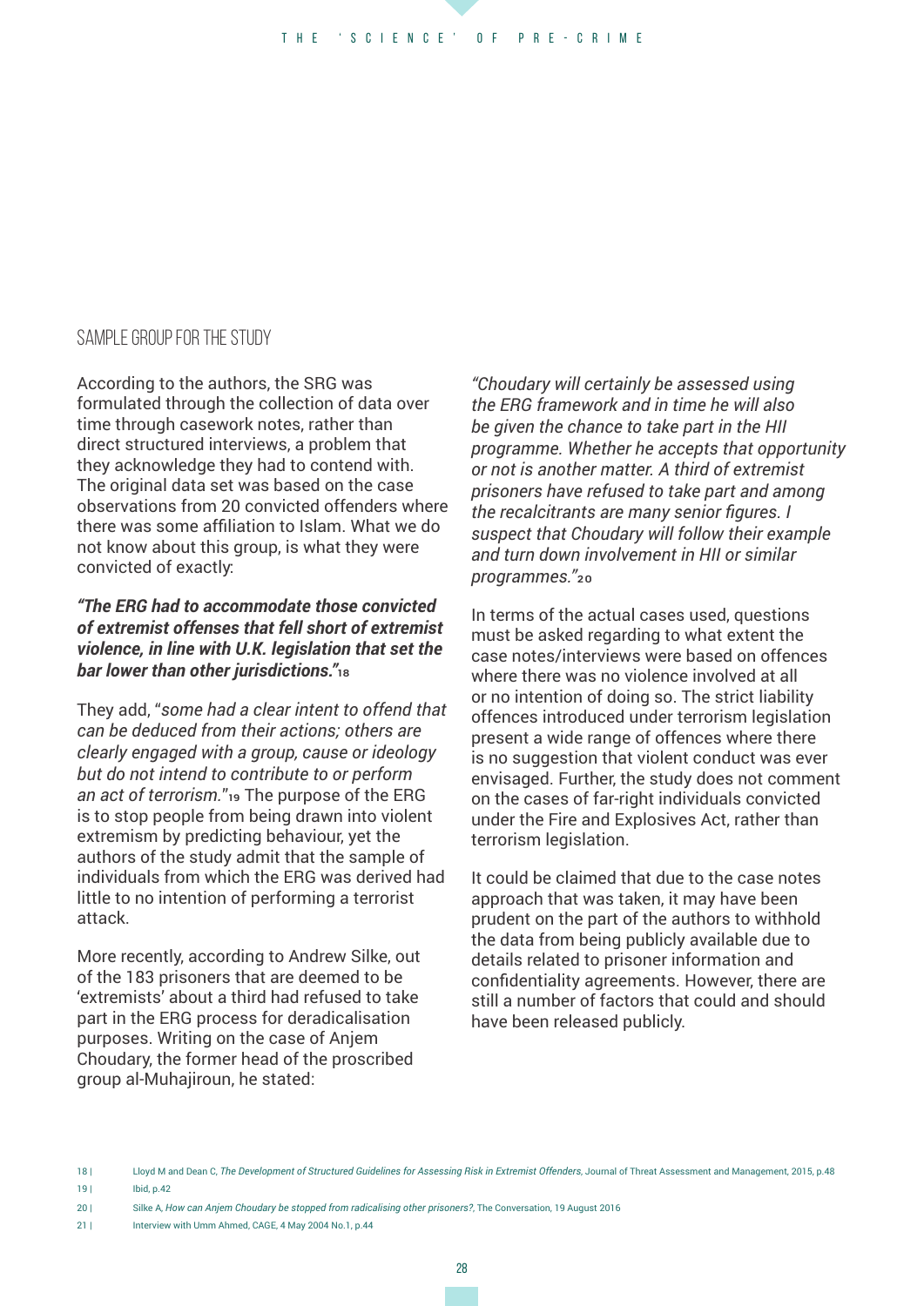## SAMPLE GROUP FOR THE STUDY

According to the authors, the SRG was formulated through the collection of data over time through casework notes, rather than direct structured interviews, a problem that they acknowledge they had to contend with. The original data set was based on the case observations from 20 convicted offenders where there was some affiliation to Islam. What we do not know about this group, is what they were convicted of exactly:

***"The ERG had to accommodate those convicted of extremist offenses that fell short of extremist violence, in line with U.K. legislation that set the bar lower than other jurisdictions."*[18]**

They add, "*some had a clear intent to offend that can be deduced from their actions; others are clearly engaged with a group, cause or ideology but do not intend to contribute to or perform an act of terrorism.*"[19] The purpose of the ERG is to stop people from being drawn into violent extremism by predicting behaviour, yet the authors of the study admit that the sample of individuals from which the ERG was derived had little to no intention of performing a terrorist attack.

More recently, according to Andrew Silke, out of the 183 prisoners that are deemed to be 'extremists' about a third had refused to take part in the ERG process for deradicalisation purposes. Writing on the case of Anjem Choudary, the former head of the proscribed group al-Muhajiroun, he stated:

*"Choudary will certainly be assessed using the ERG framework and in time he will also be given the chance to take part in the HII programme. Whether he accepts that opportunity or not is another matter. A third of extremist prisoners have refused to take part and among the recalcitrants are many senior figures. I suspect that Choudary will follow their example and turn down involvement in HII or similar programmes."*[20]

In terms of the actual cases used, questions must be asked regarding to what extent the case notes/interviews were based on offences where there was no violence involved at all or no intention of doing so. The strict liability offences introduced under terrorism legislation present a wide range of offences where there is no suggestion that violent conduct was ever envisaged. Further, the study does not comment on the cases of far-right individuals convicted under the Fire and Explosives Act, rather than terrorism legislation.

It could be claimed that due to the case notes approach that was taken, it may have been prudent on the part of the authors to withhold the data from being publicly available due to details related to prisoner information and confidentiality agreements. However, there are still a number of factors that could and should have been released publicly.

---

18 | Lloyd M and Dean C, *The Development of Structured Guidelines for Assessing Risk in Extremist Offenders*, Journal of Threat Assessment and Management, 2015, p.48

19 | Ibid, p.42

20 | Silke A, *How can Anjem Choudary be stopped from radicalising other prisoners?*, The Conversation, 19 August 2016

21 | Interview with Umm Ahmed, CAGE, 4 May 2004 No.1, p.44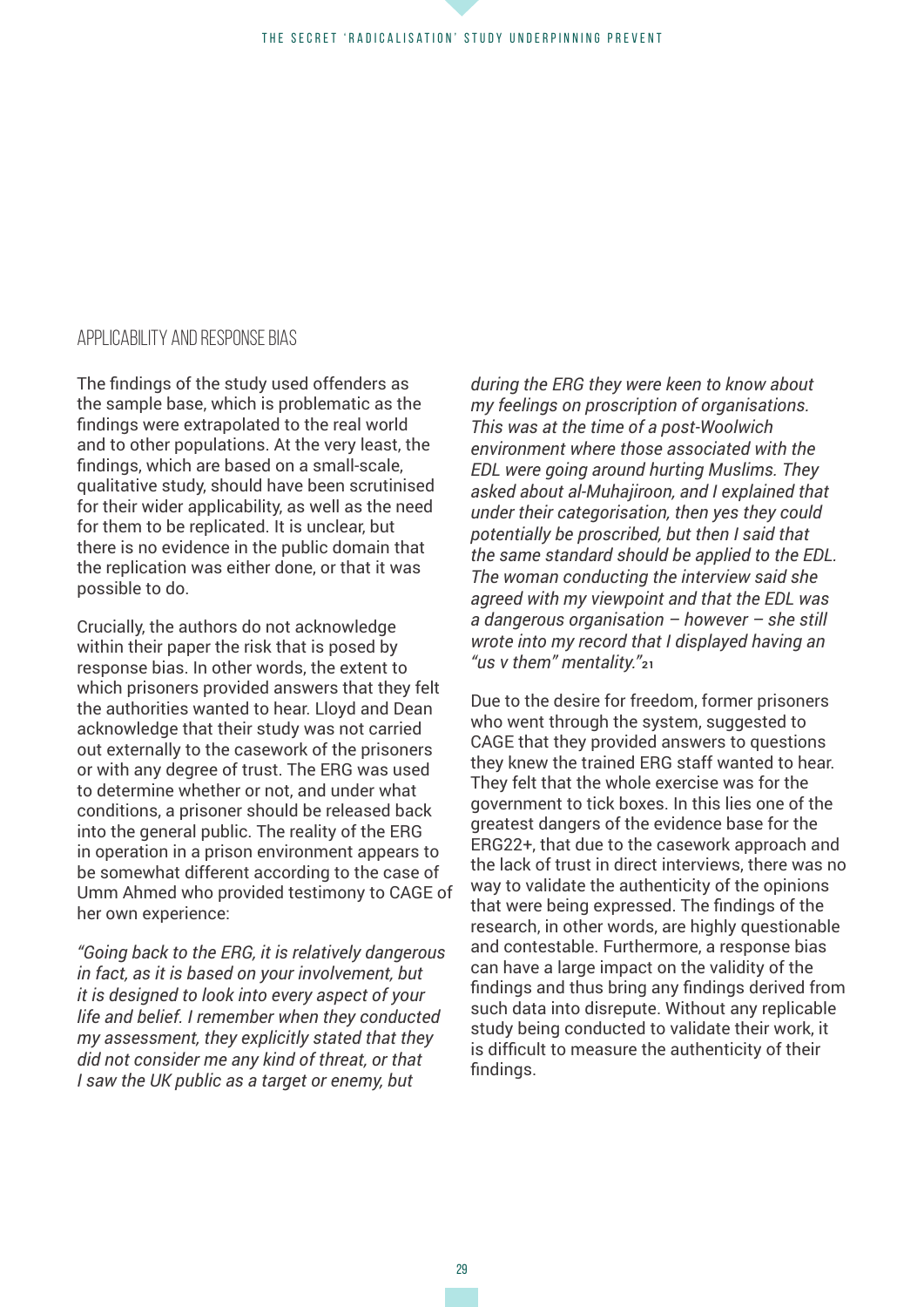## APPLICABILITY AND RESPONSE BIAS

The findings of the study used offenders as the sample base, which is problematic as the findings were extrapolated to the real world and to other populations. At the very least, the findings, which are based on a small-scale, qualitative study, should have been scrutinised for their wider applicability, as well as the need for them to be replicated. It is unclear, but there is no evidence in the public domain that the replication was either done, or that it was possible to do.

Crucially, the authors do not acknowledge within their paper the risk that is posed by response bias. In other words, the extent to which prisoners provided answers that they felt the authorities wanted to hear. Lloyd and Dean acknowledge that their study was not carried out externally to the casework of the prisoners or with any degree of trust. The ERG was used to determine whether or not, and under what conditions, a prisoner should be released back into the general public. The reality of the ERG in operation in a prison environment appears to be somewhat different according to the case of Umm Ahmed who provided testimony to CAGE of her own experience:

*"Going back to the ERG, it is relatively dangerous in fact, as it is based on your involvement, but it is designed to look into every aspect of your life and belief. I remember when they conducted my assessment, they explicitly stated that they did not consider me any kind of threat, or that I saw the UK public as a target or enemy, but during the ERG they were keen to know about my feelings on proscription of organisations. This was at the time of a post-Woolwich environment where those associated with the EDL were going around hurting Muslims. They asked about al-Muhajiroon, and I explained that under their categorisation, then yes they could potentially be proscribed, but then I said that the same standard should be applied to the EDL. The woman conducting the interview said she agreed with my viewpoint and that the EDL was a dangerous organisation – however – she still wrote into my record that I displayed having an "us v them" mentality."*[21]

Due to the desire for freedom, former prisoners who went through the system, suggested to CAGE that they provided answers to questions they knew the trained ERG staff wanted to hear. They felt that the whole exercise was for the government to tick boxes. In this lies one of the greatest dangers of the evidence base for the ERG22+, that due to the casework approach and the lack of trust in direct interviews, there was no way to validate the authenticity of the opinions that were being expressed. The findings of the research, in other words, are highly questionable and contestable. Furthermore, a response bias can have a large impact on the validity of the findings and thus bring any findings derived from such data into disrepute. Without any replicable study being conducted to validate their work, it is difficult to measure the authenticity of their findings.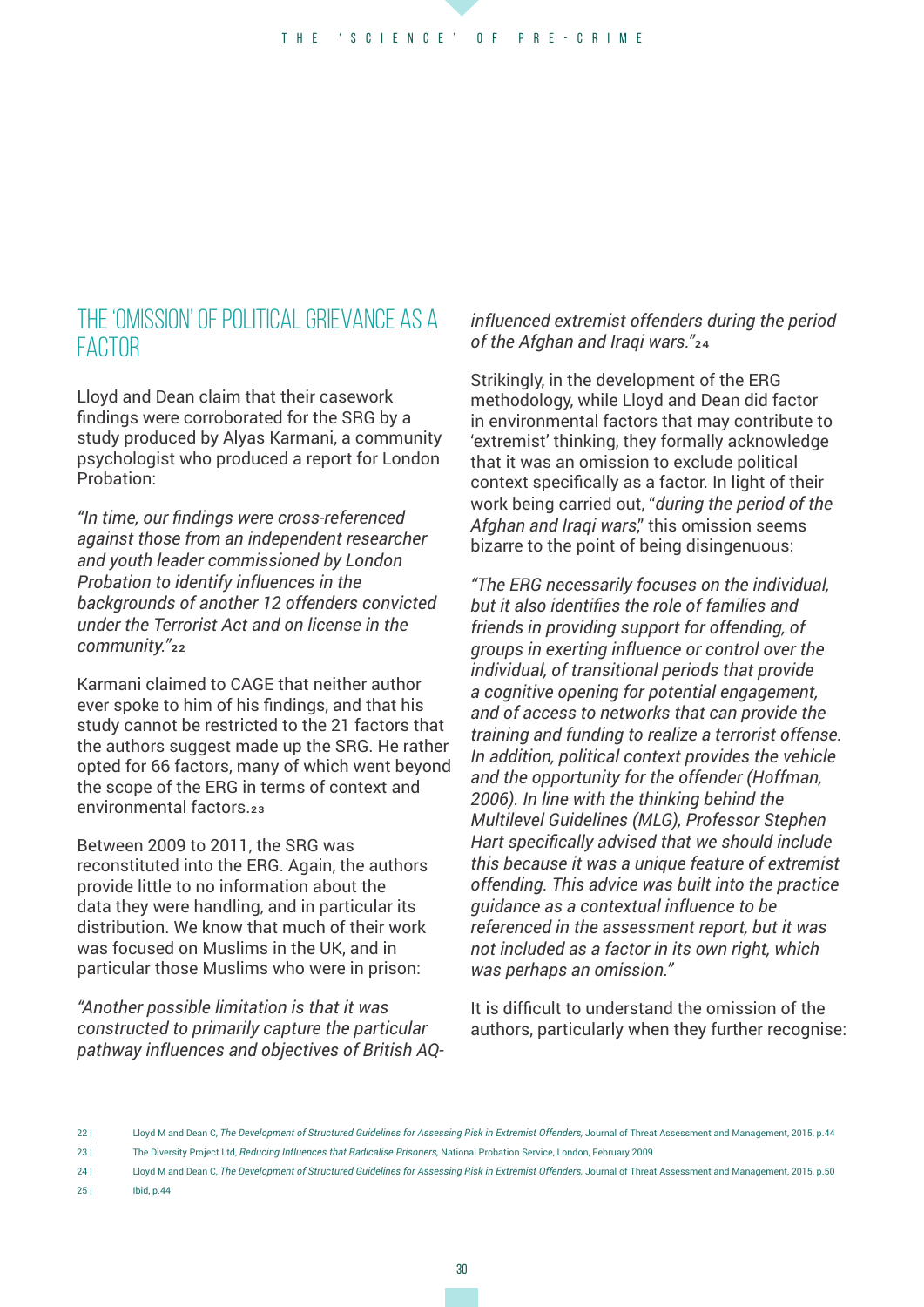## THE 'OMISSION' OF POLITICAL GRIEVANCE AS A FACTOR

Lloyd and Dean claim that their casework findings were corroborated for the SRG by a study produced by Alyas Karmani, a community psychologist who produced a report for London Probation:

*"In time, our findings were cross-referenced against those from an independent researcher and youth leader commissioned by London Probation to identify influences in the backgrounds of another 12 offenders convicted under the Terrorist Act and on license in the community."*[22]

Karmani claimed to CAGE that neither author ever spoke to him of his findings, and that his study cannot be restricted to the 21 factors that the authors suggest made up the SRG. He rather opted for 66 factors, many of which went beyond the scope of the ERG in terms of context and environmental factors.[23]

Between 2009 to 2011, the SRG was reconstituted into the ERG. Again, the authors provide little to no information about the data they were handling, and in particular its distribution. We know that much of their work was focused on Muslims in the UK, and in particular those Muslims who were in prison:

*"Another possible limitation is that it was constructed to primarily capture the particular pathway influences and objectives of British AQ-influenced extremist offenders during the period of the Afghan and Iraqi wars."*[24]

Strikingly, in the development of the ERG methodology, while Lloyd and Dean did factor in environmental factors that may contribute to 'extremist' thinking, they formally acknowledge that it was an omission to exclude political context specifically as a factor. In light of their work being carried out, "*during the period of the Afghan and Iraqi wars*," this omission seems bizarre to the point of being disingenuous:

*"The ERG necessarily focuses on the individual, but it also identifies the role of families and friends in providing support for offending, of groups in exerting influence or control over the individual, of transitional periods that provide a cognitive opening for potential engagement, and of access to networks that can provide the training and funding to realize a terrorist offense. In addition, political context provides the vehicle and the opportunity for the offender (Hoffman, 2006). In line with the thinking behind the Multilevel Guidelines (MLG), Professor Stephen Hart specifically advised that we should include this because it was a unique feature of extremist offending. This advice was built into the practice guidance as a contextual influence to be referenced in the assessment report, but it was not included as a factor in its own right, which was perhaps an omission."*

It is difficult to understand the omission of the authors, particularly when they further recognise:

---

22 | Lloyd M and Dean C, *The Development of Structured Guidelines for Assessing Risk in Extremist Offenders*, Journal of Threat Assessment and Management, 2015, p.44

23 | The Diversity Project Ltd, *Reducing Influences that Radicalise Prisoners*, National Probation Service, London, February 2009

24 | Lloyd M and Dean C, *The Development of Structured Guidelines for Assessing Risk in Extremist Offenders*, Journal of Threat Assessment and Management, 2015, p.50

25 | Ibid, p.44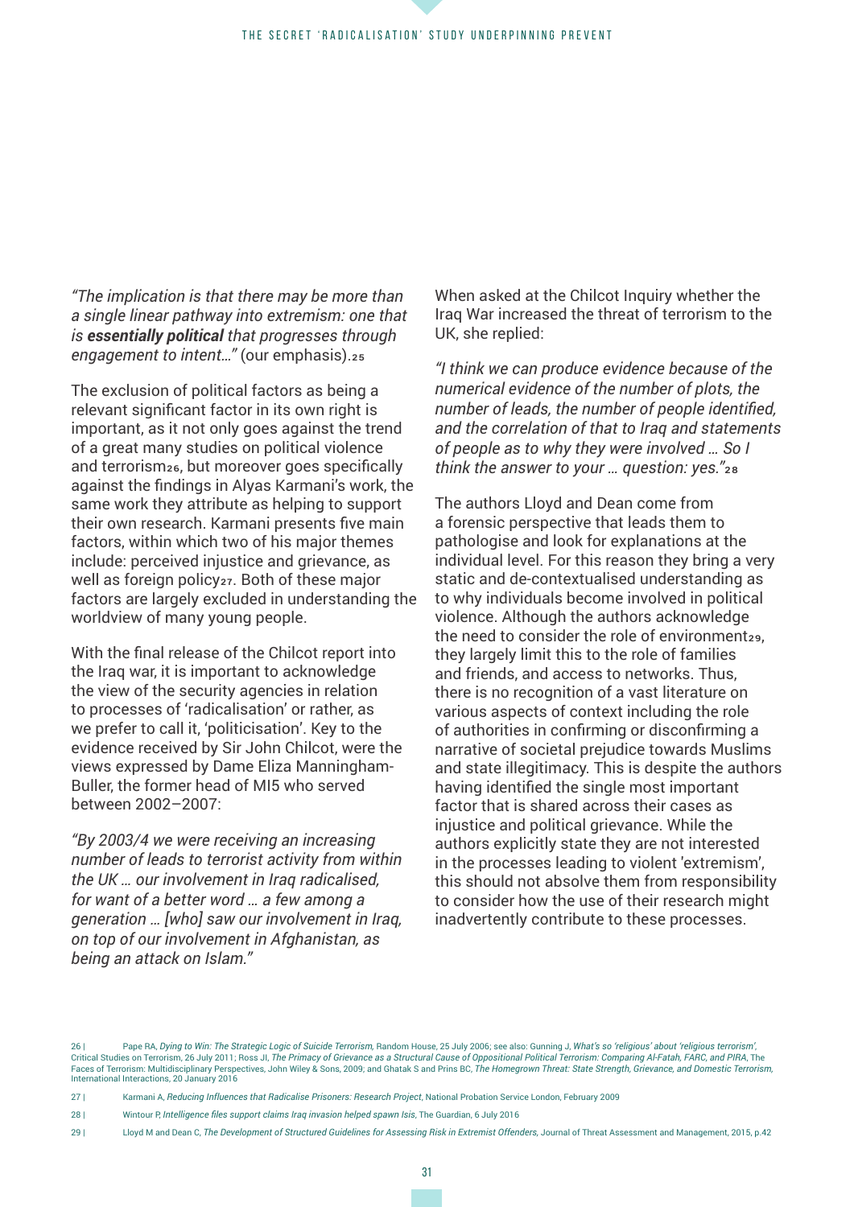*"The implication is that there may be more than a single linear pathway into extremism: one that is **essentially political** that progresses through engagement to intent..."* (our emphasis).[25]

The exclusion of political factors as being a relevant significant factor in its own right is important, as it not only goes against the trend of a great many studies on political violence and terrorism[26], but moreover goes specifically against the findings in Alyas Karmani's work, the same work they attribute as helping to support their own research. Karmani presents five main factors, within which two of his major themes include: perceived injustice and grievance, as well as foreign policy[27]. Both of these major factors are largely excluded in understanding the worldview of many young people.

With the final release of the Chilcot report into the Iraq war, it is important to acknowledge the view of the security agencies in relation to processes of 'radicalisation' or rather, as we prefer to call it, 'politicisation'. Key to the evidence received by Sir John Chilcot, were the views expressed by Dame Eliza Manningham-Buller, the former head of MI5 who served between 2002–2007:

*"By 2003/4 we were receiving an increasing number of leads to terrorist activity from within the UK ... our involvement in Iraq radicalised, for want of a better word ... a few among a generation ... [who] saw our involvement in Iraq, on top of our involvement in Afghanistan, as being an attack on Islam."*

When asked at the Chilcot Inquiry whether the Iraq War increased the threat of terrorism to the UK, she replied:

*"I think we can produce evidence because of the numerical evidence of the number of plots, the number of leads, the number of people identified, and the correlation of that to Iraq and statements of people as to why they were involved ... So I think the answer to your ... question: yes."*[28]

The authors Lloyd and Dean come from a forensic perspective that leads them to pathologise and look for explanations at the individual level. For this reason they bring a very static and de-contextualised understanding as to why individuals become involved in political violence. Although the authors acknowledge the need to consider the role of environment[29], they largely limit this to the role of families and friends, and access to networks. Thus, there is no recognition of a vast literature on various aspects of context including the role of authorities in confirming or disconfirming a narrative of societal prejudice towards Muslims and state illegitimacy. This is despite the authors having identified the single most important factor that is shared across their cases as injustice and political grievance. While the authors explicitly state they are not interested in the processes leading to violent 'extremism', this should not absolve them from responsibility to consider how the use of their research might inadvertently contribute to these processes.

---

26 | Pape RA, *Dying to Win: The Strategic Logic of Suicide Terrorism*, Random House, 25 July 2006; see also: Gunning J, *What's so 'religious' about 'religious terrorism'*, Critical Studies on Terrorism, 26 July 2011; Ross JI, *The Primacy of Grievance as a Structural Cause of Oppositional Political Terrorism: Comparing Al-Fatah, FARC, and PIRA*, The Faces of Terrorism: Multidisciplinary Perspectives, John Wiley & Sons, 2009; and Ghatak S and Prins BC, *The Homegrown Threat: State Strength, Grievance, and Domestic Terrorism*, International Interactions, 20 January 2016

27 | Karmani A, *Reducing Influences that Radicalise Prisoners: Research Project*, National Probation Service London, February 2009

28 | Wintour P, *Intelligence files support claims Iraq invasion helped spawn Isis*, The Guardian, 6 July 2016

29 | Lloyd M and Dean C, *The Development of Structured Guidelines for Assessing Risk in Extremist Offenders*, Journal of Threat Assessment and Management, 2015, p.42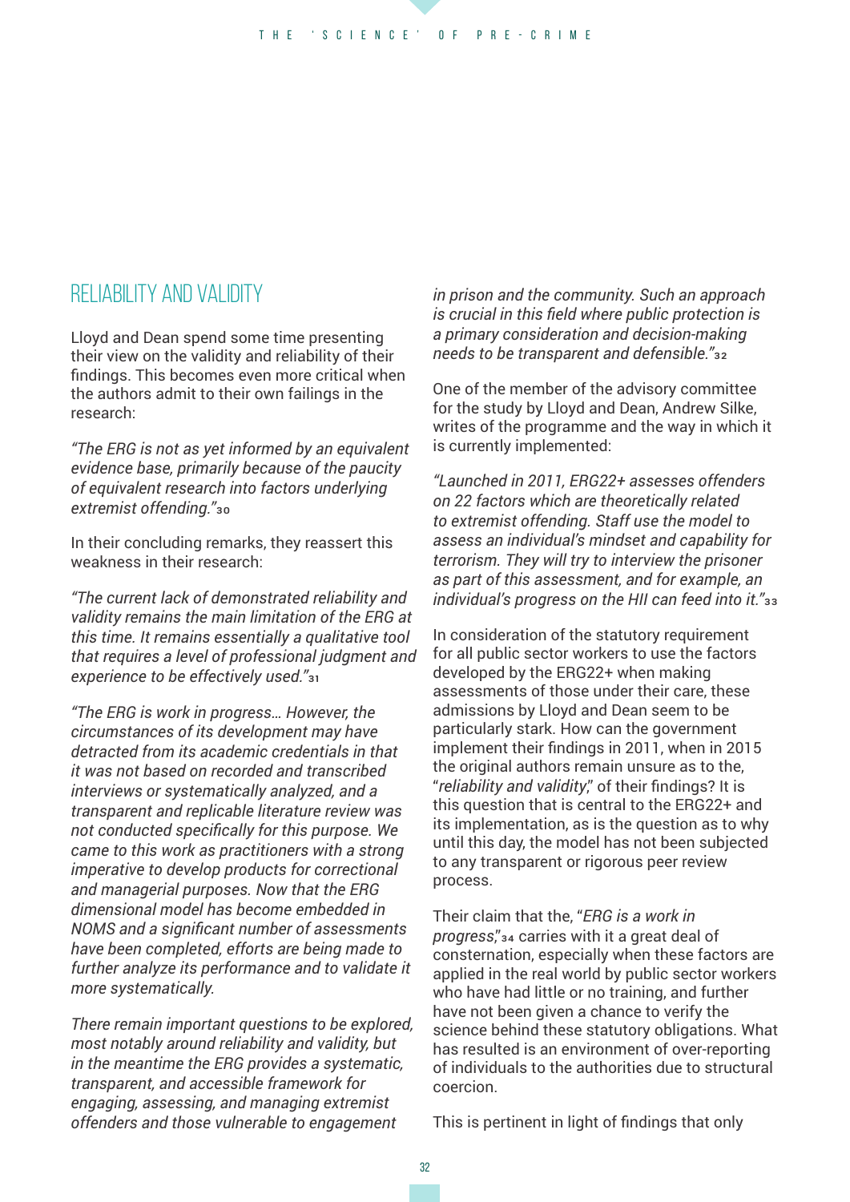## RELIABILITY AND VALIDITY

Lloyd and Dean spend some time presenting their view on the validity and reliability of their findings. This becomes even more critical when the authors admit to their own failings in the research:

*"The ERG is not as yet informed by an equivalent evidence base, primarily because of the paucity of equivalent research into factors underlying extremist offending."*[30]

In their concluding remarks, they reassert this weakness in their research:

*"The current lack of demonstrated reliability and validity remains the main limitation of the ERG at this time. It remains essentially a qualitative tool that requires a level of professional judgment and experience to be effectively used."*[31]

*"The ERG is work in progress… However, the circumstances of its development may have detracted from its academic credentials in that it was not based on recorded and transcribed interviews or systematically analyzed, and a transparent and replicable literature review was not conducted specifically for this purpose. We came to this work as practitioners with a strong imperative to develop products for correctional and managerial purposes. Now that the ERG dimensional model has become embedded in NOMS and a significant number of assessments have been completed, efforts are being made to further analyze its performance and to validate it more systematically.*

*There remain important questions to be explored, most notably around reliability and validity, but in the meantime the ERG provides a systematic, transparent, and accessible framework for engaging, assessing, and managing extremist offenders and those vulnerable to engagement in prison and the community. Such an approach is crucial in this field where public protection is a primary consideration and decision-making needs to be transparent and defensible."*[32]

One of the member of the advisory committee for the study by Lloyd and Dean, Andrew Silke, writes of the programme and the way in which it is currently implemented:

*"Launched in 2011, ERG22+ assesses offenders on 22 factors which are theoretically related to extremist offending. Staff use the model to assess an individual's mindset and capability for terrorism. They will try to interview the prisoner as part of this assessment, and for example, an individual's progress on the HII can feed into it."*[33]

In consideration of the statutory requirement for all public sector workers to use the factors developed by the ERG22+ when making assessments of those under their care, these admissions by Lloyd and Dean seem to be particularly stark. How can the government implement their findings in 2011, when in 2015 the original authors remain unsure as to the, "*reliability and validity*," of their findings? It is this question that is central to the ERG22+ and its implementation, as is the question as to why until this day, the model has not been subjected to any transparent or rigorous peer review process.

Their claim that the, "*ERG is a work in progress*,"[34] carries with it a great deal of consternation, especially when these factors are applied in the real world by public sector workers who have had little or no training, and further have not been given a chance to verify the science behind these statutory obligations. What has resulted is an environment of over-reporting of individuals to the authorities due to structural coercion.

This is pertinent in light of findings that only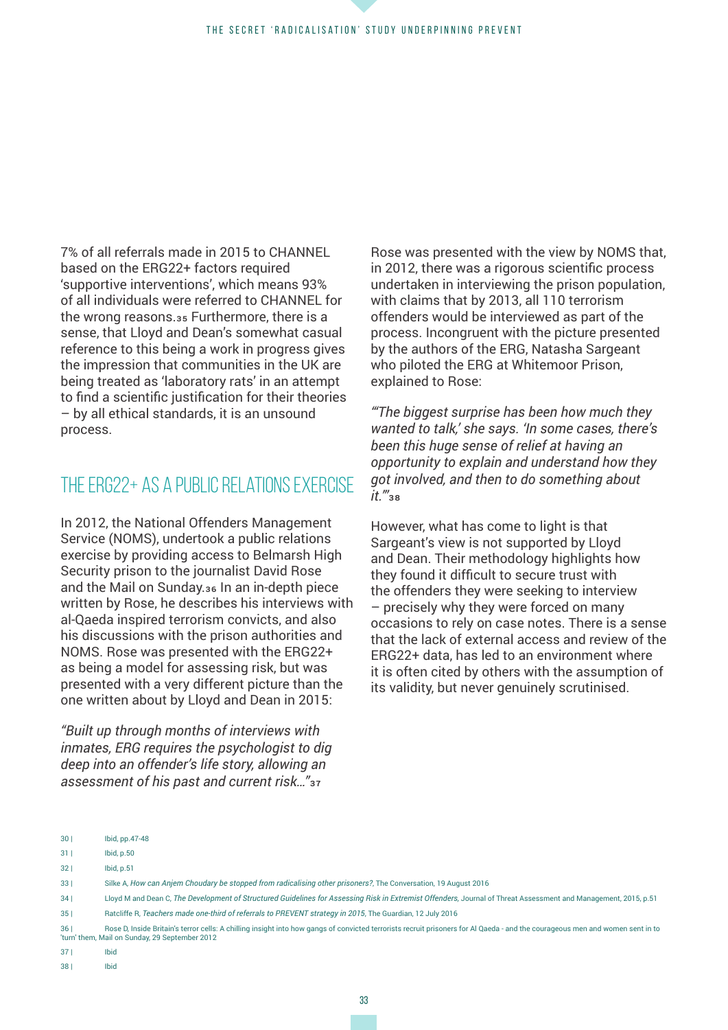7% of all referrals made in 2015 to CHANNEL based on the ERG22+ factors required 'supportive interventions', which means 93% of all individuals were referred to CHANNEL for the wrong reasons.[35] Furthermore, there is a sense, that Lloyd and Dean's somewhat casual reference to this being a work in progress gives the impression that communities in the UK are being treated as 'laboratory rats' in an attempt to find a scientific justification for their theories – by all ethical standards, it is an unsound process.

## THE ERG22+ AS A PUBLIC RELATIONS EXERCISE

In 2012, the National Offenders Management Service (NOMS), undertook a public relations exercise by providing access to Belmarsh High Security prison to the journalist David Rose and the Mail on Sunday.[36] In an in-depth piece written by Rose, he describes his interviews with al-Qaeda inspired terrorism convicts, and also his discussions with the prison authorities and NOMS. Rose was presented with the ERG22+ as being a model for assessing risk, but was presented with a very different picture than the one written about by Lloyd and Dean in 2015:

*"Built up through months of interviews with inmates, ERG requires the psychologist to dig deep into an offender's life story, allowing an assessment of his past and current risk…"*[37]

Rose was presented with the view by NOMS that, in 2012, there was a rigorous scientific process undertaken in interviewing the prison population, with claims that by 2013, all 110 terrorism offenders would be interviewed as part of the process. Incongruent with the picture presented by the authors of the ERG, Natasha Sargeant who piloted the ERG at Whitemoor Prison, explained to Rose:

*"'The biggest surprise has been how much they wanted to talk,' she says. 'In some cases, there's been this huge sense of relief at having an opportunity to explain and understand how they got involved, and then to do something about it.'"*[38]

However, what has come to light is that Sargeant's view is not supported by Lloyd and Dean. Their methodology highlights how they found it difficult to secure trust with the offenders they were seeking to interview – precisely why they were forced on many occasions to rely on case notes. There is a sense that the lack of external access and review of the ERG22+ data, has led to an environment where it is often cited by others with the assumption of its validity, but never genuinely scrutinised.

---

30 | Ibid, pp.47-48

31 | Ibid, p.50

32 | Ibid, p.51

33 | Silke A, *How can Anjem Choudary be stopped from radicalising other prisoners?*, The Conversation, 19 August 2016

34 | Lloyd M and Dean C, *The Development of Structured Guidelines for Assessing Risk in Extremist Offenders*, Journal of Threat Assessment and Management, 2015, p.51

35 | Ratcliffe R, *Teachers made one-third of referrals to PREVENT strategy in 2015*, The Guardian, 12 July 2016

36 | Rose D, Inside Britain's terror cells: A chilling insight into how gangs of convicted terrorists recruit prisoners for Al Qaeda - and the courageous men and women sent in to 'turn' them, Mail on Sunday, 29 September 2012

37 | Ibid

38 | Ibid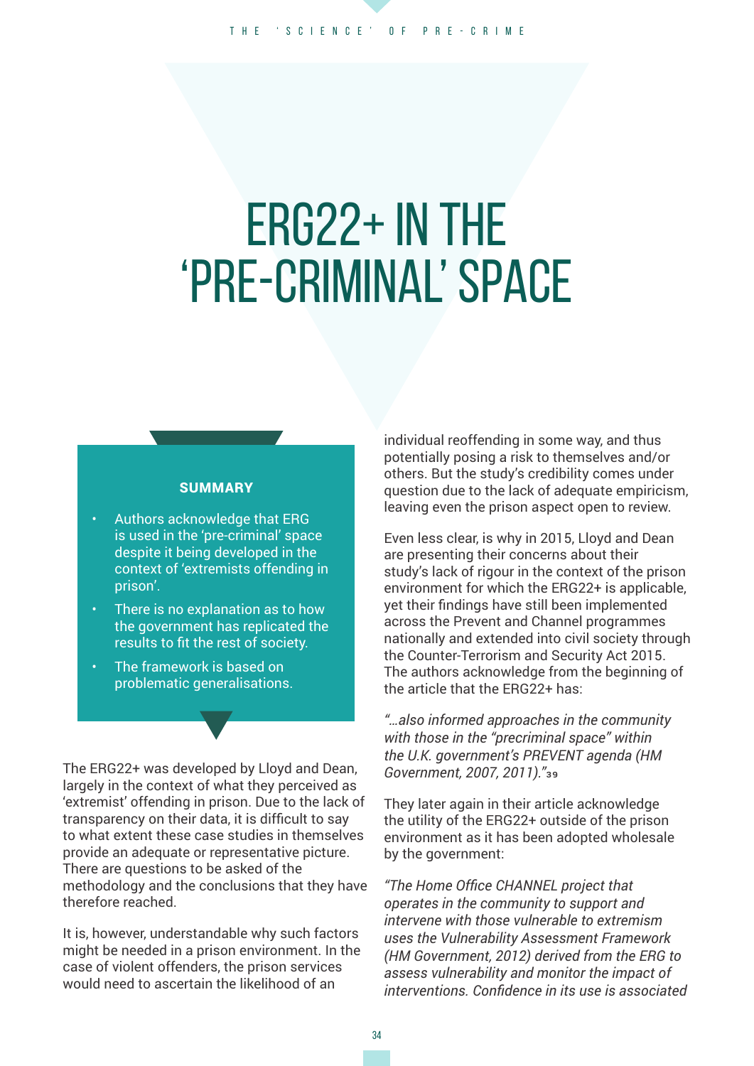# ERG22+ IN THE 'PRE-CRIMINAL' SPACE

**SUMMARY**

- Authors acknowledge that ERG is used in the 'pre-criminal' space despite it being developed in the context of 'extremists offending in prison'.
- There is no explanation as to how the government has replicated the results to fit the rest of society.
- The framework is based on problematic generalisations.

The ERG22+ was developed by Lloyd and Dean, largely in the context of what they perceived as 'extremist' offending in prison. Due to the lack of transparency on their data, it is difficult to say to what extent these case studies in themselves provide an adequate or representative picture. There are questions to be asked of the methodology and the conclusions that they have therefore reached.

It is, however, understandable why such factors might be needed in a prison environment. In the case of violent offenders, the prison services would need to ascertain the likelihood of an individual reoffending in some way, and thus potentially posing a risk to themselves and/or others. But the study's credibility comes under question due to the lack of adequate empiricism, leaving even the prison aspect open to review.

Even less clear, is why in 2015, Lloyd and Dean are presenting their concerns about their study's lack of rigour in the context of the prison environment for which the ERG22+ is applicable, yet their findings have still been implemented across the Prevent and Channel programmes nationally and extended into civil society through the Counter-Terrorism and Security Act 2015. The authors acknowledge from the beginning of the article that the ERG22+ has:

*"…also informed approaches in the community with those in the "precriminal space" within the U.K. government's PREVENT agenda (HM Government, 2007, 2011)."*[39]

They later again in their article acknowledge the utility of the ERG22+ outside of the prison environment as it has been adopted wholesale by the government:

*"The Home Office CHANNEL project that operates in the community to support and intervene with those vulnerable to extremism uses the Vulnerability Assessment Framework (HM Government, 2012) derived from the ERG to assess vulnerability and monitor the impact of interventions. Confidence in its use is associated*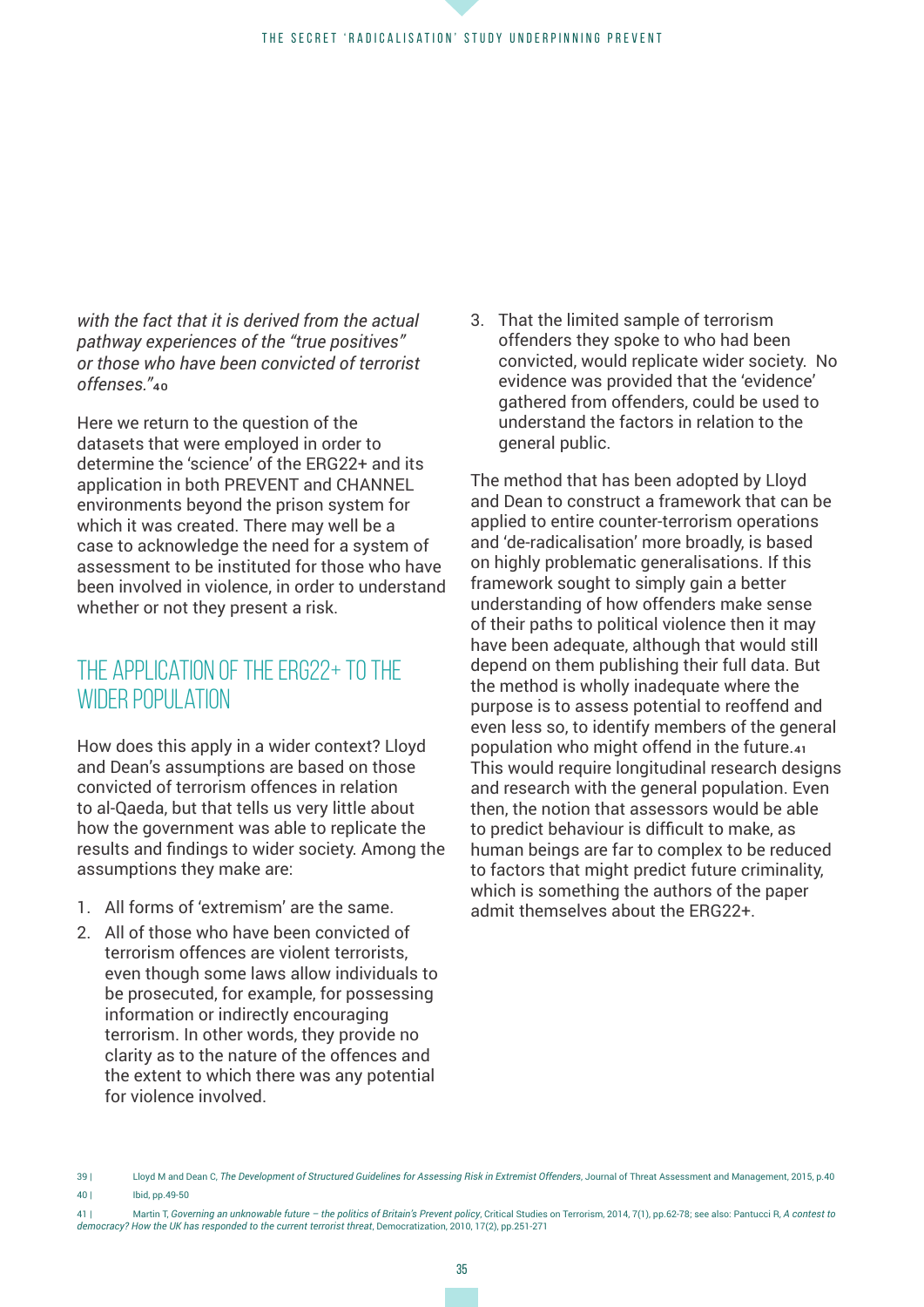*with the fact that it is derived from the actual pathway experiences of the "true positives" or those who have been convicted of terrorist offenses."*[40]

Here we return to the question of the datasets that were employed in order to determine the 'science' of the ERG22+ and its application in both PREVENT and CHANNEL environments beyond the prison system for which it was created. There may well be a case to acknowledge the need for a system of assessment to be instituted for those who have been involved in violence, in order to understand whether or not they present a risk.

## THE APPLICATION OF THE ERG22+ TO THE WIDER POPULATION

How does this apply in a wider context? Lloyd and Dean's assumptions are based on those convicted of terrorism offences in relation to al-Qaeda, but that tells us very little about how the government was able to replicate the results and findings to wider society. Among the assumptions they make are:

1. All forms of 'extremism' are the same.
2. All of those who have been convicted of terrorism offences are violent terrorists, even though some laws allow individuals to be prosecuted, for example, for possessing information or indirectly encouraging terrorism. In other words, they provide no clarity as to the nature of the offences and the extent to which there was any potential for violence involved.
3. That the limited sample of terrorism offenders they spoke to who had been convicted, would replicate wider society. No evidence was provided that the 'evidence' gathered from offenders, could be used to understand the factors in relation to the general public.

The method that has been adopted by Lloyd and Dean to construct a framework that can be applied to entire counter-terrorism operations and 'de-radicalisation' more broadly, is based on highly problematic generalisations. If this framework sought to simply gain a better understanding of how offenders make sense of their paths to political violence then it may have been adequate, although that would still depend on them publishing their full data. But the method is wholly inadequate where the purpose is to assess potential to reoffend and even less so, to identify members of the general population who might offend in the future.[41] This would require longitudinal research designs and research with the general population. Even then, the notion that assessors would be able to predict behaviour is difficult to make, as human beings are far to complex to be reduced to factors that might predict future criminality, which is something the authors of the paper admit themselves about the ERG22+.

39 | Lloyd M and Dean C, *The Development of Structured Guidelines for Assessing Risk in Extremist Offenders*, Journal of Threat Assessment and Management, 2015, p.40

40 | Ibid, pp.49-50

41 | Martin T, *Governing an unknowable future – the politics of Britain's Prevent policy*, Critical Studies on Terrorism, 2014, 7(1), pp.62-78; see also: Pantucci R, *A contest to democracy? How the UK has responded to the current terrorist threat*, Democratization, 2010, 17(2), pp.251-271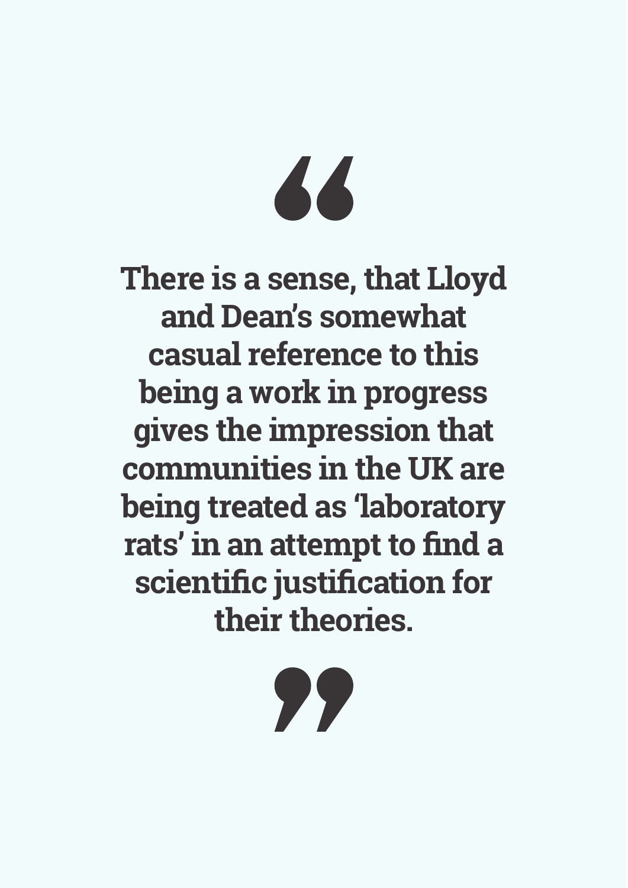> **There is a sense, that Lloyd and Dean's somewhat casual reference to this being a work in progress gives the impression that communities in the UK are being treated as 'laboratory rats' in an attempt to find a scientific justification for their theories.**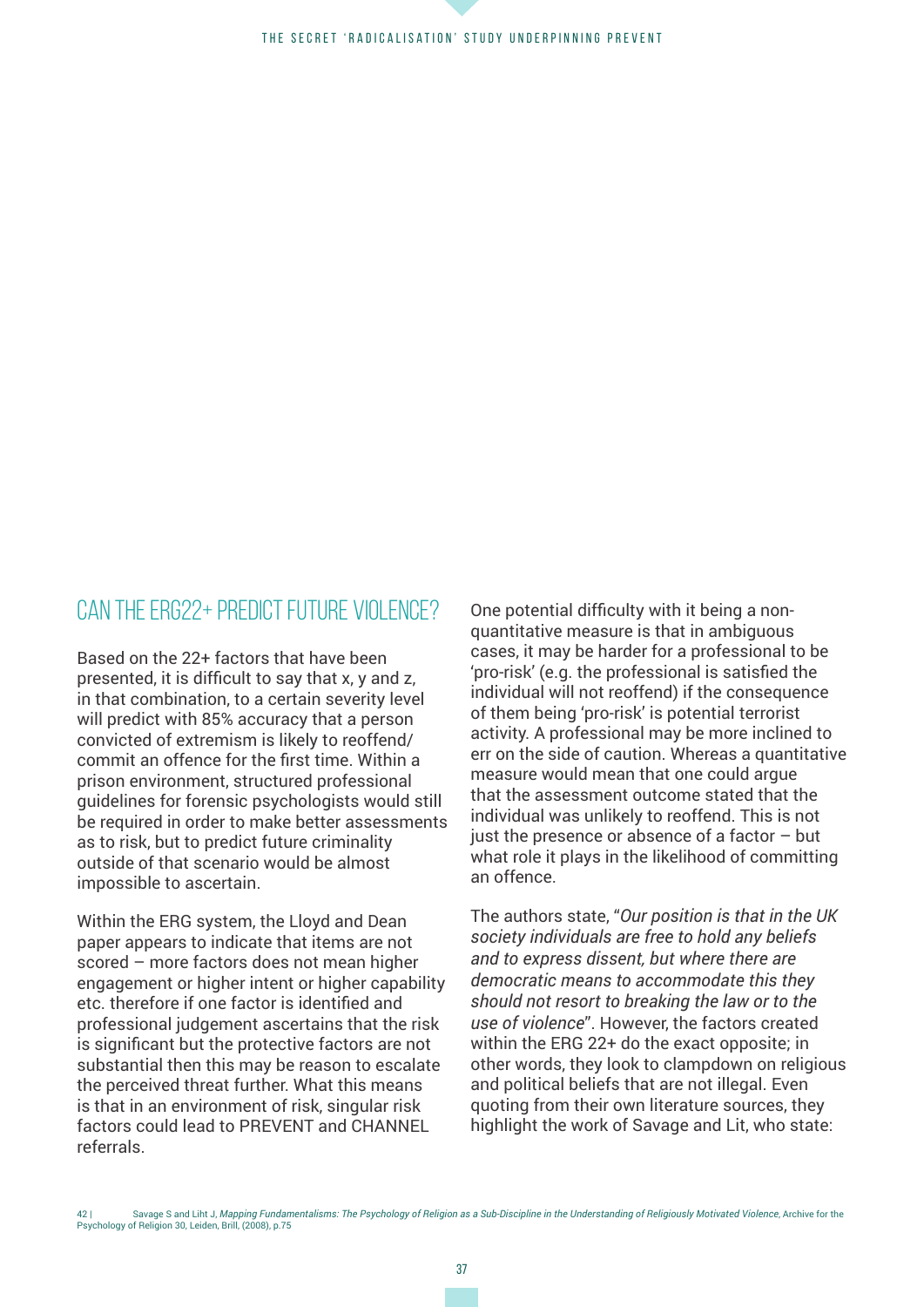## CAN THE ERG22+ PREDICT FUTURE VIOLENCE?

Based on the 22+ factors that have been presented, it is difficult to say that x, y and z, in that combination, to a certain severity level will predict with 85% accuracy that a person convicted of extremism is likely to reoffend/ commit an offence for the first time. Within a prison environment, structured professional guidelines for forensic psychologists would still be required in order to make better assessments as to risk, but to predict future criminality outside of that scenario would be almost impossible to ascertain.

Within the ERG system, the Lloyd and Dean paper appears to indicate that items are not scored – more factors does not mean higher engagement or higher intent or higher capability etc. therefore if one factor is identified and professional judgement ascertains that the risk is significant but the protective factors are not substantial then this may be reason to escalate the perceived threat further. What this means is that in an environment of risk, singular risk factors could lead to PREVENT and CHANNEL referrals.

One potential difficulty with it being a non-quantitative measure is that in ambiguous cases, it may be harder for a professional to be 'pro-risk' (e.g. the professional is satisfied the individual will not reoffend) if the consequence of them being 'pro-risk' is potential terrorist activity. A professional may be more inclined to err on the side of caution. Whereas a quantitative measure would mean that one could argue that the assessment outcome stated that the individual was unlikely to reoffend. This is not just the presence or absence of a factor – but what role it plays in the likelihood of committing an offence.

The authors state, "*Our position is that in the UK society individuals are free to hold any beliefs and to express dissent, but where there are democratic means to accommodate this they should not resort to breaking the law or to the use of violence*". However, the factors created within the ERG 22+ do the exact opposite; in other words, they look to clampdown on religious and political beliefs that are not illegal. Even quoting from their own literature sources, they highlight the work of Savage and Lit, who state:

---

42 | Savage S and Liht J, *Mapping Fundamentalisms: The Psychology of Religion as a Sub-Discipline in the Understanding of Religiously Motivated Violence*, Archive for the Psychology of Religion 30, Leiden, Brill, (2008), p.75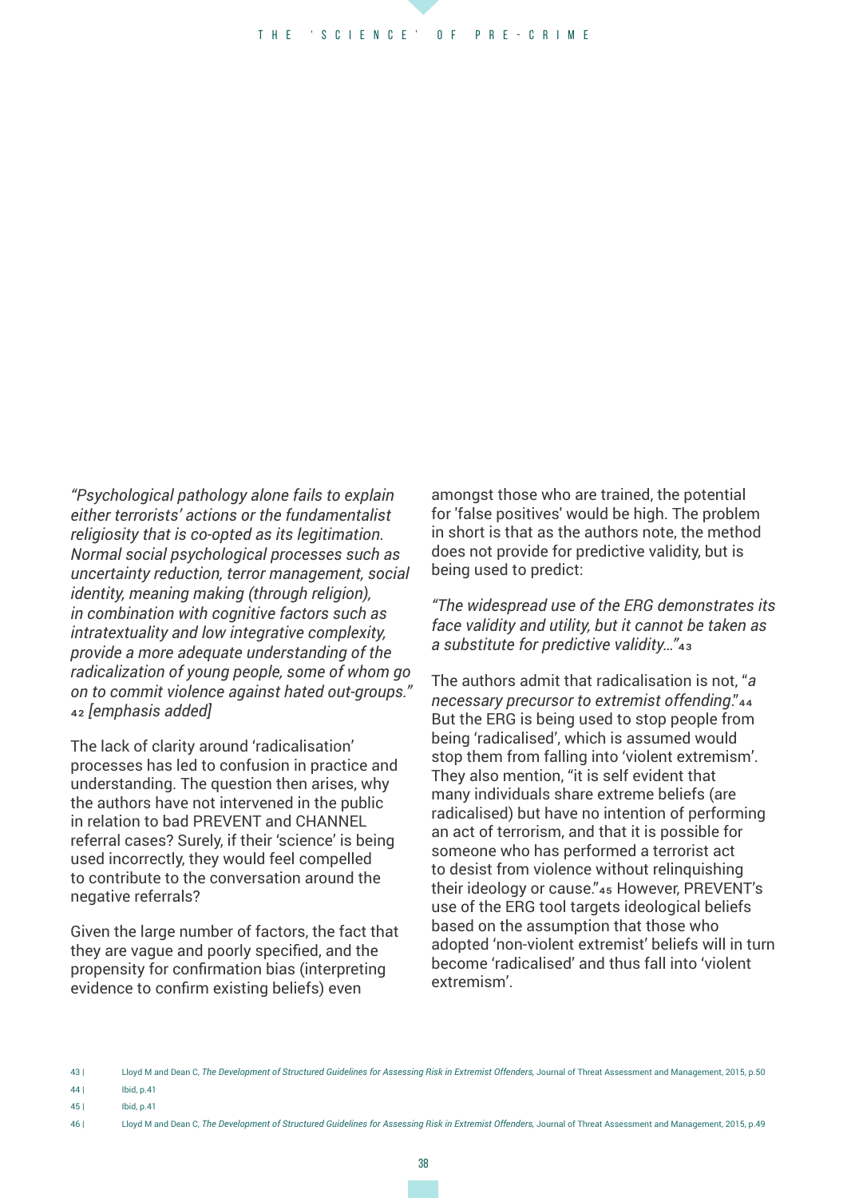*"Psychological pathology alone fails to explain either terrorists' actions or the fundamentalist religiosity that is co-opted as its legitimation. Normal social psychological processes such as uncertainty reduction, terror management, social identity, meaning making (through religion), in combination with cognitive factors such as intratextuality and low integrative complexity, provide a more adequate understanding of the radicalization of young people, some of whom go on to commit violence against hated out-groups."* [42] *[emphasis added]*

The lack of clarity around 'radicalisation' processes has led to confusion in practice and understanding. The question then arises, why the authors have not intervened in the public in relation to bad PREVENT and CHANNEL referral cases? Surely, if their 'science' is being used incorrectly, they would feel compelled to contribute to the conversation around the negative referrals?

Given the large number of factors, the fact that they are vague and poorly specified, and the propensity for confirmation bias (interpreting evidence to confirm existing beliefs) even amongst those who are trained, the potential for 'false positives' would be high. The problem in short is that as the authors note, the method does not provide for predictive validity, but is being used to predict:

*"The widespread use of the ERG demonstrates its face validity and utility, but it cannot be taken as a substitute for predictive validity…"* [43]

The authors admit that radicalisation is not, "*a necessary precursor to extremist offending*." [44] But the ERG is being used to stop people from being 'radicalised', which is assumed would stop them from falling into 'violent extremism'. They also mention, "it is self evident that many individuals share extreme beliefs (are radicalised) but have no intention of performing an act of terrorism, and that it is possible for someone who has performed a terrorist act to desist from violence without relinquishing their ideology or cause." [45] However, PREVENT's use of the ERG tool targets ideological beliefs based on the assumption that those who adopted 'non-violent extremist' beliefs will in turn become 'radicalised' and thus fall into 'violent extremism'.

43 | Lloyd M and Dean C, *The Development of Structured Guidelines for Assessing Risk in Extremist Offenders*, Journal of Threat Assessment and Management, 2015, p.50

44 | Ibid, p.41

45 | Ibid, p.41

46 | Lloyd M and Dean C, *The Development of Structured Guidelines for Assessing Risk in Extremist Offenders*, Journal of Threat Assessment and Management, 2015, p.49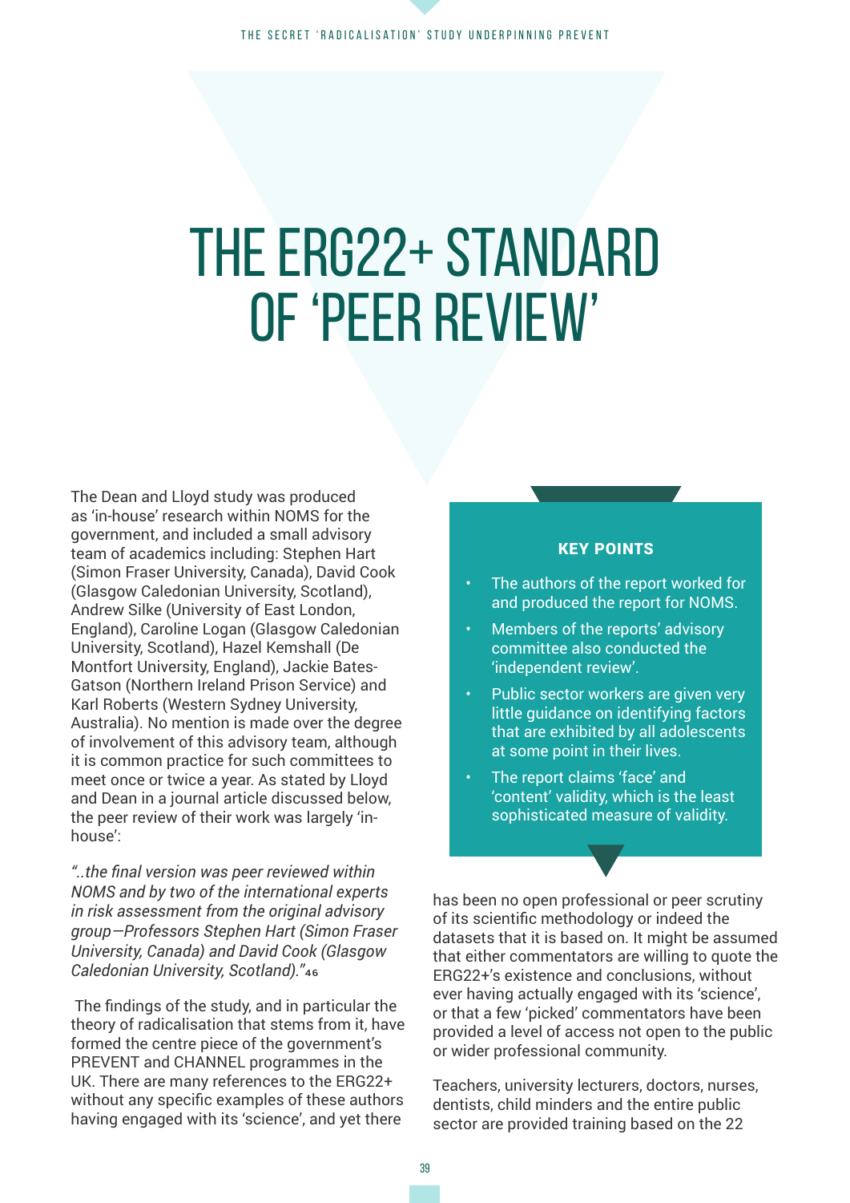# THE ERG22+ STANDARD OF 'PEER REVIEW'

The Dean and Lloyd study was produced as 'in-house' research within NOMS for the government, and included a small advisory team of academics including: Stephen Hart (Simon Fraser University, Canada), David Cook (Glasgow Caledonian University, Scotland), Andrew Silke (University of East London, England), Caroline Logan (Glasgow Caledonian University, Scotland), Hazel Kemshall (De Montfort University, England), Jackie Bates-Gatson (Northern Ireland Prison Service) and Karl Roberts (Western Sydney University, Australia). No mention is made over the degree of involvement of this advisory team, although it is common practice for such committees to meet once or twice a year. As stated by Lloyd and Dean in a journal article discussed below, the peer review of their work was largely 'in-house':

*"..the final version was peer reviewed within NOMS and by two of the international experts in risk assessment from the original advisory group—Professors Stephen Hart (Simon Fraser University, Canada) and David Cook (Glasgow Caledonian University, Scotland)."*[46]

The findings of the study, and in particular the theory of radicalisation that stems from it, have formed the centre piece of the government's PREVENT and CHANNEL programmes in the UK. There are many references to the ERG22+ without any specific examples of these authors having engaged with its 'science', and yet there has been no open professional or peer scrutiny of its scientific methodology or indeed the datasets that it is based on. It might be assumed that either commentators are willing to quote the ERG22+'s existence and conclusions, without ever having actually engaged with its 'science', or that a few 'picked' commentators have been provided a level of access not open to the public or wider professional community.

Teachers, university lecturers, doctors, nurses, dentists, child minders and the entire public sector are provided training based on the 22

**KEY POINTS**

- The authors of the report worked for and produced the report for NOMS.
- Members of the reports' advisory committee also conducted the 'independent review'.
- Public sector workers are given very little guidance on identifying factors that are exhibited by all adolescents at some point in their lives.
- The report claims 'face' and 'content' validity, which is the least sophisticated measure of validity.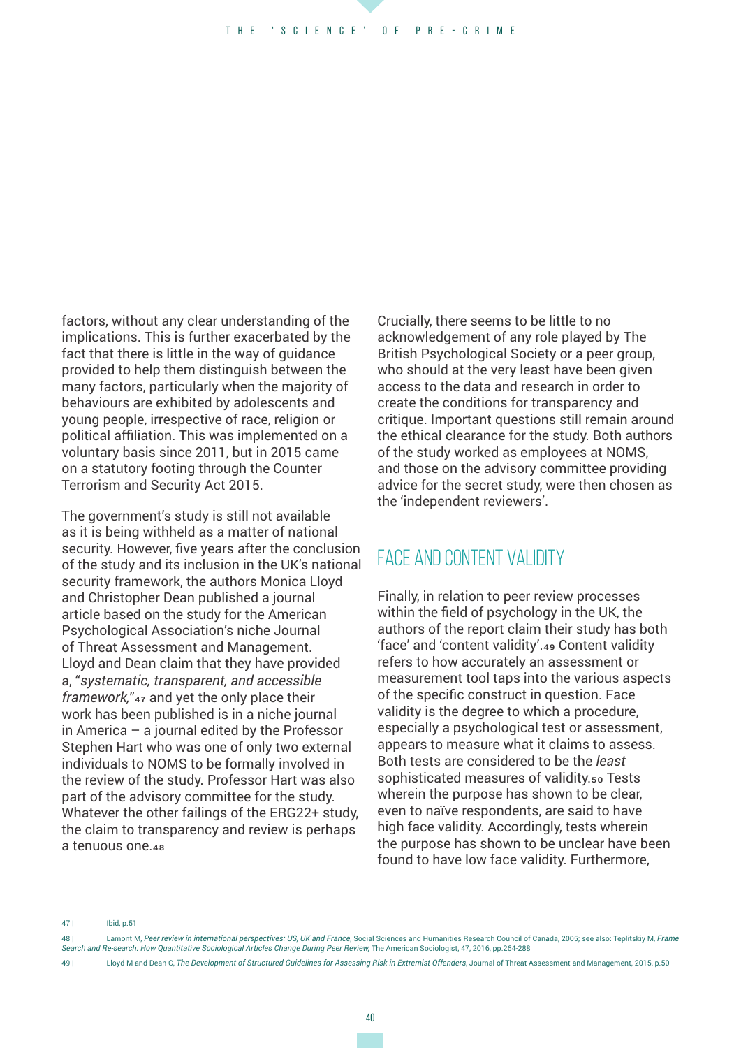factors, without any clear understanding of the implications. This is further exacerbated by the fact that there is little in the way of guidance provided to help them distinguish between the many factors, particularly when the majority of behaviours are exhibited by adolescents and young people, irrespective of race, religion or political affiliation. This was implemented on a voluntary basis since 2011, but in 2015 came on a statutory footing through the Counter Terrorism and Security Act 2015.

The government's study is still not available as it is being withheld as a matter of national security. However, five years after the conclusion of the study and its inclusion in the UK's national security framework, the authors Monica Lloyd and Christopher Dean published a journal article based on the study for the American Psychological Association's niche Journal of Threat Assessment and Management. Lloyd and Dean claim that they have provided a, "*systematic, transparent, and accessible framework,*"[47] and yet the only place their work has been published is in a niche journal in America – a journal edited by the Professor Stephen Hart who was one of only two external individuals to NOMS to be formally involved in the review of the study. Professor Hart was also part of the advisory committee for the study. Whatever the other failings of the ERG22+ study, the claim to transparency and review is perhaps a tenuous one.[48]

Crucially, there seems to be little to no acknowledgement of any role played by The British Psychological Society or a peer group, who should at the very least have been given access to the data and research in order to create the conditions for transparency and critique. Important questions still remain around the ethical clearance for the study. Both authors of the study worked as employees at NOMS, and those on the advisory committee providing advice for the secret study, were then chosen as the 'independent reviewers'.

## FACE AND CONTENT VALIDITY

Finally, in relation to peer review processes within the field of psychology in the UK, the authors of the report claim their study has both 'face' and 'content validity'.[49] Content validity refers to how accurately an assessment or measurement tool taps into the various aspects of the specific construct in question. Face validity is the degree to which a procedure, especially a psychological test or assessment, appears to measure what it claims to assess. Both tests are considered to be the *least* sophisticated measures of validity.[50] Tests wherein the purpose has shown to be clear, even to naïve respondents, are said to have high face validity. Accordingly, tests wherein the purpose has shown to be unclear have been found to have low face validity. Furthermore,

47 | Ibid, p.51

48 | Lamont M, *Peer review in international perspectives: US, UK and France*, Social Sciences and Humanities Research Council of Canada, 2005; see also: Teplitskiy M, *Frame Search and Re-search: How Quantitative Sociological Articles Change During Peer Review,* The American Sociologist, 47, 2016, pp.264-288

49 | Lloyd M and Dean C, *The Development of Structured Guidelines for Assessing Risk in Extremist Offenders*, Journal of Threat Assessment and Management, 2015, p.50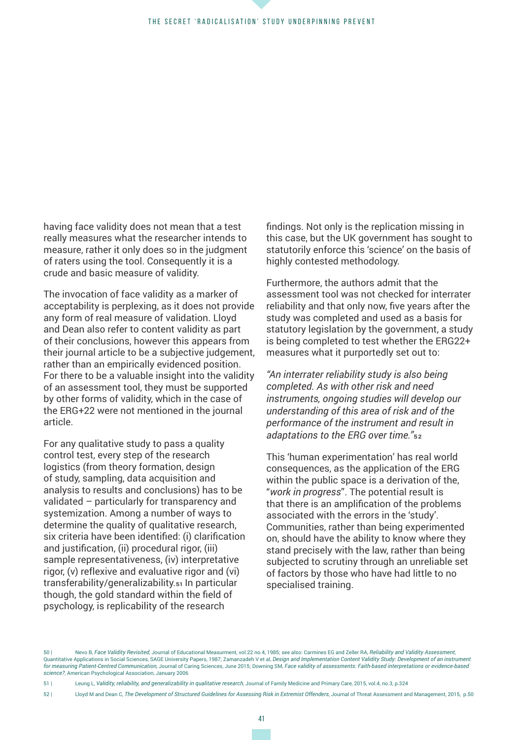having face validity does not mean that a test really measures what the researcher intends to measure, rather it only does so in the judgment of raters using the tool. Consequently it is a crude and basic measure of validity.

The invocation of face validity as a marker of acceptability is perplexing, as it does not provide any form of real measure of validation. Lloyd and Dean also refer to content validity as part of their conclusions, however this appears from their journal article to be a subjective judgement, rather than an empirically evidenced position. For there to be a valuable insight into the validity of an assessment tool, they must be supported by other forms of validity, which in the case of the ERG+22 were not mentioned in the journal article.

For any qualitative study to pass a quality control test, every step of the research logistics (from theory formation, design of study, sampling, data acquisition and analysis to results and conclusions) has to be validated – particularly for transparency and systemization. Among a number of ways to determine the quality of qualitative research, six criteria have been identified: (i) clarification and justification, (ii) procedural rigor, (iii) sample representativeness, (iv) interpretative rigor, (v) reflexive and evaluative rigor and (vi) transferability/generalizability.[51] In particular though, the gold standard within the field of psychology, is replicability of the research findings. Not only is the replication missing in this case, but the UK government has sought to statutorily enforce this 'science' on the basis of highly contested methodology.

Furthermore, the authors admit that the assessment tool was not checked for interrater reliability and that only now, five years after the study was completed and used as a basis for statutory legislation by the government, a study is being completed to test whether the ERG22+ measures what it purportedly set out to:

*"An interrater reliability study is also being completed. As with other risk and need instruments, ongoing studies will develop our understanding of this area of risk and of the performance of the instrument and result in adaptations to the ERG over time."*[52]

This 'human experimentation' has real world consequences, as the application of the ERG within the public space is a derivation of the, "*work in progress*". The potential result is that there is an amplification of the problems associated with the errors in the 'study'. Communities, rather than being experimented on, should have the ability to know where they stand precisely with the law, rather than being subjected to scrutiny through an unreliable set of factors by those who have had little to no specialised training.

---

50 | Nevo B, *Face Validity Revisited*, Journal of Educational Measurment, vol.22 no.4, 1985; see also: Carmines EG and Zeller RA, *Reliability and Validity Assessment*, Quantitative Applications in Social Sciences, SAGE University Papers, 1987; Zamanzadeh V et al, *Design and Implementation Content Validity Study: Development of an instrument for measuring Patient-Centred Communication*, Journal of Caring Sciences, June 2015; Downing SM, *Face validity of assessments: Faith-based interpretations or evidence-based science?*, American Psychological Association, January 2006

51 | Leung L, *Validity, reliability, and generalizability in qualitative research*, Journal of Family Medicine and Primary Care, 2015, vol.4, no.3, p.324

52 | Lloyd M and Dean C, *The Development of Structured Guidelines for Assessing Risk in Extremist Offenders*, Journal of Threat Assessment and Management, 2015, p.50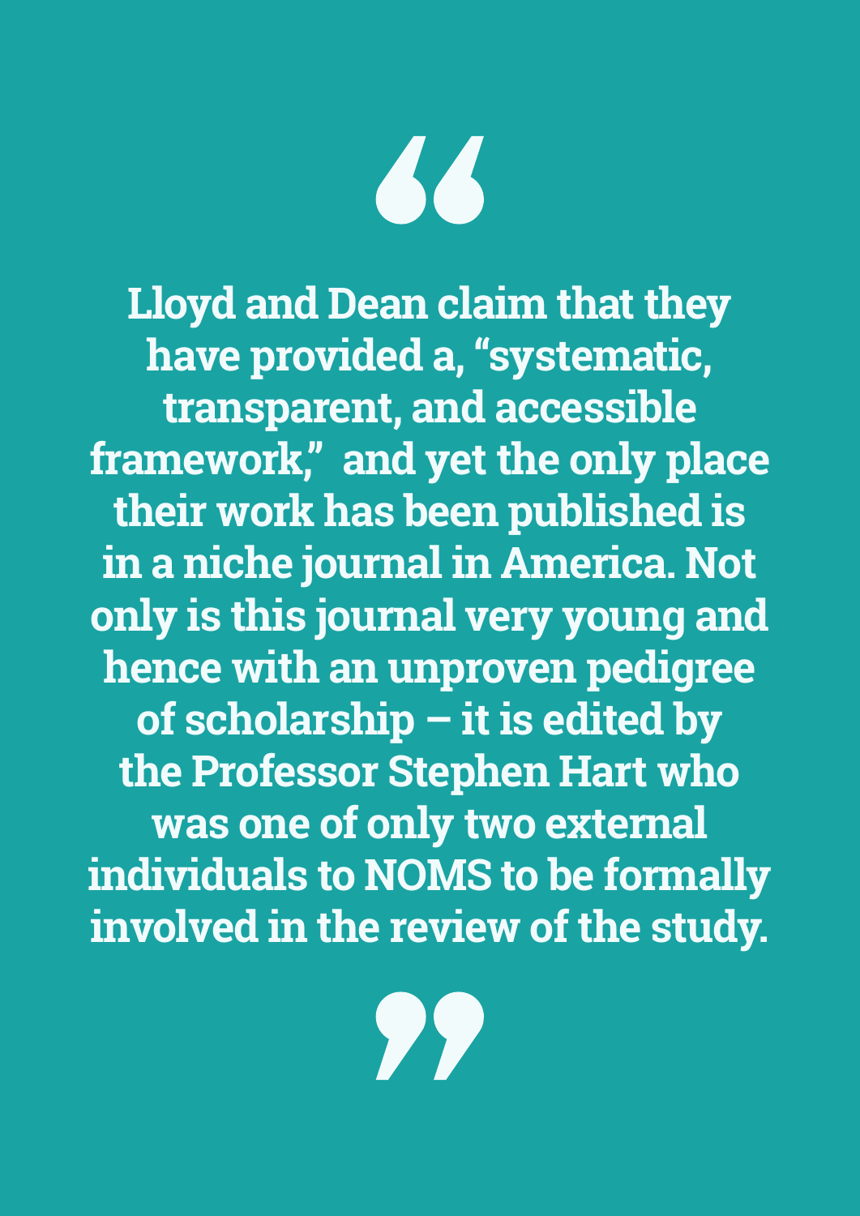> **Lloyd and Dean claim that they have provided a, "systematic, transparent, and accessible framework," and yet the only place their work has been published is in a niche journal in America. Not only is this journal very young and hence with an unproven pedigree of scholarship – it is edited by the Professor Stephen Hart who was one of only two external individuals to NOMS to be formally involved in the review of the study.**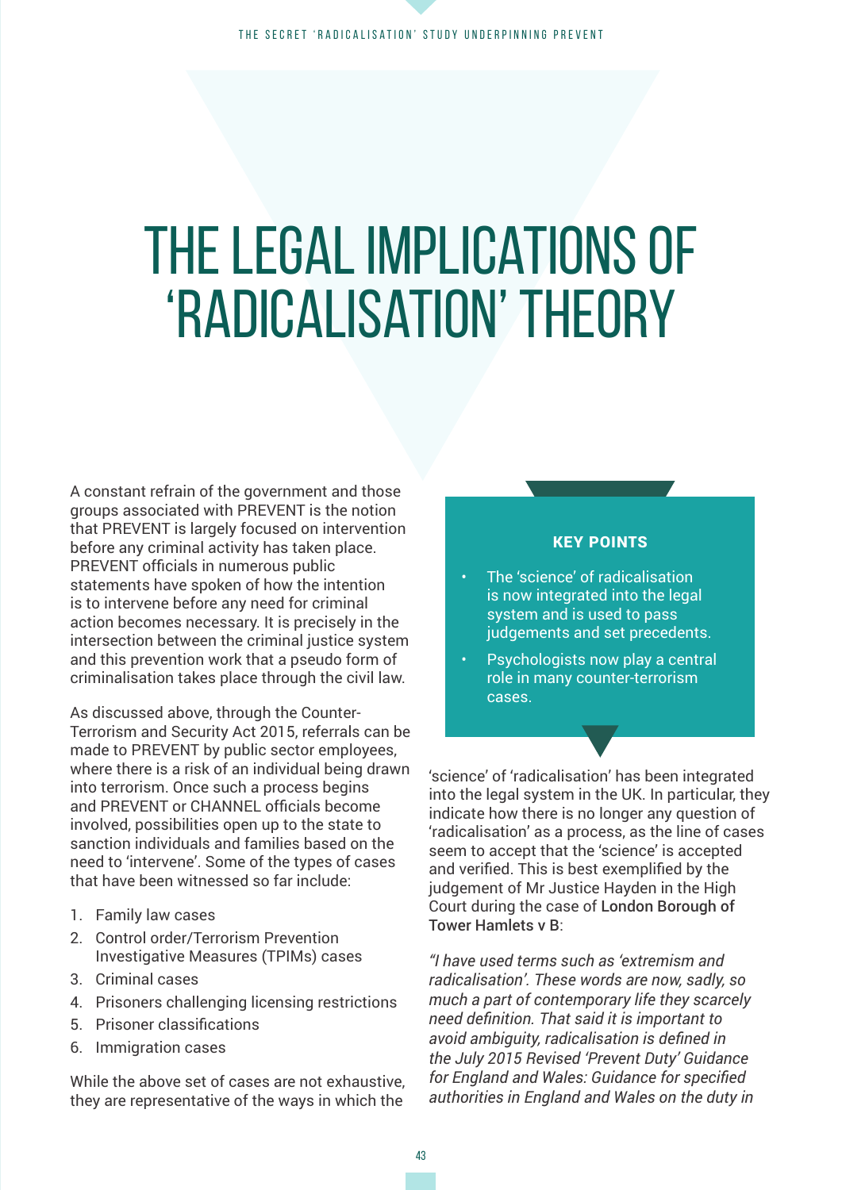# THE LEGAL IMPLICATIONS OF 'RADICALISATION' THEORY

A constant refrain of the government and those groups associated with PREVENT is the notion that PREVENT is largely focused on intervention before any criminal activity has taken place. PREVENT officials in numerous public statements have spoken of how the intention is to intervene before any need for criminal action becomes necessary. It is precisely in the intersection between the criminal justice system and this prevention work that a pseudo form of criminalisation takes place through the civil law.

As discussed above, through the Counter-Terrorism and Security Act 2015, referrals can be made to PREVENT by public sector employees, where there is a risk of an individual being drawn into terrorism. Once such a process begins and PREVENT or CHANNEL officials become involved, possibilities open up to the state to sanction individuals and families based on the need to 'intervene'. Some of the types of cases that have been witnessed so far include:

1. Family law cases
2. Control order/Terrorism Prevention Investigative Measures (TPIMs) cases
3. Criminal cases
4. Prisoners challenging licensing restrictions
5. Prisoner classifications
6. Immigration cases

While the above set of cases are not exhaustive, they are representative of the ways in which the 'science' of 'radicalisation' has been integrated into the legal system in the UK. In particular, they indicate how there is no longer any question of 'radicalisation' as a process, as the line of cases seem to accept that the 'science' is accepted and verified. This is best exemplified by the judgement of Mr Justice Hayden in the High Court during the case of **London Borough of Tower Hamlets v B**:

> **KEY POINTS**
>
> - The 'science' of radicalisation is now integrated into the legal system and is used to pass judgements and set precedents.
> - Psychologists now play a central role in many counter-terrorism cases.

*"I have used terms such as 'extremism and radicalisation'. These words are now, sadly, so much a part of contemporary life they scarcely need definition. That said it is important to avoid ambiguity, radicalisation is defined in the July 2015 Revised 'Prevent Duty' Guidance for England and Wales: Guidance for specified authorities in England and Wales on the duty in*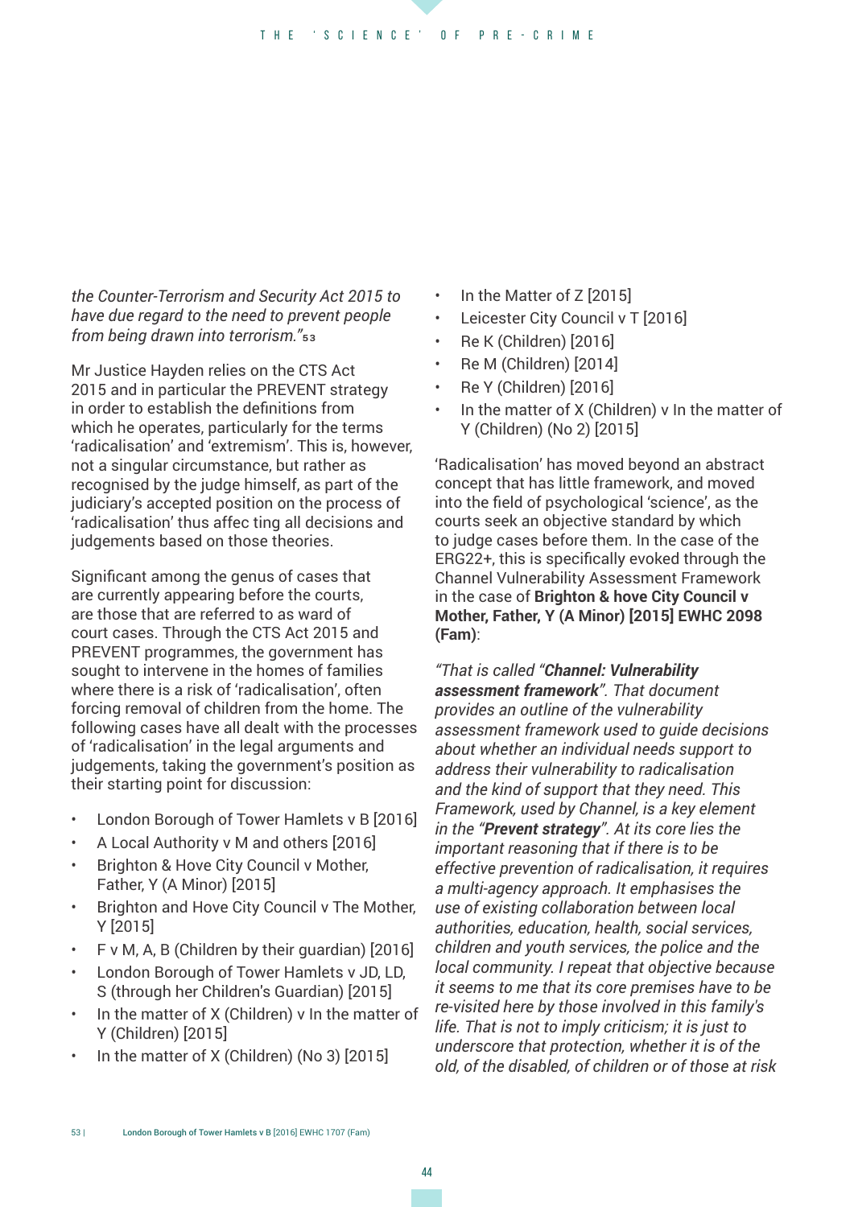*the Counter-Terrorism and Security Act 2015 to have due regard to the need to prevent people from being drawn into terrorism."*[53]

Mr Justice Hayden relies on the CTS Act 2015 and in particular the PREVENT strategy in order to establish the definitions from which he operates, particularly for the terms 'radicalisation' and 'extremism'. This is, however, not a singular circumstance, but rather as recognised by the judge himself, as part of the judiciary's accepted position on the process of 'radicalisation' thus affec ting all decisions and judgements based on those theories.

Significant among the genus of cases that are currently appearing before the courts, are those that are referred to as ward of court cases. Through the CTS Act 2015 and PREVENT programmes, the government has sought to intervene in the homes of families where there is a risk of 'radicalisation', often forcing removal of children from the home. The following cases have all dealt with the processes of 'radicalisation' in the legal arguments and judgements, taking the government's position as their starting point for discussion:

- London Borough of Tower Hamlets v B [2016]
- A Local Authority v M and others [2016]
- Brighton & Hove City Council v Mother, Father, Y (A Minor) [2015]
- Brighton and Hove City Council v The Mother, Y [2015]
- F v M, A, B (Children by their guardian) [2016]
- London Borough of Tower Hamlets v JD, LD, S (through her Children's Guardian) [2015]
- In the matter of X (Children) v In the matter of Y (Children) [2015]
- In the matter of X (Children) (No 3) [2015]
- In the Matter of Z [2015]
- Leicester City Council v T [2016]
- Re K (Children) [2016]
- Re M (Children) [2014]
- Re Y (Children) [2016]
- In the matter of X (Children) v In the matter of Y (Children) (No 2) [2015]

'Radicalisation' has moved beyond an abstract concept that has little framework, and moved into the field of psychological 'science', as the courts seek an objective standard by which to judge cases before them. In the case of the ERG22+, this is specifically evoked through the Channel Vulnerability Assessment Framework in the case of **Brighton & hove City Council v Mother, Father, Y (A Minor) [2015] EWHC 2098 (Fam)**:

*"That is called "**Channel: Vulnerability assessment framework**". That document provides an outline of the vulnerability assessment framework used to guide decisions about whether an individual needs support to address their vulnerability to radicalisation and the kind of support that they need. This Framework, used by Channel, is a key element in the "**Prevent strategy**". At its core lies the important reasoning that if there is to be effective prevention of radicalisation, it requires a multi-agency approach. It emphasises the use of existing collaboration between local authorities, education, health, social services, children and youth services, the police and the local community. I repeat that objective because it seems to me that its core premises have to be re-visited here by those involved in this family's life. That is not to imply criticism; it is just to underscore that protection, whether it is of the old, of the disabled, of children or of those at risk*

53 | London Borough of Tower Hamlets v B [2016] EWHC 1707 (Fam)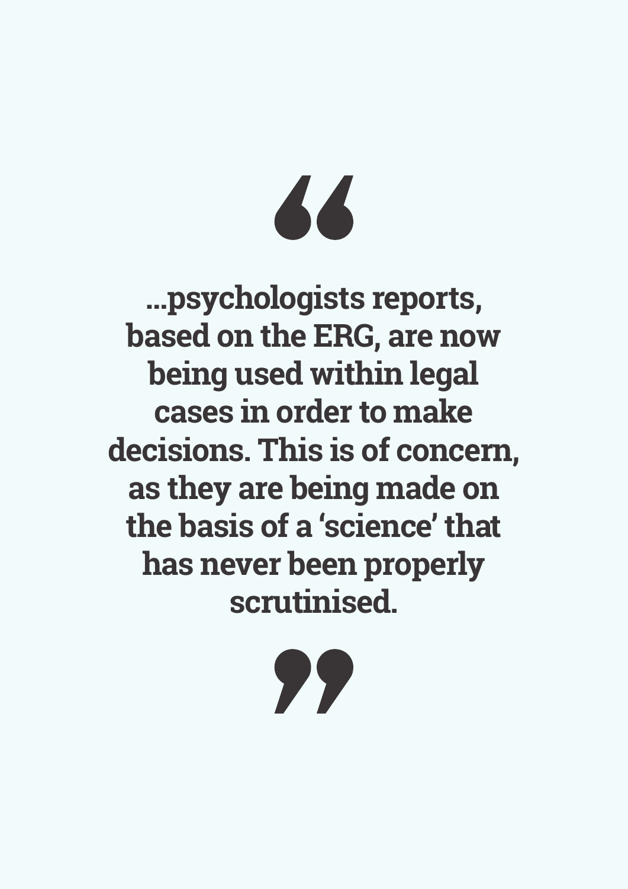> **…psychologists reports, based on the ERG, are now being used within legal cases in order to make decisions. This is of concern, as they are being made on the basis of a 'science' that has never been properly scrutinised.**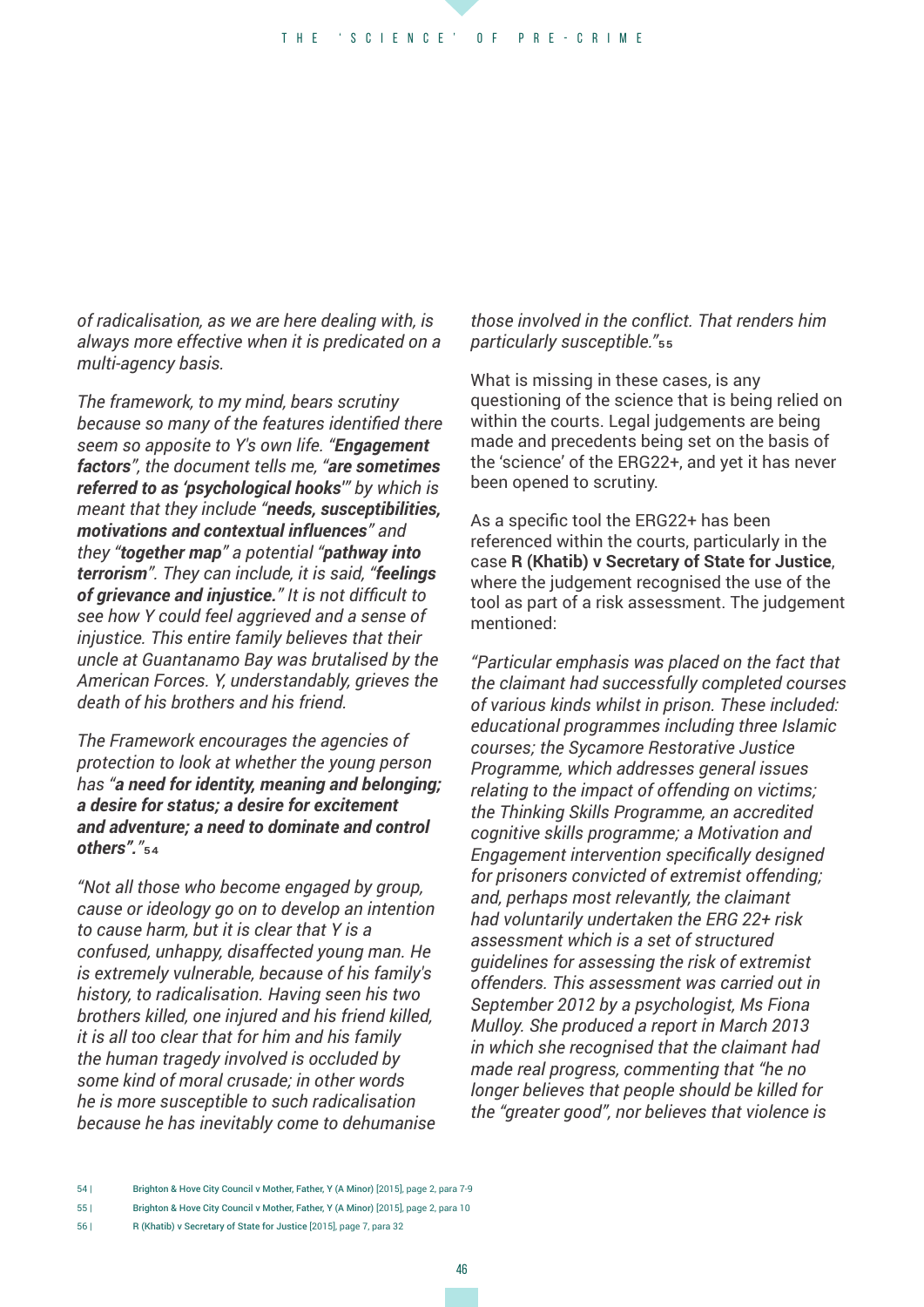*of radicalisation, as we are here dealing with, is always more effective when it is predicated on a multi-agency basis.*

*The framework, to my mind, bears scrutiny because so many of the features identified there seem so apposite to Y's own life. "**Engagement factors**", the document tells me, "**are sometimes referred to as 'psychological hooks'**" by which is meant that they include "**needs, susceptibilities, motivations and contextual influences**" and they "**together map**" a potential "**pathway into terrorism**". They can include, it is said, "**feelings of grievance and injustice.**" It is not difficult to see how Y could feel aggrieved and a sense of injustice. This entire family believes that their uncle at Guantanamo Bay was brutalised by the American Forces. Y, understandably, grieves the death of his brothers and his friend.*

*The Framework encourages the agencies of protection to look at whether the young person has "**a need for identity, meaning and belonging; a desire for status; a desire for excitement and adventure; a need to dominate and control others**"."*[54]

*"Not all those who become engaged by group, cause or ideology go on to develop an intention to cause harm, but it is clear that Y is a confused, unhappy, disaffected young man. He is extremely vulnerable, because of his family's history, to radicalisation. Having seen his two brothers killed, one injured and his friend killed, it is all too clear that for him and his family the human tragedy involved is occluded by some kind of moral crusade; in other words he is more susceptible to such radicalisation because he has inevitably come to dehumanise those involved in the conflict. That renders him particularly susceptible."*[55]

What is missing in these cases, is any questioning of the science that is being relied on within the courts. Legal judgements are being made and precedents being set on the basis of the 'science' of the ERG22+, and yet it has never been opened to scrutiny.

As a specific tool the ERG22+ has been referenced within the courts, particularly in the case **R (Khatib) v Secretary of State for Justice**, where the judgement recognised the use of the tool as part of a risk assessment. The judgement mentioned:

*"Particular emphasis was placed on the fact that the claimant had successfully completed courses of various kinds whilst in prison. These included: educational programmes including three Islamic courses; the Sycamore Restorative Justice Programme, which addresses general issues relating to the impact of offending on victims; the Thinking Skills Programme, an accredited cognitive skills programme; a Motivation and Engagement intervention specifically designed for prisoners convicted of extremist offending; and, perhaps most relevantly, the claimant had voluntarily undertaken the ERG 22+ risk assessment which is a set of structured guidelines for assessing the risk of extremist offenders. This assessment was carried out in September 2012 by a psychologist, Ms Fiona Mulloy. She produced a report in March 2013 in which she recognised that the claimant had made real progress, commenting that "he no longer believes that people should be killed for the "greater good", nor believes that violence is*

54 | Brighton & Hove City Council v Mother, Father, Y (A Minor) [2015], page 2, para 7-9

55 | Brighton & Hove City Council v Mother, Father, Y (A Minor) [2015], page 2, para 10

56 | R (Khatib) v Secretary of State for Justice [2015], page 7, para 32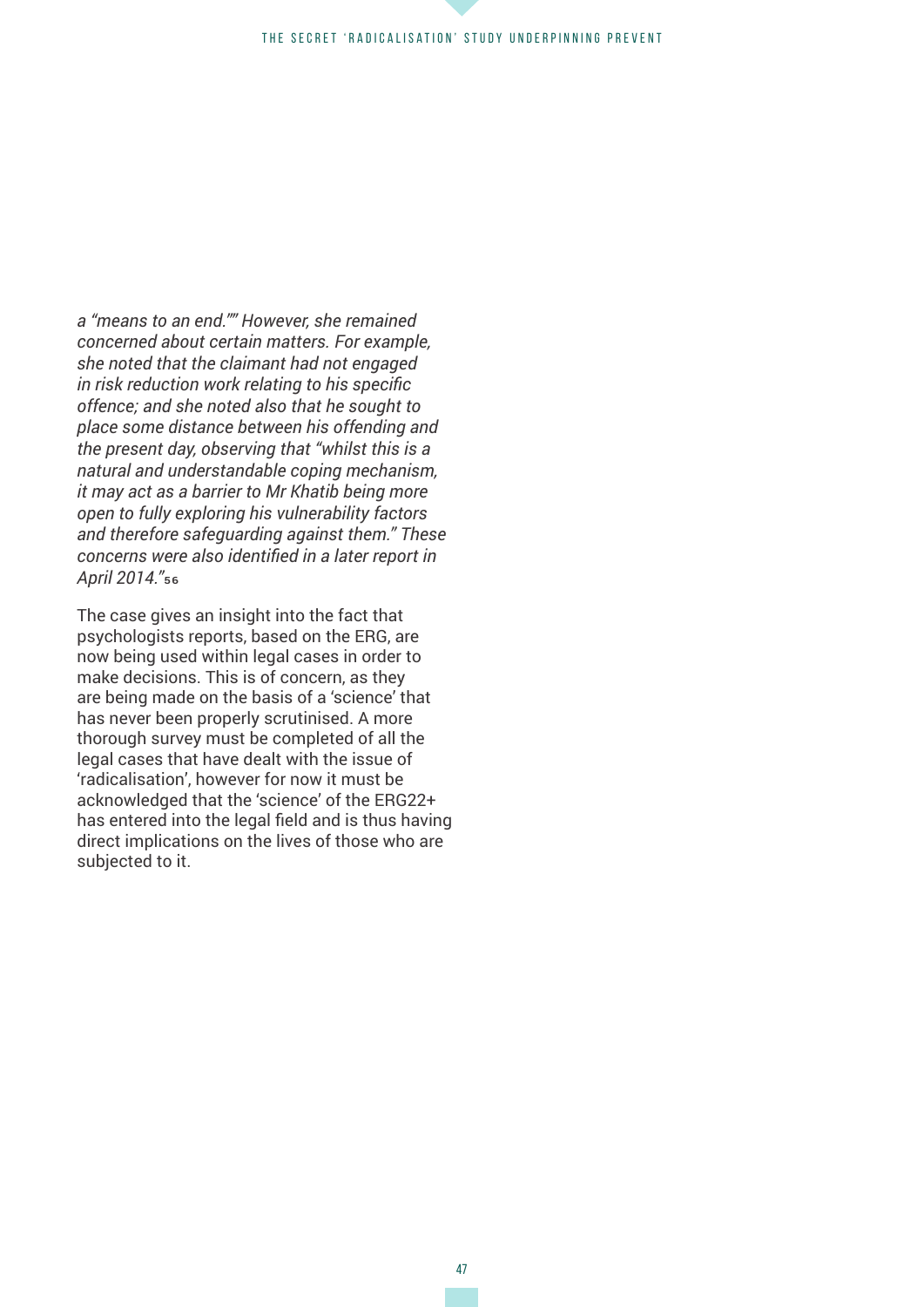*a "means to an end."" However, she remained concerned about certain matters. For example, she noted that the claimant had not engaged in risk reduction work relating to his specific offence; and she noted also that he sought to place some distance between his offending and the present day, observing that "whilst this is a natural and understandable coping mechanism, it may act as a barrier to Mr Khatib being more open to fully exploring his vulnerability factors and therefore safeguarding against them." These concerns were also identified in a later report in April 2014."*[56]

The case gives an insight into the fact that psychologists reports, based on the ERG, are now being used within legal cases in order to make decisions. This is of concern, as they are being made on the basis of a 'science' that has never been properly scrutinised. A more thorough survey must be completed of all the legal cases that have dealt with the issue of 'radicalisation', however for now it must be acknowledged that the 'science' of the ERG22+ has entered into the legal field and is thus having direct implications on the lives of those who are subjected to it.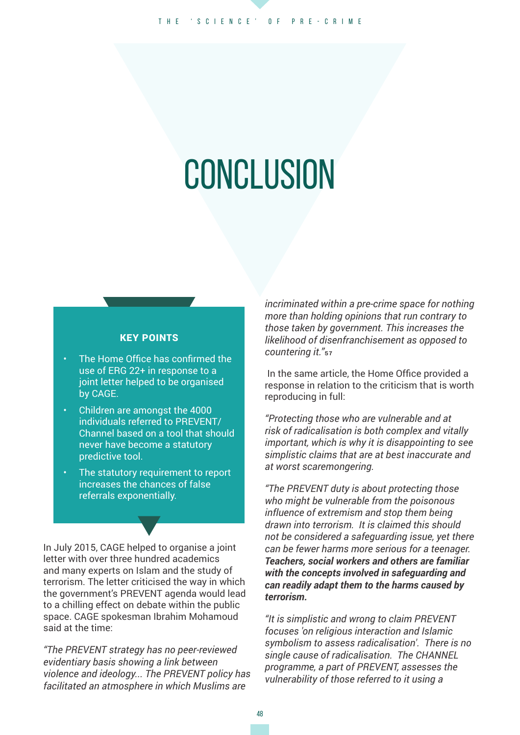# CONCLUSION

**KEY POINTS**

- The Home Office has confirmed the use of ERG 22+ in response to a joint letter helped to be organised by CAGE.
- Children are amongst the 4000 individuals referred to PREVENT/ Channel based on a tool that should never have become a statutory predictive tool.
- The statutory requirement to report increases the chances of false referrals exponentially.

In July 2015, CAGE helped to organise a joint letter with over three hundred academics and many experts on Islam and the study of terrorism. The letter criticised the way in which the government's PREVENT agenda would lead to a chilling effect on debate within the public space. CAGE spokesman Ibrahim Mohamoud said at the time:

*"The PREVENT strategy has no peer-reviewed evidentiary basis showing a link between violence and ideology... The PREVENT policy has facilitated an atmosphere in which Muslims are incriminated within a pre-crime space for nothing more than holding opinions that run contrary to those taken by government. This increases the likelihood of disenfranchisement as opposed to countering it."*[57]

In the same article, the Home Office provided a response in relation to the criticism that is worth reproducing in full:

*"Protecting those who are vulnerable and at risk of radicalisation is both complex and vitally important, which is why it is disappointing to see simplistic claims that are at best inaccurate and at worst scaremongering.*

*"The PREVENT duty is about protecting those who might be vulnerable from the poisonous influence of extremism and stop them being drawn into terrorism. It is claimed this should not be considered a safeguarding issue, yet there can be fewer harms more serious for a teenager.* ***Teachers, social workers and others are familiar with the concepts involved in safeguarding and can readily adapt them to the harms caused by terrorism.***

*"It is simplistic and wrong to claim PREVENT focuses 'on religious interaction and Islamic symbolism to assess radicalisation'. There is no single cause of radicalisation. The CHANNEL programme, a part of PREVENT, assesses the vulnerability of those referred to it using a*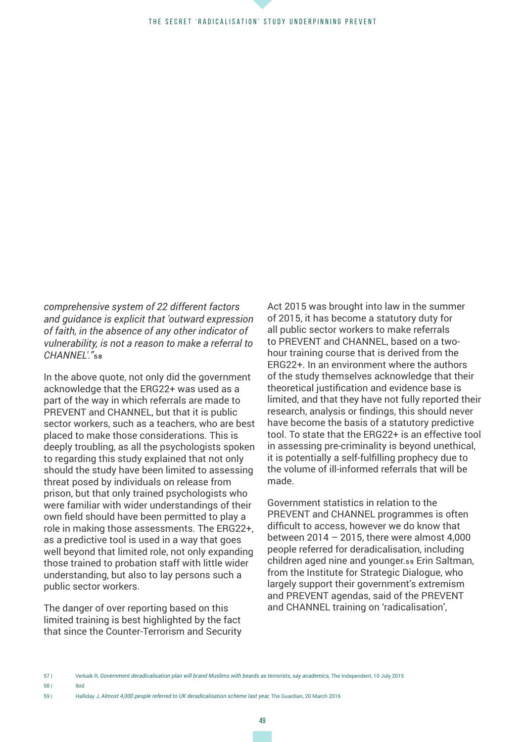*comprehensive system of 22 different factors and guidance is explicit that 'outward expression of faith, in the absence of any other indicator of vulnerability, is not a reason to make a referral to CHANNEL'."*[58]

In the above quote, not only did the government acknowledge that the ERG22+ was used as a part of the way in which referrals are made to PREVENT and CHANNEL, but that it is public sector workers, such as a teachers, who are best placed to make those considerations. This is deeply troubling, as all the psychologists spoken to regarding this study explained that not only should the study have been limited to assessing threat posed by individuals on release from prison, but that only trained psychologists who were familiar with wider understandings of their own field should have been permitted to play a role in making those assessments. The ERG22+, as a predictive tool is used in a way that goes well beyond that limited role, not only expanding those trained to probation staff with little wider understanding, but also to lay persons such a public sector workers.

The danger of over reporting based on this limited training is best highlighted by the fact that since the Counter-Terrorism and Security Act 2015 was brought into law in the summer of 2015, it has become a statutory duty for all public sector workers to make referrals to PREVENT and CHANNEL, based on a two-hour training course that is derived from the ERG22+. In an environment where the authors of the study themselves acknowledge that their theoretical justification and evidence base is limited, and that they have not fully reported their research, analysis or findings, this should never have become the basis of a statutory predictive tool. To state that the ERG22+ is an effective tool in assessing pre-criminality is beyond unethical, it is potentially a self-fulfilling prophecy due to the volume of ill-informed referrals that will be made.

Government statistics in relation to the PREVENT and CHANNEL programmes is often difficult to access, however we do know that between 2014 – 2015, there were almost 4,000 people referred for deradicalisation, including children aged nine and younger.[59] Erin Saltman, from the Institute for Strategic Dialogue, who largely support their government's extremism and PREVENT agendas, said of the PREVENT and CHANNEL training on 'radicalisation',

57 | Verkaik R, *Government deradicalisation plan will brand Muslims with beards as terrorists, say academics,* The Independent, 10 July 2015

58 | Ibid

59 | Halliday J, *Almost 4,000 people referred to UK deradicalisation scheme last year,* The Guardian, 20 March 2016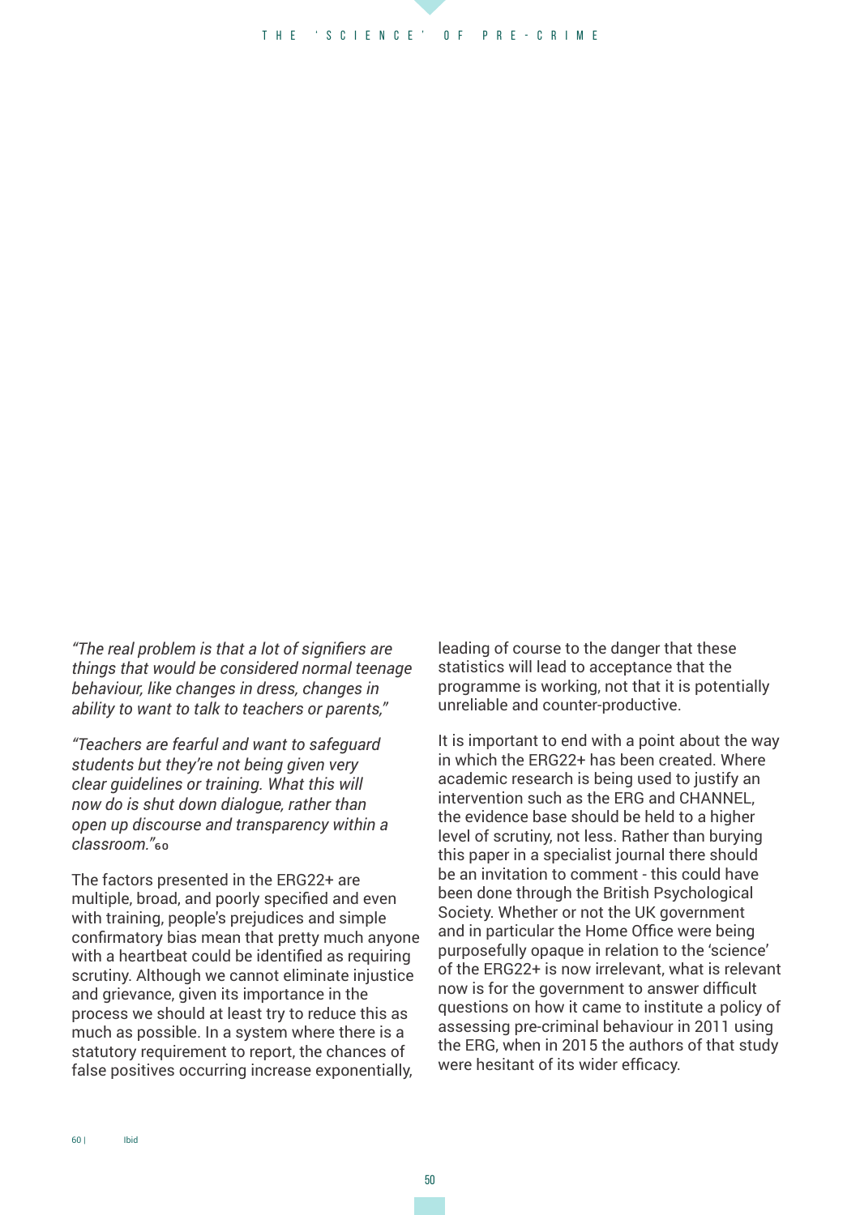*"The real problem is that a lot of signifiers are things that would be considered normal teenage behaviour, like changes in dress, changes in ability to want to talk to teachers or parents,"*

*"Teachers are fearful and want to safeguard students but they're not being given very clear guidelines or training. What this will now do is shut down dialogue, rather than open up discourse and transparency within a classroom."*[60]

The factors presented in the ERG22+ are multiple, broad, and poorly specified and even with training, people's prejudices and simple confirmatory bias mean that pretty much anyone with a heartbeat could be identified as requiring scrutiny. Although we cannot eliminate injustice and grievance, given its importance in the process we should at least try to reduce this as much as possible. In a system where there is a statutory requirement to report, the chances of false positives occurring increase exponentially, leading of course to the danger that these statistics will lead to acceptance that the programme is working, not that it is potentially unreliable and counter-productive.

It is important to end with a point about the way in which the ERG22+ has been created. Where academic research is being used to justify an intervention such as the ERG and CHANNEL, the evidence base should be held to a higher level of scrutiny, not less. Rather than burying this paper in a specialist journal there should be an invitation to comment - this could have been done through the British Psychological Society. Whether or not the UK government and in particular the Home Office were being purposefully opaque in relation to the 'science' of the ERG22+ is now irrelevant, what is relevant now is for the government to answer difficult questions on how it came to institute a policy of assessing pre-criminal behaviour in 2011 using the ERG, when in 2015 the authors of that study were hesitant of its wider efficacy.

60 | Ibid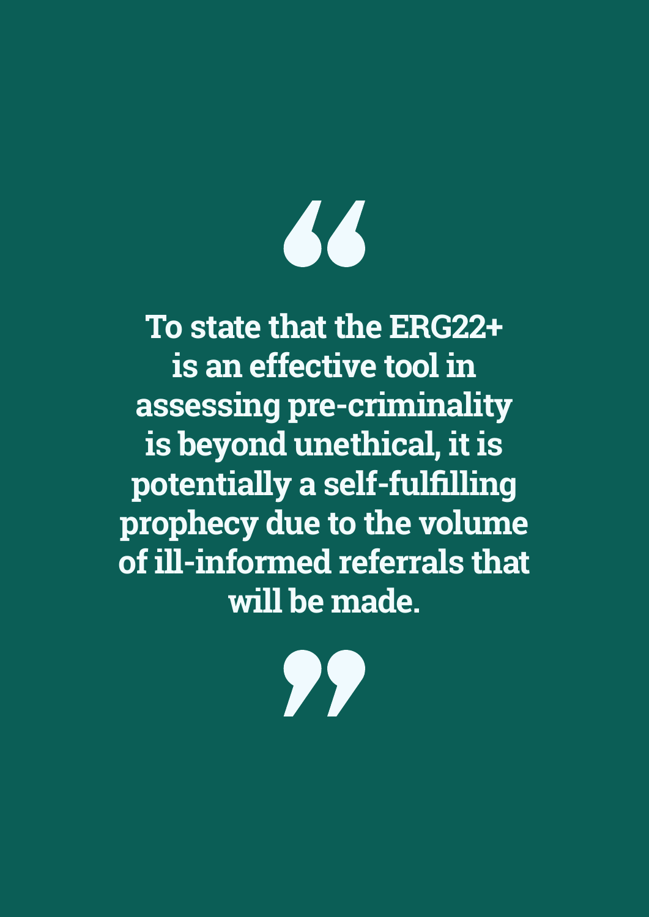> **To state that the ERG22+ is an effective tool in assessing pre-criminality is beyond unethical, it is potentially a self-fulfilling prophecy due to the volume of ill-informed referrals that will be made.**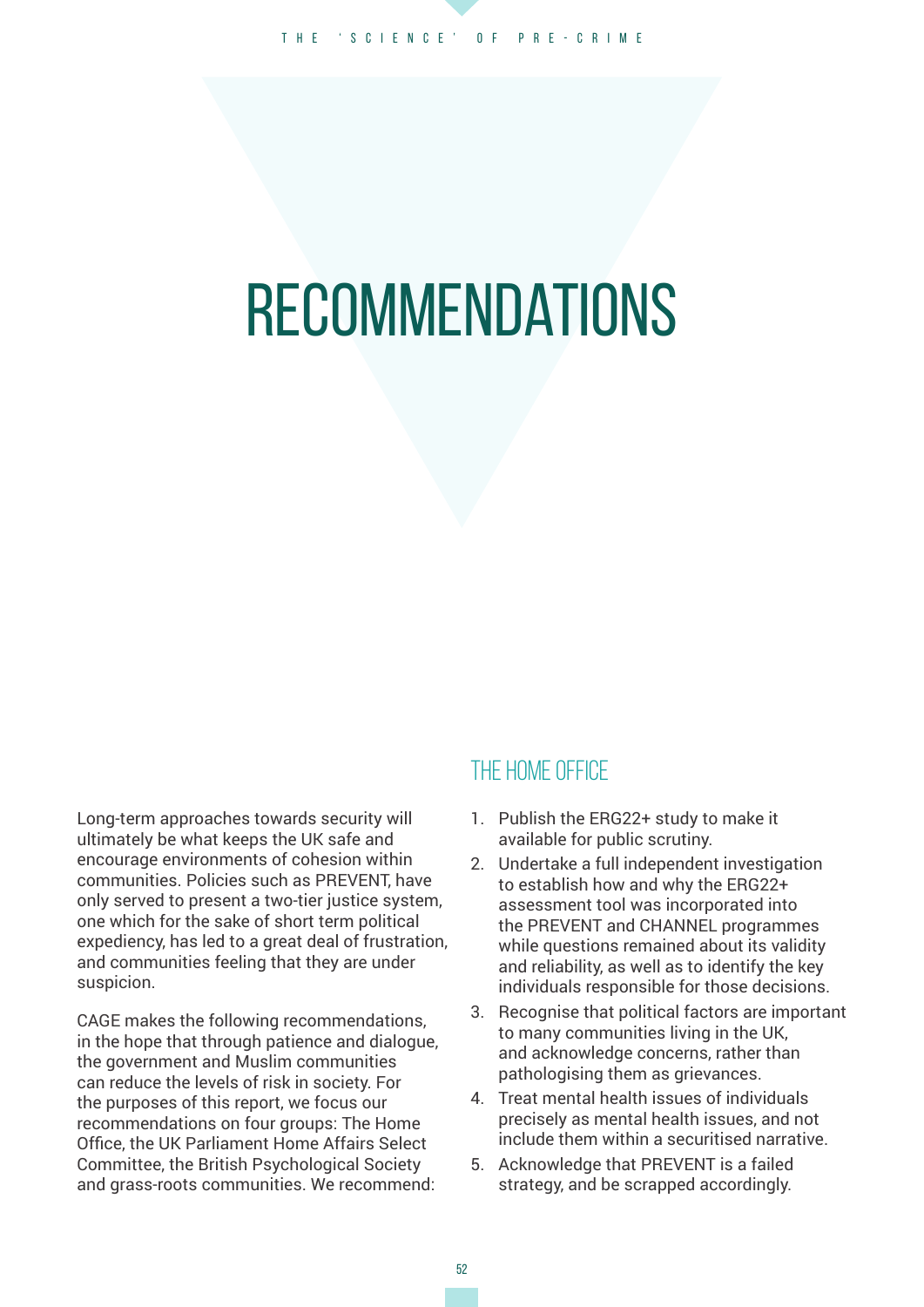# RECOMMENDATIONS

Long-term approaches towards security will ultimately be what keeps the UK safe and encourage environments of cohesion within communities. Policies such as PREVENT, have only served to present a two-tier justice system, one which for the sake of short term political expediency, has led to a great deal of frustration, and communities feeling that they are under suspicion.

CAGE makes the following recommendations, in the hope that through patience and dialogue, the government and Muslim communities can reduce the levels of risk in society. For the purposes of this report, we focus our recommendations on four groups: The Home Office, the UK Parliament Home Affairs Select Committee, the British Psychological Society and grass-roots communities. We recommend:

## THE HOME OFFICE

1. Publish the ERG22+ study to make it available for public scrutiny.
2. Undertake a full independent investigation to establish how and why the ERG22+ assessment tool was incorporated into the PREVENT and CHANNEL programmes while questions remained about its validity and reliability, as well as to identify the key individuals responsible for those decisions.
3. Recognise that political factors are important to many communities living in the UK, and acknowledge concerns, rather than pathologising them as grievances.
4. Treat mental health issues of individuals precisely as mental health issues, and not include them within a securitised narrative.
5. Acknowledge that PREVENT is a failed strategy, and be scrapped accordingly.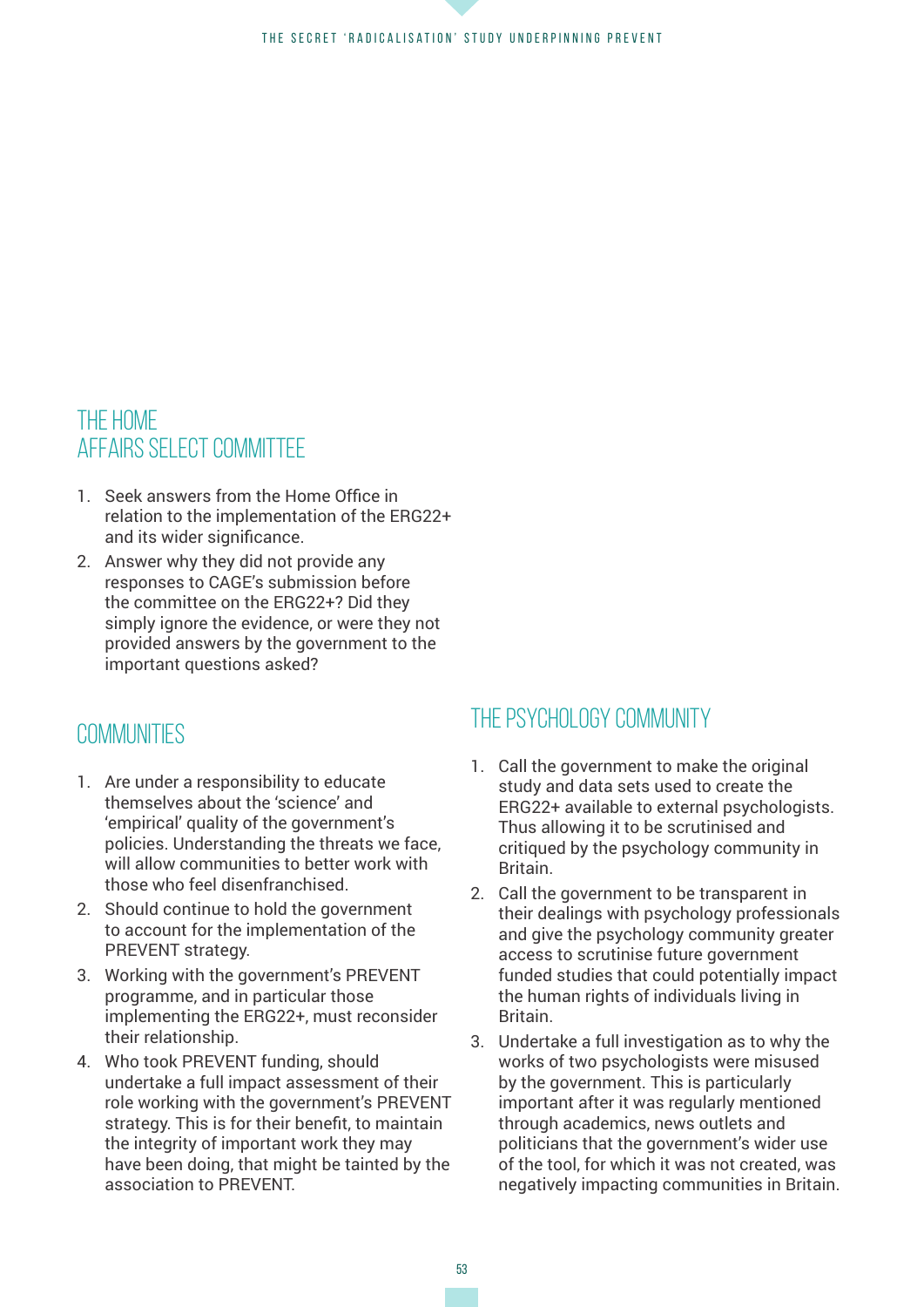## THE HOME AFFAIRS SELECT COMMITTEE

1. Seek answers from the Home Office in relation to the implementation of the ERG22+ and its wider significance.
2. Answer why they did not provide any responses to CAGE's submission before the committee on the ERG22+? Did they simply ignore the evidence, or were they not provided answers by the government to the important questions asked?

## COMMUNITIES

1. Are under a responsibility to educate themselves about the 'science' and 'empirical' quality of the government's policies. Understanding the threats we face, will allow communities to better work with those who feel disenfranchised.
2. Should continue to hold the government to account for the implementation of the PREVENT strategy.
3. Working with the government's PREVENT programme, and in particular those implementing the ERG22+, must reconsider their relationship.
4. Who took PREVENT funding, should undertake a full impact assessment of their role working with the government's PREVENT strategy. This is for their benefit, to maintain the integrity of important work they may have been doing, that might be tainted by the association to PREVENT.

## THE PSYCHOLOGY COMMUNITY

1. Call the government to make the original study and data sets used to create the ERG22+ available to external psychologists. Thus allowing it to be scrutinised and critiqued by the psychology community in Britain.
2. Call the government to be transparent in their dealings with psychology professionals and give the psychology community greater access to scrutinise future government funded studies that could potentially impact the human rights of individuals living in Britain.
3. Undertake a full investigation as to why the works of two psychologists were misused by the government. This is particularly important after it was regularly mentioned through academics, news outlets and politicians that the government's wider use of the tool, for which it was not created, was negatively impacting communities in Britain.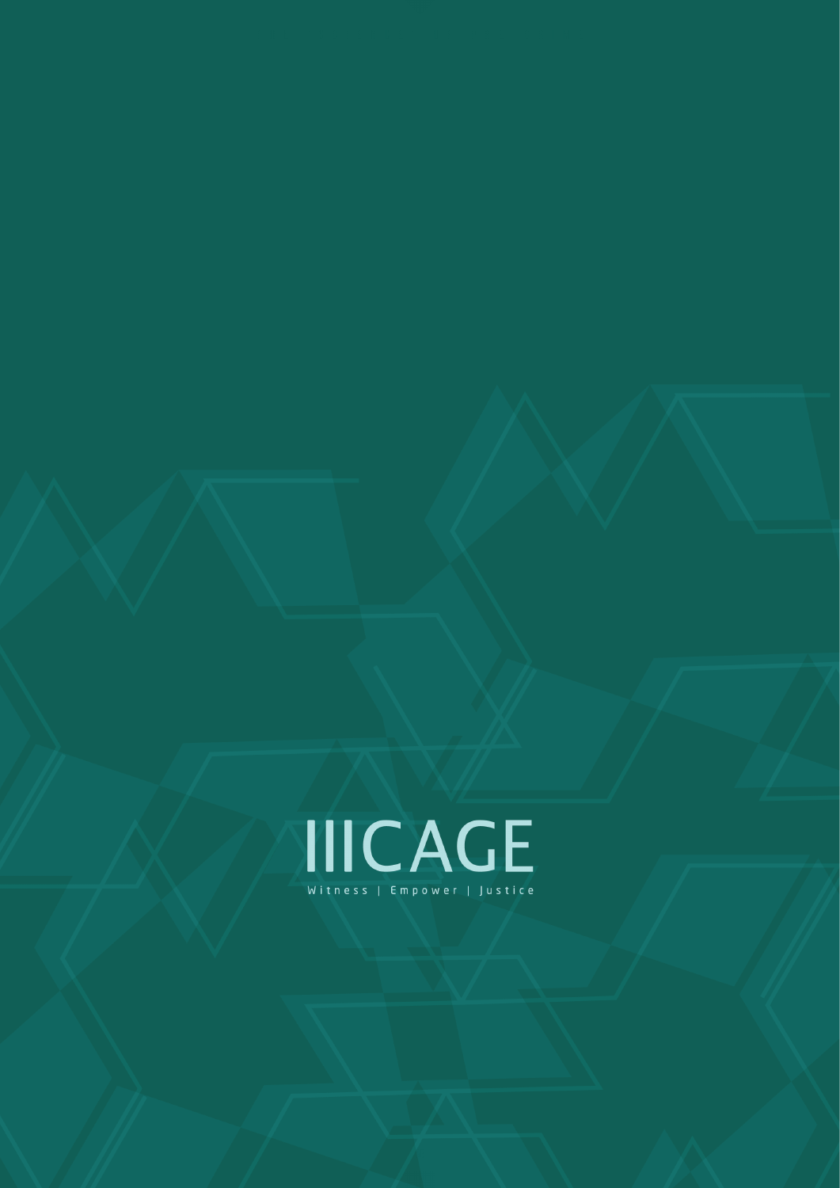IIICAGE

Witness | Empower | Justice